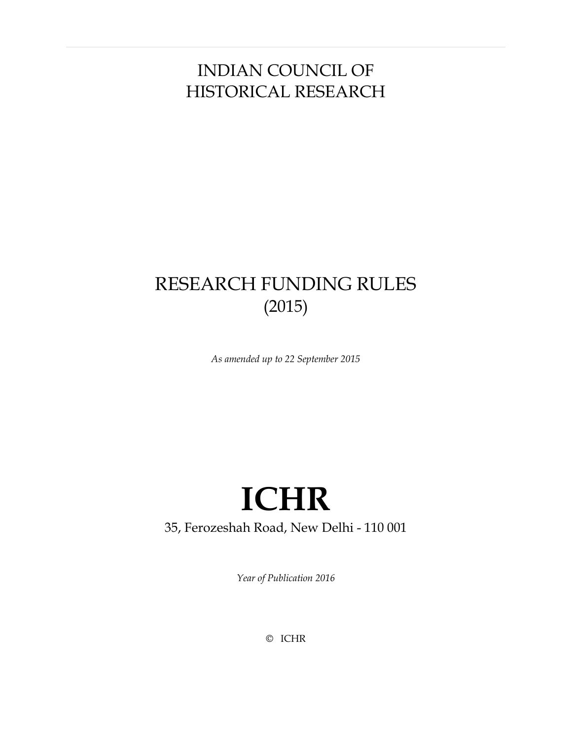# INDIAN COUNCIL OF HISTORICAL RESEARCH

# RESEARCH FUNDING RULES (2015)

*As amended up to 22 September 2015*

# ICHR

35, Ferozeshah Road, New Delhi - 110 001

*Year of Publication 2016*

© ICHR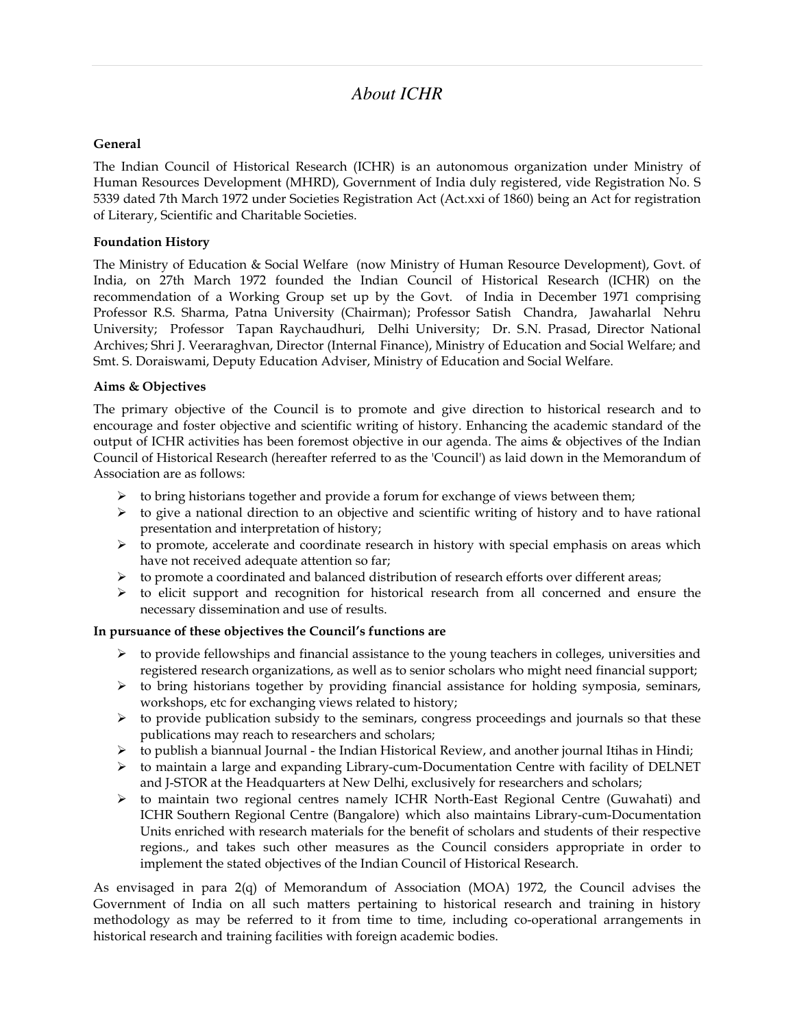# *About ICHR*

**General**

The Indian Council of Historical Research (ICHR) is an autonomous organization under Ministry of Human Resources Development (MHRD), Government of India duly registered, vide Registration No. S 5339 dated 7th March 1972 under Societies Registration Act (Act.xxi of 1860) being an Act for registration of Literary, Scientific and Charitable Societies.

**Foundation History**

The Ministry of Education & Social Welfare (now Ministry of Human Resource Development), Govt. of India, on 27th March 1972 founded the Indian Council of Historical Research (ICHR) on the recommendation of a Working Group set up by the Govt. of India in December 1971 comprising Professor R.S. Sharma, Patna University (Chairman); Professor Satish Chandra, Jawaharlal Nehru University; Professor Tapan Raychaudhuri, Delhi University; Dr. S.N. Prasad, Director National Archives; Shri J. Veeraraghvan, Director (Internal Finance), Ministry of Education and Social Welfare; and Smt. S. Doraiswami, Deputy Education Adviser, Ministry of Education and Social Welfare.

**Aims & Objectives**

The primary objective of the Council is to promote and give direction to historical research and to encourage and foster objective and scientific writing of history. Enhancing the academic standard of the output of ICHR activities has been foremost objective in our agenda. The aims & objectives of the Indian Council of Historical Research (hereafter referred to as the 'Council') as laid down in the Memorandum of Association are as follows:

- to bring historians together and provide a forum for exchange of views between them;
- to give a national direction to an objective and scientific writing of history and to have rational presentation and interpretation of history;
- to promote, accelerate and coordinate research in history with special emphasis on areas which have not received adequate attention so far;
- to promote a coordinated and balanced distribution of research efforts over different areas;
- to elicit support and recognition for historical research from all concerned and ensure the necessary dissemination and use of results.

**In pursuance of these objectives the Council's functions are**

- to provide fellowships and financial assistance to the young teachers in colleges, universities and registered research organizations, as well as to senior scholars who might need financial support;
- to bring historians together by providing financial assistance for holding symposia, seminars, workshops, etc for exchanging views related to history;
- to provide publication subsidy to the seminars, congress proceedings and journals so that these publications may reach to researchers and scholars;
- to publish a biannual Journal - the Indian Historical Review, and another journal Itihas in Hindi;
- to maintain a large and expanding Library-cum-Documentation Centre with facility of DELNET and J-STOR at the Headquarters at New Delhi, exclusively for researchers and scholars;
- to maintain two regional centres namely ICHR North-East Regional Centre (Guwahati) and ICHR Southern Regional Centre (Bangalore) which also maintains Library-cum-Documentation Units enriched with research materials for the benefit of scholars and students of their respective regions., and takes such other measures as the Council considers appropriate in order to implement the stated objectives of the Indian Council of Historical Research.

As envisaged in para 2(q) of Memorandum of Association (MOA) 1972, the Council advises the Government of India on all such matters pertaining to historical research and training in history methodology as may be referred to it from time to time, including co-operational arrangements in historical research and training facilities with foreign academic bodies.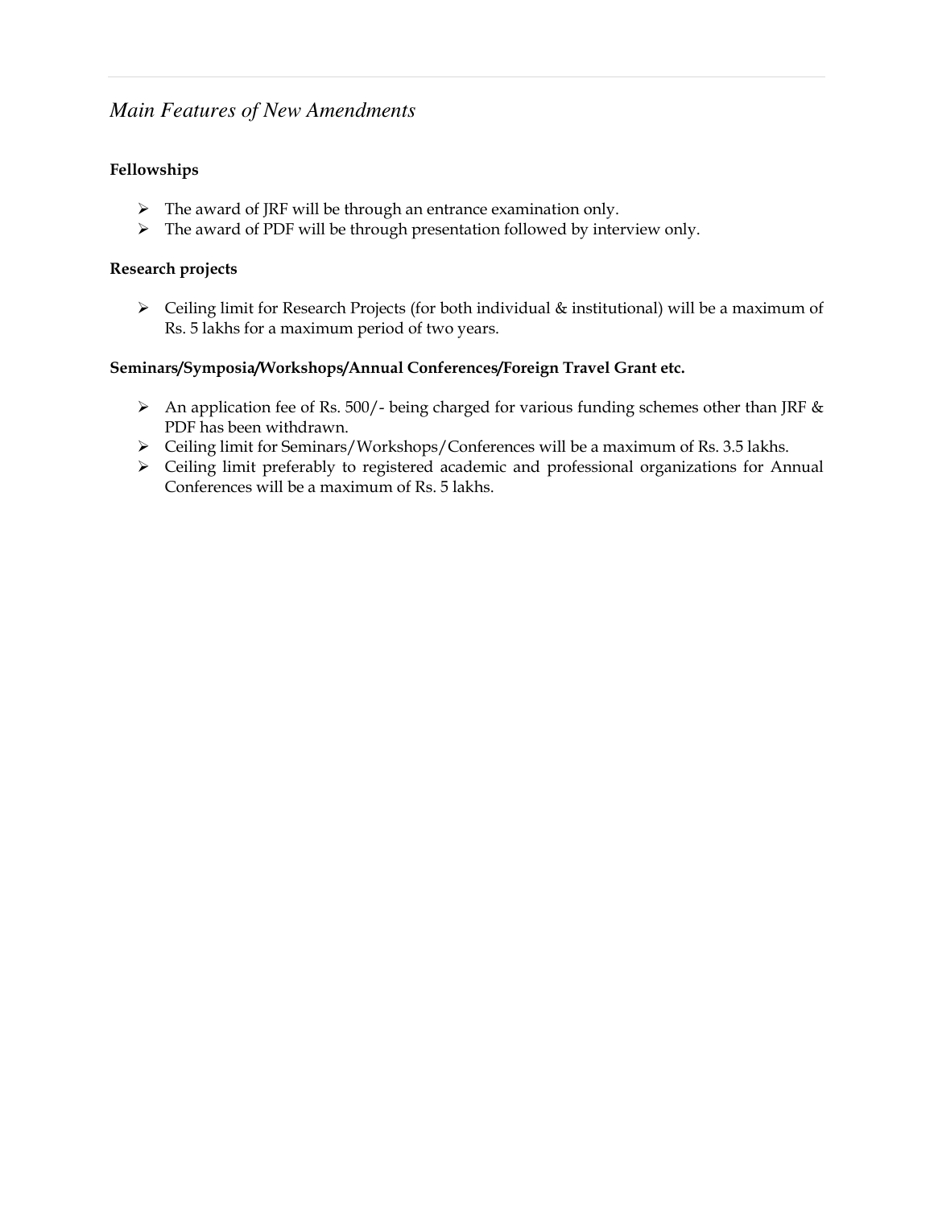## *Main Features of New Amendments*

**Fellowships**

- The award of JRF will be through an entrance examination only.
- The award of PDF will be through presentation followed by interview only.

**Research projects**

- Ceiling limit for Research Projects (for both individual & institutional) will be a maximum of Rs. 5 lakhs for a maximum period of two years.

**Seminars/Symposia/Workshops/Annual Conferences/Foreign Travel Grant etc.**

- An application fee of Rs. 500/- being charged for various funding schemes other than JRF & PDF has been withdrawn.
- Ceiling limit for Seminars/Workshops/Conferences will be a maximum of Rs. 3.5 lakhs.
- Ceiling limit preferably to registered academic and professional organizations for Annual Conferences will be a maximum of Rs. 5 lakhs.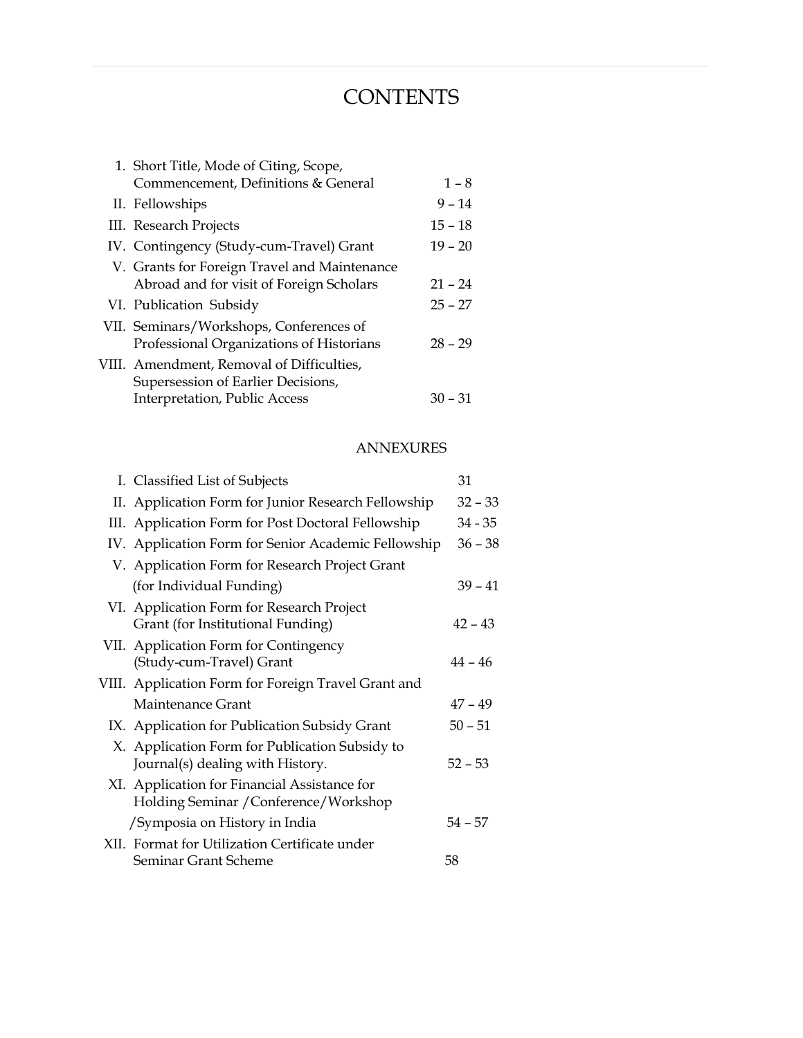# CONTENTS

| | | |
|---|---|---|
| 1. | Short Title, Mode of Citing, Scope, Commencement, Definitions & General | 1 – 8 |
| II. | Fellowships | 9 – 14 |
| III. | Research Projects | 15 – 18 |
| IV. | Contingency (Study-cum-Travel) Grant | 19 – 20 |
| V. | Grants for Foreign Travel and Maintenance Abroad and for visit of Foreign Scholars | 21 – 24 |
| VI. | Publication Subsidy | 25 – 27 |
| VII. | Seminars/Workshops, Conferences of Professional Organizations of Historians | 28 – 29 |
| VIII. | Amendment, Removal of Difficulties, Supersession of Earlier Decisions, Interpretation, Public Access | 30 – 31 |

## ANNEXURES

| | | |
|---|---|---|
| I. | Classified List of Subjects | 31 |
| II. | Application Form for Junior Research Fellowship | 32 – 33 |
| III. | Application Form for Post Doctoral Fellowship | 34 - 35 |
| IV. | Application Form for Senior Academic Fellowship | 36 – 38 |
| V. | Application Form for Research Project Grant (for Individual Funding) | 39 – 41 |
| VI. | Application Form for Research Project Grant (for Institutional Funding) | 42 – 43 |
| VII. | Application Form for Contingency (Study-cum-Travel) Grant | 44 – 46 |
| VIII. | Application Form for Foreign Travel Grant and Maintenance Grant | 47 – 49 |
| IX. | Application for Publication Subsidy Grant | 50 – 51 |
| X. | Application Form for Publication Subsidy to Journal(s) dealing with History. | 52 – 53 |
| XI. | Application for Financial Assistance for Holding Seminar /Conference/Workshop /Symposia on History in India | 54 – 57 |
| XII. | Format for Utilization Certificate under Seminar Grant Scheme | 58 |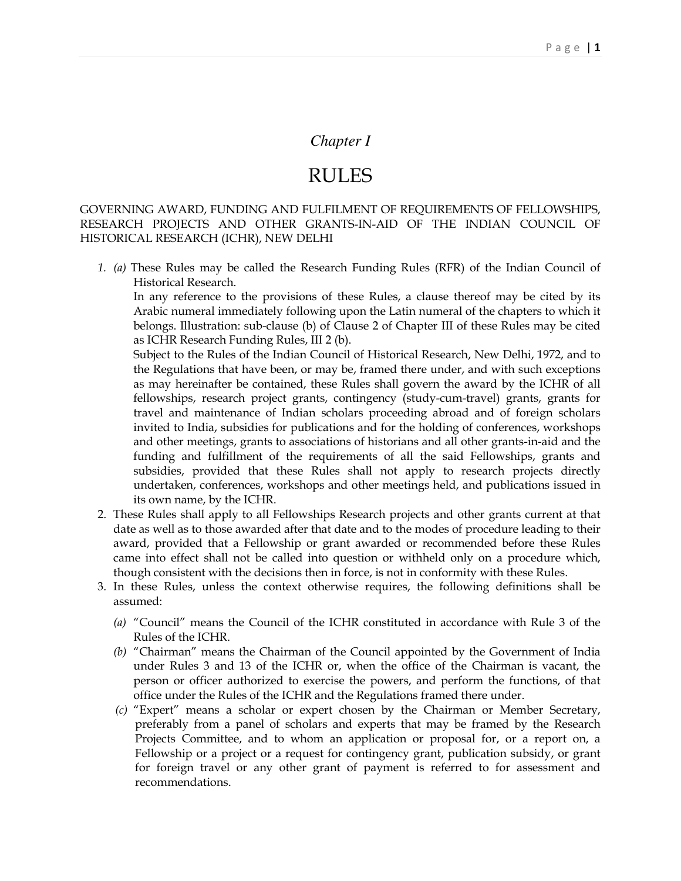*Chapter I*

# RULES

GOVERNING AWARD, FUNDING AND FULFILMENT OF REQUIREMENTS OF FELLOWSHIPS, RESEARCH PROJECTS AND OTHER GRANTS-IN-AID OF THE INDIAN COUNCIL OF HISTORICAL RESEARCH (ICHR), NEW DELHI

1. *(a)* These Rules may be called the Research Funding Rules (RFR) of the Indian Council of Historical Research.

   In any reference to the provisions of these Rules, a clause thereof may be cited by its Arabic numeral immediately following upon the Latin numeral of the chapters to which it belongs. Illustration: sub-clause (b) of Clause 2 of Chapter III of these Rules may be cited as ICHR Research Funding Rules, III 2 (b).

   Subject to the Rules of the Indian Council of Historical Research, New Delhi, 1972, and to the Regulations that have been, or may be, framed there under, and with such exceptions as may hereinafter be contained, these Rules shall govern the award by the ICHR of all fellowships, research project grants, contingency (study-cum-travel) grants, grants for travel and maintenance of Indian scholars proceeding abroad and of foreign scholars invited to India, subsidies for publications and for the holding of conferences, workshops and other meetings, grants to associations of historians and all other grants-in-aid and the funding and fulfillment of the requirements of all the said Fellowships, grants and subsidies, provided that these Rules shall not apply to research projects directly undertaken, conferences, workshops and other meetings held, and publications issued in its own name, by the ICHR.
2. These Rules shall apply to all Fellowships Research projects and other grants current at that date as well as to those awarded after that date and to the modes of procedure leading to their award, provided that a Fellowship or grant awarded or recommended before these Rules came into effect shall not be called into question or withheld only on a procedure which, though consistent with the decisions then in force, is not in conformity with these Rules.
3. In these Rules, unless the context otherwise requires, the following definitions shall be assumed:
   - *(a)* "Council" means the Council of the ICHR constituted in accordance with Rule 3 of the Rules of the ICHR.
   - *(b)* "Chairman" means the Chairman of the Council appointed by the Government of India under Rules 3 and 13 of the ICHR or, when the office of the Chairman is vacant, the person or officer authorized to exercise the powers, and perform the functions, of that office under the Rules of the ICHR and the Regulations framed there under.
   - *(c)* "Expert" means a scholar or expert chosen by the Chairman or Member Secretary, preferably from a panel of scholars and experts that may be framed by the Research Projects Committee, and to whom an application or proposal for, or a report on, a Fellowship or a project or a request for contingency grant, publication subsidy, or grant for foreign travel or any other grant of payment is referred to for assessment and recommendations.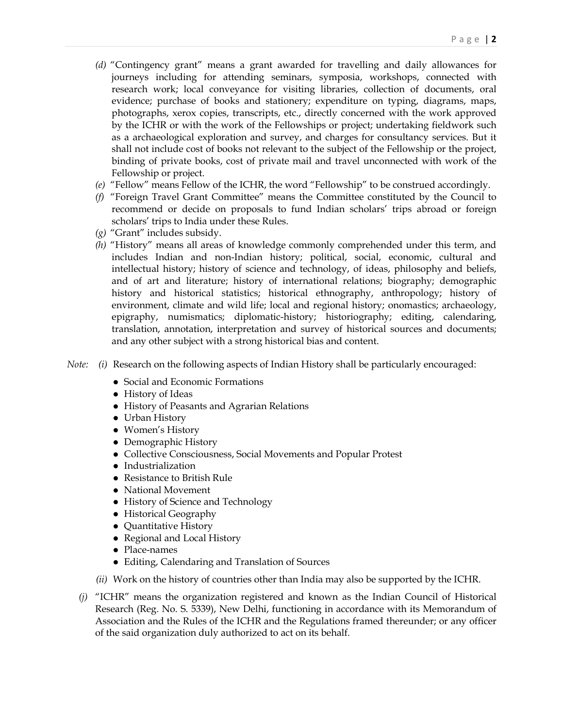*(d)* "Contingency grant" means a grant awarded for travelling and daily allowances for journeys including for attending seminars, symposia, workshops, connected with research work; local conveyance for visiting libraries, collection of documents, oral evidence; purchase of books and stationery; expenditure on typing, diagrams, maps, photographs, xerox copies, transcripts, etc., directly concerned with the work approved by the ICHR or with the work of the Fellowships or project; undertaking fieldwork such as a archaeological exploration and survey, and charges for consultancy services. But it shall not include cost of books not relevant to the subject of the Fellowship or the project, binding of private books, cost of private mail and travel unconnected with work of the Fellowship or project.

*(e)* "Fellow" means Fellow of the ICHR, the word "Fellowship" to be construed accordingly.

*(f)* "Foreign Travel Grant Committee" means the Committee constituted by the Council to recommend or decide on proposals to fund Indian scholars' trips abroad or foreign scholars' trips to India under these Rules.

*(g)* "Grant" includes subsidy.

*(h)* "History" means all areas of knowledge commonly comprehended under this term, and includes Indian and non-Indian history; political, social, economic, cultural and intellectual history; history of science and technology, of ideas, philosophy and beliefs, and of art and literature; history of international relations; biography; demographic history and historical statistics; historical ethnography, anthropology; history of environment, climate and wild life; local and regional history; onomastics; archaeology, epigraphy, numismatics; diplomatic-history; historiography; editing, calendaring, translation, annotation, interpretation and survey of historical sources and documents; and any other subject with a strong historical bias and content.

*Note:* *(i)* Research on the following aspects of Indian History shall be particularly encouraged:

- Social and Economic Formations
- History of Ideas
- History of Peasants and Agrarian Relations
- Urban History
- Women's History
- Demographic History
- Collective Consciousness, Social Movements and Popular Protest
- Industrialization
- Resistance to British Rule
- National Movement
- History of Science and Technology
- Historical Geography
- Quantitative History
- Regional and Local History
- Place-names
- Editing, Calendaring and Translation of Sources

*(ii)* Work on the history of countries other than India may also be supported by the ICHR.

*(j)* "ICHR" means the organization registered and known as the Indian Council of Historical Research (Reg. No. S. 5339), New Delhi, functioning in accordance with its Memorandum of Association and the Rules of the ICHR and the Regulations framed thereunder; or any officer of the said organization duly authorized to act on its behalf.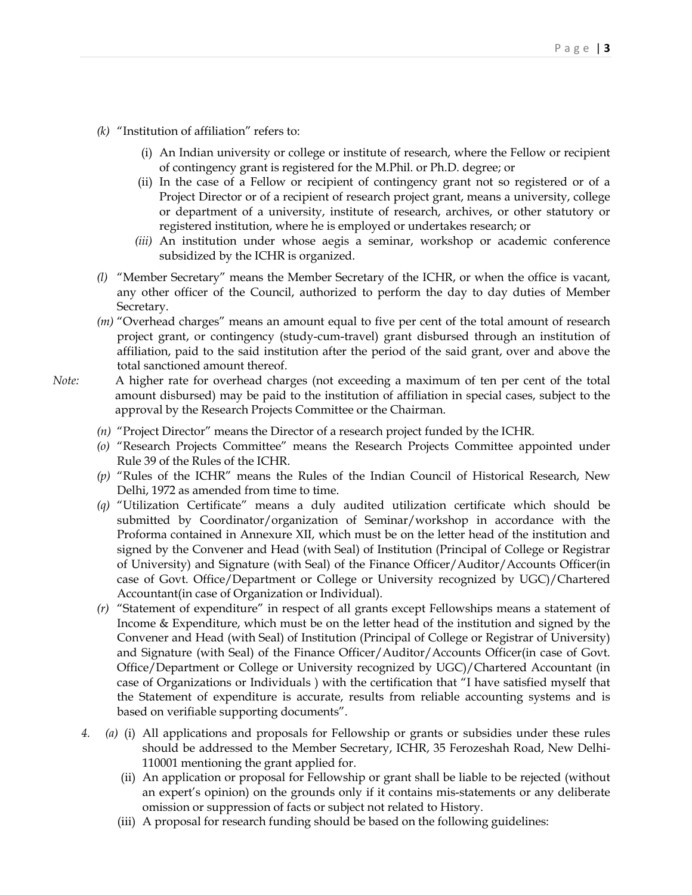*(k)* "Institution of affiliation" refers to:

   (i) An Indian university or college or institute of research, where the Fellow or recipient of contingency grant is registered for the M.Phil. or Ph.D. degree; or

   (ii) In the case of a Fellow or recipient of contingency grant not so registered or of a Project Director or of a recipient of research project grant, means a university, college or department of a university, institute of research, archives, or other statutory or registered institution, where he is employed or undertakes research; or

   *(iii)* An institution under whose aegis a seminar, workshop or academic conference subsidized by the ICHR is organized.

*(l)* "Member Secretary" means the Member Secretary of the ICHR, or when the office is vacant, any other officer of the Council, authorized to perform the day to day duties of Member Secretary.

*(m)* "Overhead charges" means an amount equal to five per cent of the total amount of research project grant, or contingency (study-cum-travel) grant disbursed through an institution of affiliation, paid to the said institution after the period of the said grant, over and above the total sanctioned amount thereof.

*Note:* A higher rate for overhead charges (not exceeding a maximum of ten per cent of the total amount disbursed) may be paid to the institution of affiliation in special cases, subject to the approval by the Research Projects Committee or the Chairman.

*(n)* "Project Director" means the Director of a research project funded by the ICHR.

*(o)* "Research Projects Committee" means the Research Projects Committee appointed under Rule 39 of the Rules of the ICHR.

*(p)* "Rules of the ICHR" means the Rules of the Indian Council of Historical Research, New Delhi, 1972 as amended from time to time.

*(q)* "Utilization Certificate" means a duly audited utilization certificate which should be submitted by Coordinator/organization of Seminar/workshop in accordance with the Proforma contained in Annexure XII, which must be on the letter head of the institution and signed by the Convener and Head (with Seal) of Institution (Principal of College or Registrar of University) and Signature (with Seal) of the Finance Officer/Auditor/Accounts Officer(in case of Govt. Office/Department or College or University recognized by UGC)/Chartered Accountant(in case of Organization or Individual).

*(r)* "Statement of expenditure" in respect of all grants except Fellowships means a statement of Income & Expenditure, which must be on the letter head of the institution and signed by the Convener and Head (with Seal) of Institution (Principal of College or Registrar of University) and Signature (with Seal) of the Finance Officer/Auditor/Accounts Officer(in case of Govt. Office/Department or College or University recognized by UGC)/Chartered Accountant (in case of Organizations or Individuals ) with the certification that "I have satisfied myself that the Statement of expenditure is accurate, results from reliable accounting systems and is based on verifiable supporting documents".

*4.* *(a)* (i) All applications and proposals for Fellowship or grants or subsidies under these rules should be addressed to the Member Secretary, ICHR, 35 Ferozeshah Road, New Delhi-110001 mentioning the grant applied for.

   (ii) An application or proposal for Fellowship or grant shall be liable to be rejected (without an expert's opinion) on the grounds only if it contains mis-statements or any deliberate omission or suppression of facts or subject not related to History.

   (iii) A proposal for research funding should be based on the following guidelines: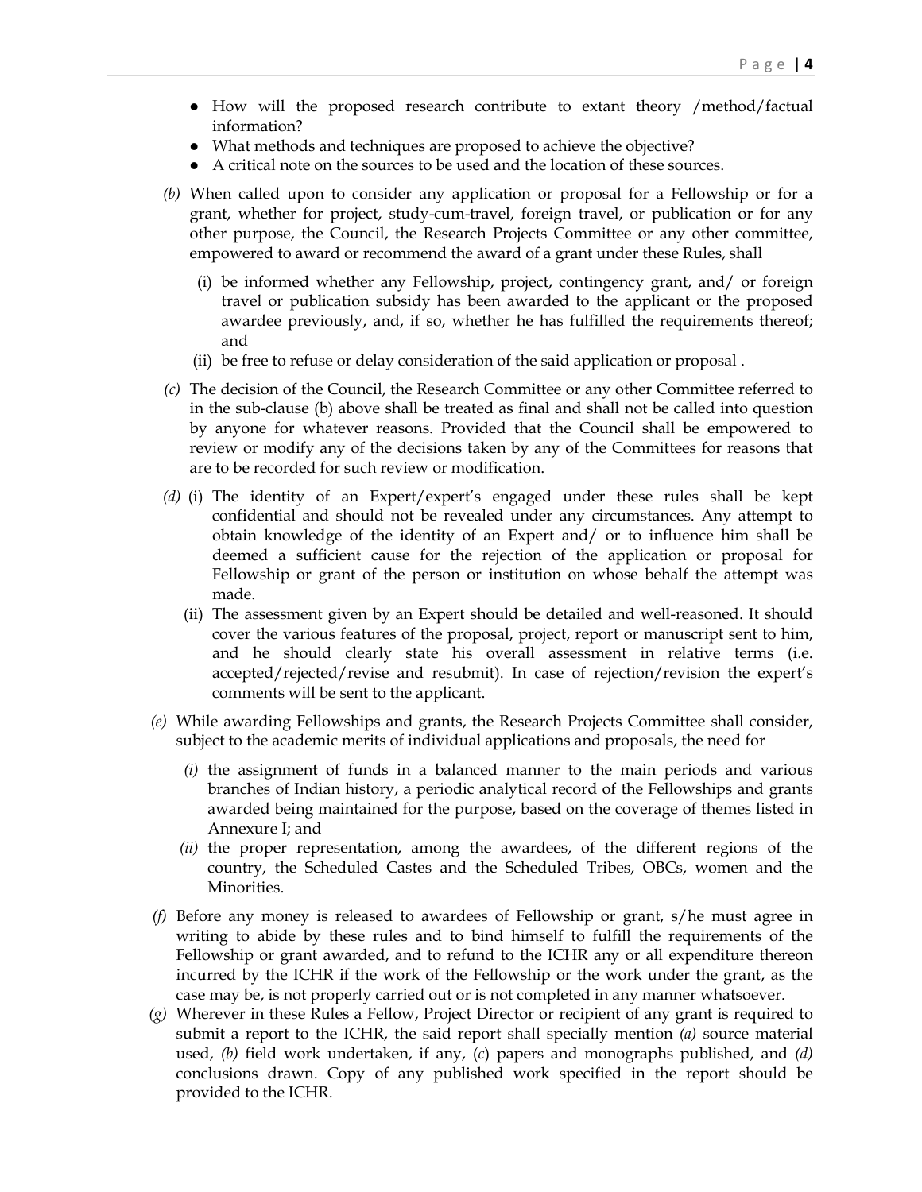- How will the proposed research contribute to extant theory /method/factual information?
- What methods and techniques are proposed to achieve the objective?
- A critical note on the sources to be used and the location of these sources.

*(b)* When called upon to consider any application or proposal for a Fellowship or for a grant, whether for project, study-cum-travel, foreign travel, or publication or for any other purpose, the Council, the Research Projects Committee or any other committee, empowered to award or recommend the award of a grant under these Rules, shall

   (i) be informed whether any Fellowship, project, contingency grant, and/ or foreign travel or publication subsidy has been awarded to the applicant or the proposed awardee previously, and, if so, whether he has fulfilled the requirements thereof; and

   (ii) be free to refuse or delay consideration of the said application or proposal .

*(c)* The decision of the Council, the Research Committee or any other Committee referred to in the sub-clause (b) above shall be treated as final and shall not be called into question by anyone for whatever reasons. Provided that the Council shall be empowered to review or modify any of the decisions taken by any of the Committees for reasons that are to be recorded for such review or modification.

*(d)* (i) The identity of an Expert/expert's engaged under these rules shall be kept confidential and should not be revealed under any circumstances. Any attempt to obtain knowledge of the identity of an Expert and/ or to influence him shall be deemed a sufficient cause for the rejection of the application or proposal for Fellowship or grant of the person or institution on whose behalf the attempt was made.

   (ii) The assessment given by an Expert should be detailed and well-reasoned. It should cover the various features of the proposal, project, report or manuscript sent to him, and he should clearly state his overall assessment in relative terms (i.e. accepted/rejected/revise and resubmit). In case of rejection/revision the expert's comments will be sent to the applicant.

*(e)* While awarding Fellowships and grants, the Research Projects Committee shall consider, subject to the academic merits of individual applications and proposals, the need for

   *(i)* the assignment of funds in a balanced manner to the main periods and various branches of Indian history, a periodic analytical record of the Fellowships and grants awarded being maintained for the purpose, based on the coverage of themes listed in Annexure I; and

   *(ii)* the proper representation, among the awardees, of the different regions of the country, the Scheduled Castes and the Scheduled Tribes, OBCs, women and the Minorities.

*(f)* Before any money is released to awardees of Fellowship or grant, s/he must agree in writing to abide by these rules and to bind himself to fulfill the requirements of the Fellowship or grant awarded, and to refund to the ICHR any or all expenditure thereon incurred by the ICHR if the work of the Fellowship or the work under the grant, as the case may be, is not properly carried out or is not completed in any manner whatsoever.

*(g)* Wherever in these Rules a Fellow, Project Director or recipient of any grant is required to submit a report to the ICHR, the said report shall specially mention *(a)* source material used, *(b)* field work undertaken, if any, (*c*) papers and monographs published, and *(d)* conclusions drawn. Copy of any published work specified in the report should be provided to the ICHR.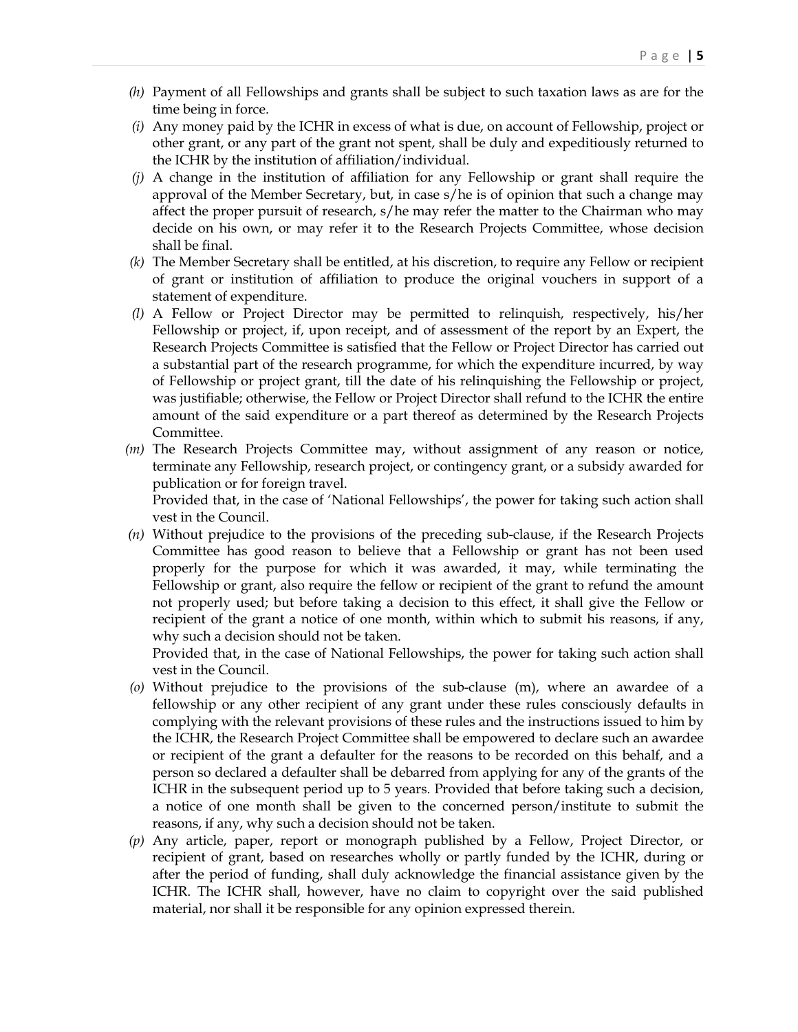*(h)* Payment of all Fellowships and grants shall be subject to such taxation laws as are for the time being in force.

*(i)* Any money paid by the ICHR in excess of what is due, on account of Fellowship, project or other grant, or any part of the grant not spent, shall be duly and expeditiously returned to the ICHR by the institution of affiliation/individual.

*(j)* A change in the institution of affiliation for any Fellowship or grant shall require the approval of the Member Secretary, but, in case s/he is of opinion that such a change may affect the proper pursuit of research, s/he may refer the matter to the Chairman who may decide on his own, or may refer it to the Research Projects Committee, whose decision shall be final.

*(k)* The Member Secretary shall be entitled, at his discretion, to require any Fellow or recipient of grant or institution of affiliation to produce the original vouchers in support of a statement of expenditure.

*(l)* A Fellow or Project Director may be permitted to relinquish, respectively, his/her Fellowship or project, if, upon receipt, and of assessment of the report by an Expert, the Research Projects Committee is satisfied that the Fellow or Project Director has carried out a substantial part of the research programme, for which the expenditure incurred, by way of Fellowship or project grant, till the date of his relinquishing the Fellowship or project, was justifiable; otherwise, the Fellow or Project Director shall refund to the ICHR the entire amount of the said expenditure or a part thereof as determined by the Research Projects Committee.

*(m)* The Research Projects Committee may, without assignment of any reason or notice, terminate any Fellowship, research project, or contingency grant, or a subsidy awarded for publication or for foreign travel.

Provided that, in the case of 'National Fellowships', the power for taking such action shall vest in the Council.

*(n)* Without prejudice to the provisions of the preceding sub-clause, if the Research Projects Committee has good reason to believe that a Fellowship or grant has not been used properly for the purpose for which it was awarded, it may, while terminating the Fellowship or grant, also require the fellow or recipient of the grant to refund the amount not properly used; but before taking a decision to this effect, it shall give the Fellow or recipient of the grant a notice of one month, within which to submit his reasons, if any, why such a decision should not be taken.

Provided that, in the case of National Fellowships, the power for taking such action shall vest in the Council.

*(o)* Without prejudice to the provisions of the sub-clause (m), where an awardee of a fellowship or any other recipient of any grant under these rules consciously defaults in complying with the relevant provisions of these rules and the instructions issued to him by the ICHR, the Research Project Committee shall be empowered to declare such an awardee or recipient of the grant a defaulter for the reasons to be recorded on this behalf, and a person so declared a defaulter shall be debarred from applying for any of the grants of the ICHR in the subsequent period up to 5 years. Provided that before taking such a decision, a notice of one month shall be given to the concerned person/institute to submit the reasons, if any, why such a decision should not be taken.

*(p)* Any article, paper, report or monograph published by a Fellow, Project Director, or recipient of grant, based on researches wholly or partly funded by the ICHR, during or after the period of funding, shall duly acknowledge the financial assistance given by the ICHR. The ICHR shall, however, have no claim to copyright over the said published material, nor shall it be responsible for any opinion expressed therein.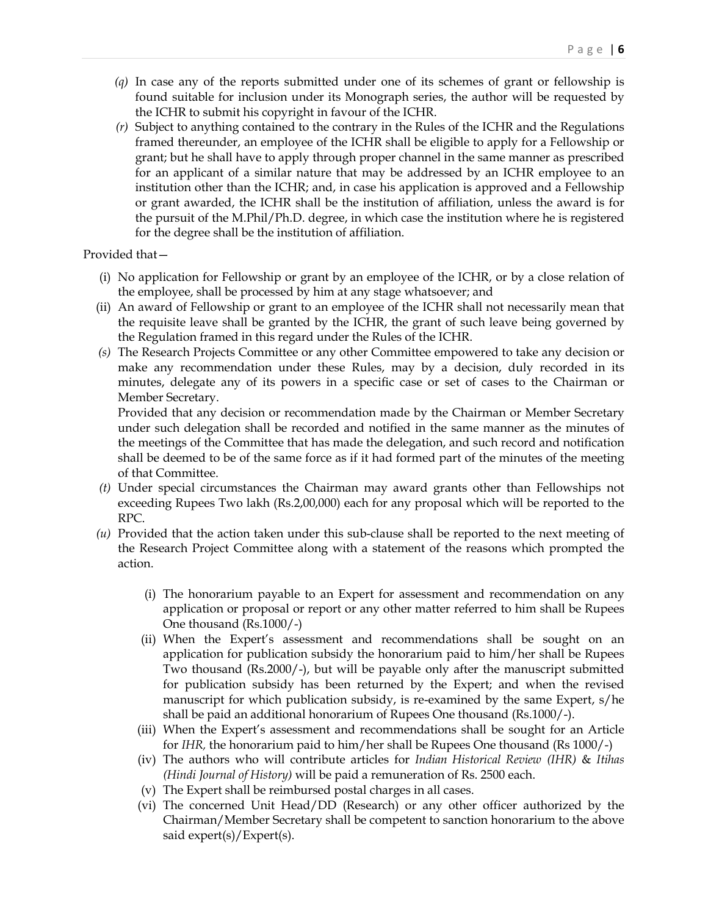*(q)* In case any of the reports submitted under one of its schemes of grant or fellowship is found suitable for inclusion under its Monograph series, the author will be requested by the ICHR to submit his copyright in favour of the ICHR.

*(r)* Subject to anything contained to the contrary in the Rules of the ICHR and the Regulations framed thereunder, an employee of the ICHR shall be eligible to apply for a Fellowship or grant; but he shall have to apply through proper channel in the same manner as prescribed for an applicant of a similar nature that may be addressed by an ICHR employee to an institution other than the ICHR; and, in case his application is approved and a Fellowship or grant awarded, the ICHR shall be the institution of affiliation, unless the award is for the pursuit of the M.Phil/Ph.D. degree, in which case the institution where he is registered for the degree shall be the institution of affiliation.

Provided that—

(i) No application for Fellowship or grant by an employee of the ICHR, or by a close relation of the employee, shall be processed by him at any stage whatsoever; and

(ii) An award of Fellowship or grant to an employee of the ICHR shall not necessarily mean that the requisite leave shall be granted by the ICHR, the grant of such leave being governed by the Regulation framed in this regard under the Rules of the ICHR.

*(s)* The Research Projects Committee or any other Committee empowered to take any decision or make any recommendation under these Rules, may by a decision, duly recorded in its minutes, delegate any of its powers in a specific case or set of cases to the Chairman or Member Secretary.

Provided that any decision or recommendation made by the Chairman or Member Secretary under such delegation shall be recorded and notified in the same manner as the minutes of the meetings of the Committee that has made the delegation, and such record and notification shall be deemed to be of the same force as if it had formed part of the minutes of the meeting of that Committee.

*(t)* Under special circumstances the Chairman may award grants other than Fellowships not exceeding Rupees Two lakh (Rs.2,00,000) each for any proposal which will be reported to the RPC.

*(u)* Provided that the action taken under this sub-clause shall be reported to the next meeting of the Research Project Committee along with a statement of the reasons which prompted the action.

(i) The honorarium payable to an Expert for assessment and recommendation on any application or proposal or report or any other matter referred to him shall be Rupees One thousand (Rs.1000/-)

(ii) When the Expert's assessment and recommendations shall be sought on an application for publication subsidy the honorarium paid to him/her shall be Rupees Two thousand (Rs.2000/-), but will be payable only after the manuscript submitted for publication subsidy has been returned by the Expert; and when the revised manuscript for which publication subsidy, is re-examined by the same Expert, s/he shall be paid an additional honorarium of Rupees One thousand (Rs.1000/-).

(iii) When the Expert's assessment and recommendations shall be sought for an Article for *IHR*, the honorarium paid to him/her shall be Rupees One thousand (Rs 1000/-)

(iv) The authors who will contribute articles for *Indian Historical Review (IHR)* & *Itihas (Hindi Journal of History)* will be paid a remuneration of Rs. 2500 each.

(v) The Expert shall be reimbursed postal charges in all cases.

(vi) The concerned Unit Head/DD (Research) or any other officer authorized by the Chairman/Member Secretary shall be competent to sanction honorarium to the above said expert(s)/Expert(s).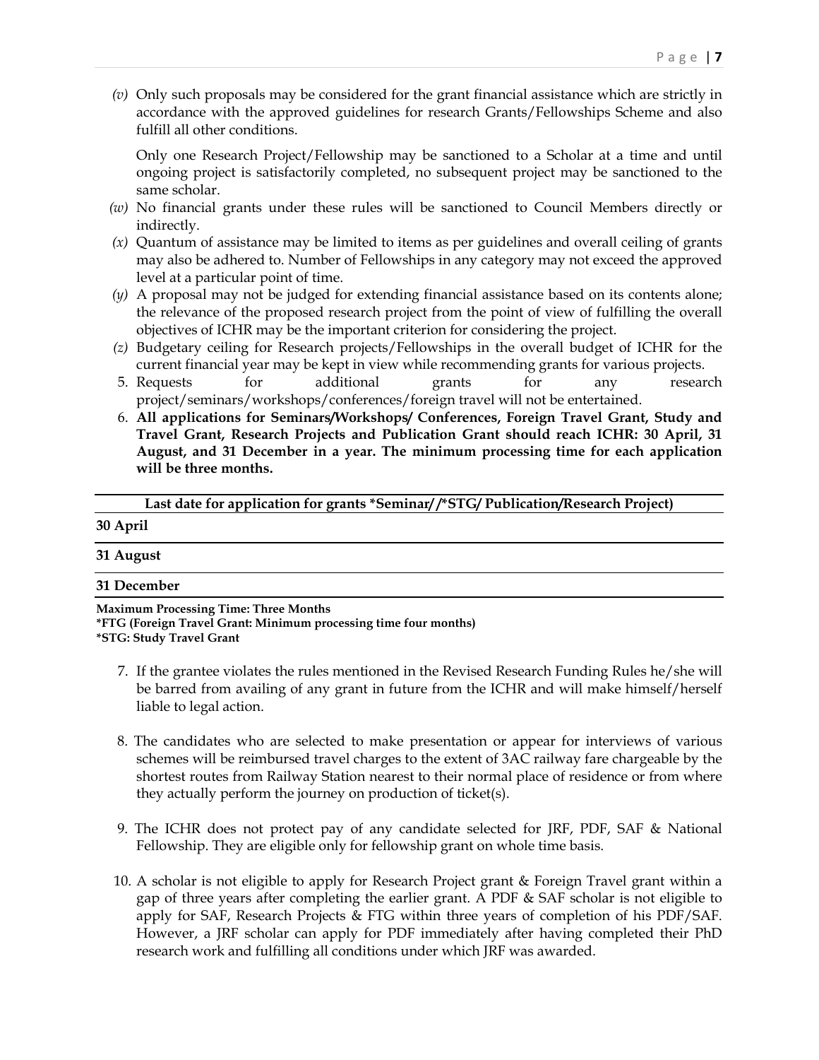*(v)* Only such proposals may be considered for the grant financial assistance which are strictly in accordance with the approved guidelines for research Grants/Fellowships Scheme and also fulfill all other conditions.

Only one Research Project/Fellowship may be sanctioned to a Scholar at a time and until ongoing project is satisfactorily completed, no subsequent project may be sanctioned to the same scholar.

*(w)* No financial grants under these rules will be sanctioned to Council Members directly or indirectly.

*(x)* Quantum of assistance may be limited to items as per guidelines and overall ceiling of grants may also be adhered to. Number of Fellowships in any category may not exceed the approved level at a particular point of time.

*(y)* A proposal may not be judged for extending financial assistance based on its contents alone; the relevance of the proposed research project from the point of view of fulfilling the overall objectives of ICHR may be the important criterion for considering the project.

*(z)* Budgetary ceiling for Research projects/Fellowships in the overall budget of ICHR for the current financial year may be kept in view while recommending grants for various projects.

5. Requests for additional grants for any research project/seminars/workshops/conferences/foreign travel will not be entertained.
6. **All applications for Seminars/Workshops/ Conferences, Foreign Travel Grant, Study and Travel Grant, Research Projects and Publication Grant should reach ICHR: 30 April, 31 August, and 31 December in a year. The minimum processing time for each application will be three months.**

| Last date for application for grants *Seminar/ /*STG/ Publication/Research Project) |
|---|
| **30 April** |
| **31 August** |
| **31 December** |

**Maximum Processing Time: Three Months**
**\*FTG (Foreign Travel Grant: Minimum processing time four months)**
**\*STG: Study Travel Grant**

7. If the grantee violates the rules mentioned in the Revised Research Funding Rules he/she will be barred from availing of any grant in future from the ICHR and will make himself/herself liable to legal action.

8. The candidates who are selected to make presentation or appear for interviews of various schemes will be reimbursed travel charges to the extent of 3AC railway fare chargeable by the shortest routes from Railway Station nearest to their normal place of residence or from where they actually perform the journey on production of ticket(s).

9. The ICHR does not protect pay of any candidate selected for JRF, PDF, SAF & National Fellowship. They are eligible only for fellowship grant on whole time basis.

10. A scholar is not eligible to apply for Research Project grant & Foreign Travel grant within a gap of three years after completing the earlier grant. A PDF & SAF scholar is not eligible to apply for SAF, Research Projects & FTG within three years of completion of his PDF/SAF. However, a JRF scholar can apply for PDF immediately after having completed their PhD research work and fulfilling all conditions under which JRF was awarded.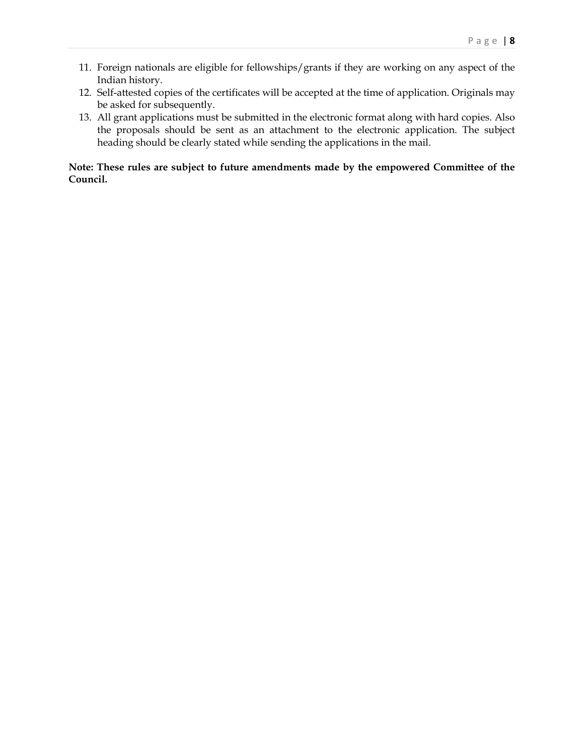11. Foreign nationals are eligible for fellowships/grants if they are working on any aspect of the Indian history.
12. Self-attested copies of the certificates will be accepted at the time of application. Originals may be asked for subsequently.
13. All grant applications must be submitted in the electronic format along with hard copies. Also the proposals should be sent as an attachment to the electronic application. The subject heading should be clearly stated while sending the applications in the mail.

**Note: These rules are subject to future amendments made by the empowered Committee of the Council.**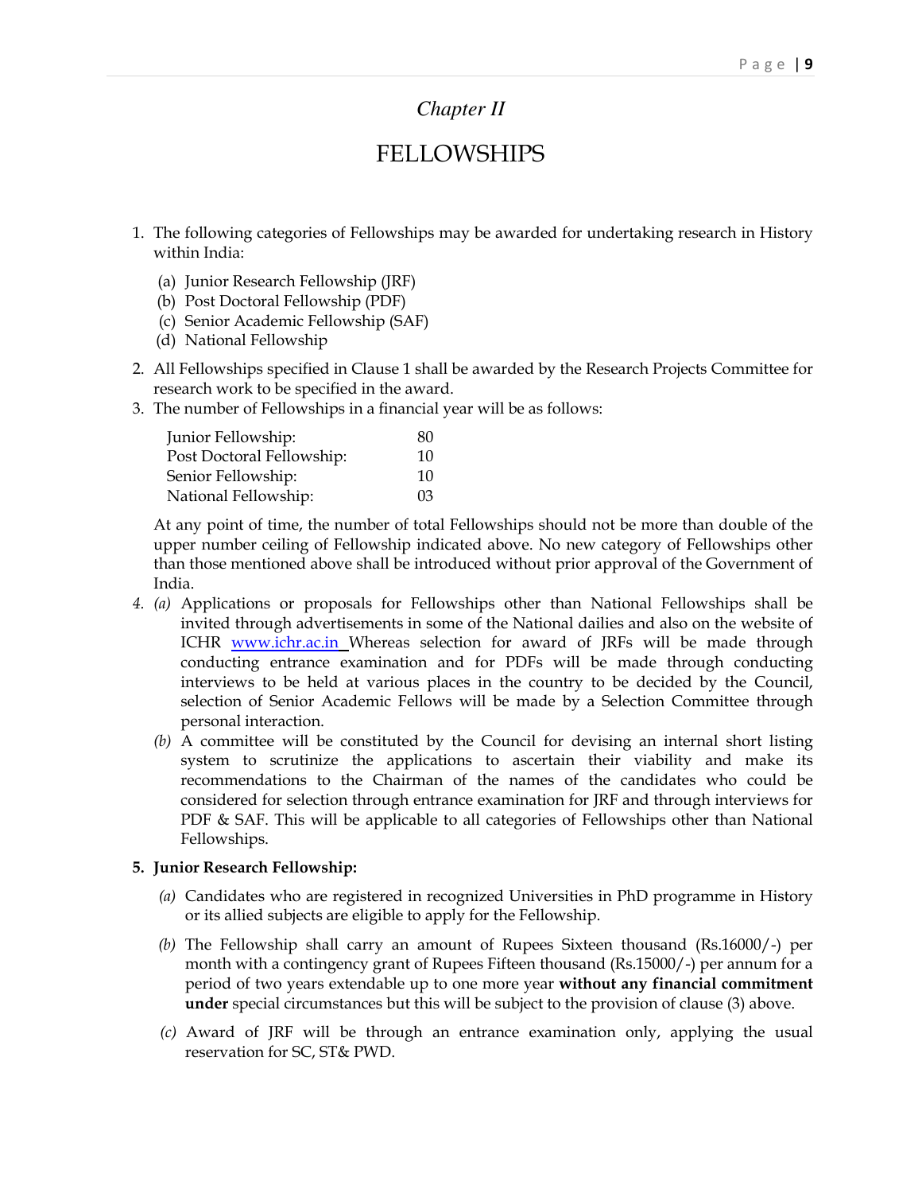## Chapter II

# FELLOWSHIPS

1. The following categories of Fellowships may be awarded for undertaking research in History within India:

   (a) Junior Research Fellowship (JRF)
   (b) Post Doctoral Fellowship (PDF)
   (c) Senior Academic Fellowship (SAF)
   (d) National Fellowship

2. All Fellowships specified in Clause 1 shall be awarded by the Research Projects Committee for research work to be specified in the award.
3. The number of Fellowships in a financial year will be as follows:

| | |
|---|---|
| Junior Fellowship: | 80 |
| Post Doctoral Fellowship: | 10 |
| Senior Fellowship: | 10 |
| National Fellowship: | 03 |

   At any point of time, the number of total Fellowships should not be more than double of the upper number ceiling of Fellowship indicated above. No new category of Fellowships other than those mentioned above shall be introduced without prior approval of the Government of India.

4. *(a)* Applications or proposals for Fellowships other than National Fellowships shall be invited through advertisements in some of the National dailies and also on the website of ICHR [www.ichr.ac.in](http://www.ichr.ac.in) Whereas selection for award of JRFs will be made through conducting entrance examination and for PDFs will be made through conducting interviews to be held at various places in the country to be decided by the Council, selection of Senior Academic Fellows will be made by a Selection Committee through personal interaction.

   *(b)* A committee will be constituted by the Council for devising an internal short listing system to scrutinize the applications to ascertain their viability and make its recommendations to the Chairman of the names of the candidates who could be considered for selection through entrance examination for JRF and through interviews for PDF & SAF. This will be applicable to all categories of Fellowships other than National Fellowships.

5. **Junior Research Fellowship:**

   *(a)* Candidates who are registered in recognized Universities in PhD programme in History or its allied subjects are eligible to apply for the Fellowship.

   *(b)* The Fellowship shall carry an amount of Rupees Sixteen thousand (Rs.16000/-) per month with a contingency grant of Rupees Fifteen thousand (Rs.15000/-) per annum for a period of two years extendable up to one more year **without any financial commitment under** special circumstances but this will be subject to the provision of clause (3) above.

   *(c)* Award of JRF will be through an entrance examination only, applying the usual reservation for SC, ST& PWD.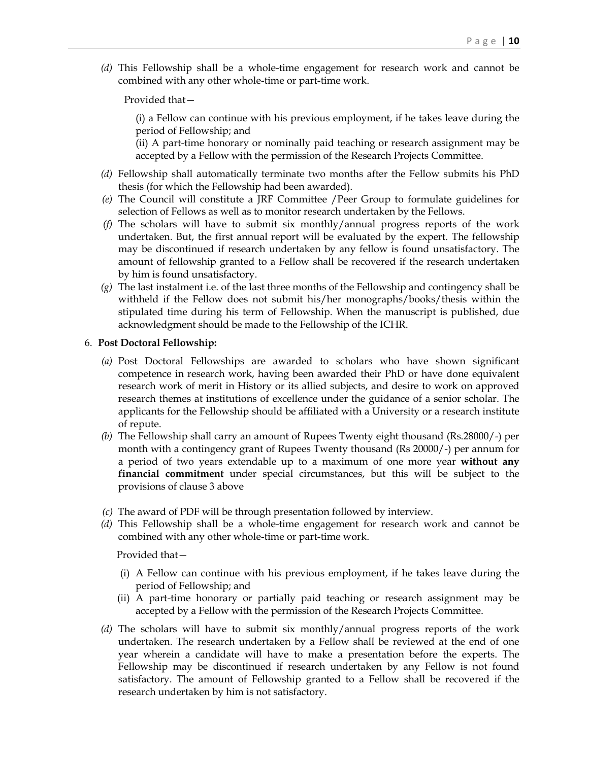*(d)* This Fellowship shall be a whole-time engagement for research work and cannot be combined with any other whole-time or part-time work.

Provided that—

(i) a Fellow can continue with his previous employment, if he takes leave during the period of Fellowship; and
(ii) A part-time honorary or nominally paid teaching or research assignment may be accepted by a Fellow with the permission of the Research Projects Committee.

*(d)* Fellowship shall automatically terminate two months after the Fellow submits his PhD thesis (for which the Fellowship had been awarded).

*(e)* The Council will constitute a JRF Committee /Peer Group to formulate guidelines for selection of Fellows as well as to monitor research undertaken by the Fellows.

*(f)* The scholars will have to submit six monthly/annual progress reports of the work undertaken. But, the first annual report will be evaluated by the expert. The fellowship may be discontinued if research undertaken by any fellow is found unsatisfactory. The amount of fellowship granted to a Fellow shall be recovered if the research undertaken by him is found unsatisfactory.

*(g)* The last instalment i.e. of the last three months of the Fellowship and contingency shall be withheld if the Fellow does not submit his/her monographs/books/thesis within the stipulated time during his term of Fellowship. When the manuscript is published, due acknowledgment should be made to the Fellowship of the ICHR.

6. **Post Doctoral Fellowship:**

*(a)* Post Doctoral Fellowships are awarded to scholars who have shown significant competence in research work, having been awarded their PhD or have done equivalent research work of merit in History or its allied subjects, and desire to work on approved research themes at institutions of excellence under the guidance of a senior scholar. The applicants for the Fellowship should be affiliated with a University or a research institute of repute.

*(b)* The Fellowship shall carry an amount of Rupees Twenty eight thousand (Rs.28000/-) per month with a contingency grant of Rupees Twenty thousand (Rs 20000/-) per annum for a period of two years extendable up to a maximum of one more year **without any financial commitment** under special circumstances, but this will be subject to the provisions of clause 3 above

*(c)* The award of PDF will be through presentation followed by interview.

*(d)* This Fellowship shall be a whole-time engagement for research work and cannot be combined with any other whole-time or part-time work.

Provided that—

(i) A Fellow can continue with his previous employment, if he takes leave during the period of Fellowship; and
(ii) A part-time honorary or partially paid teaching or research assignment may be accepted by a Fellow with the permission of the Research Projects Committee.

*(d)* The scholars will have to submit six monthly/annual progress reports of the work undertaken. The research undertaken by a Fellow shall be reviewed at the end of one year wherein a candidate will have to make a presentation before the experts. The Fellowship may be discontinued if research undertaken by any Fellow is not found satisfactory. The amount of Fellowship granted to a Fellow shall be recovered if the research undertaken by him is not satisfactory.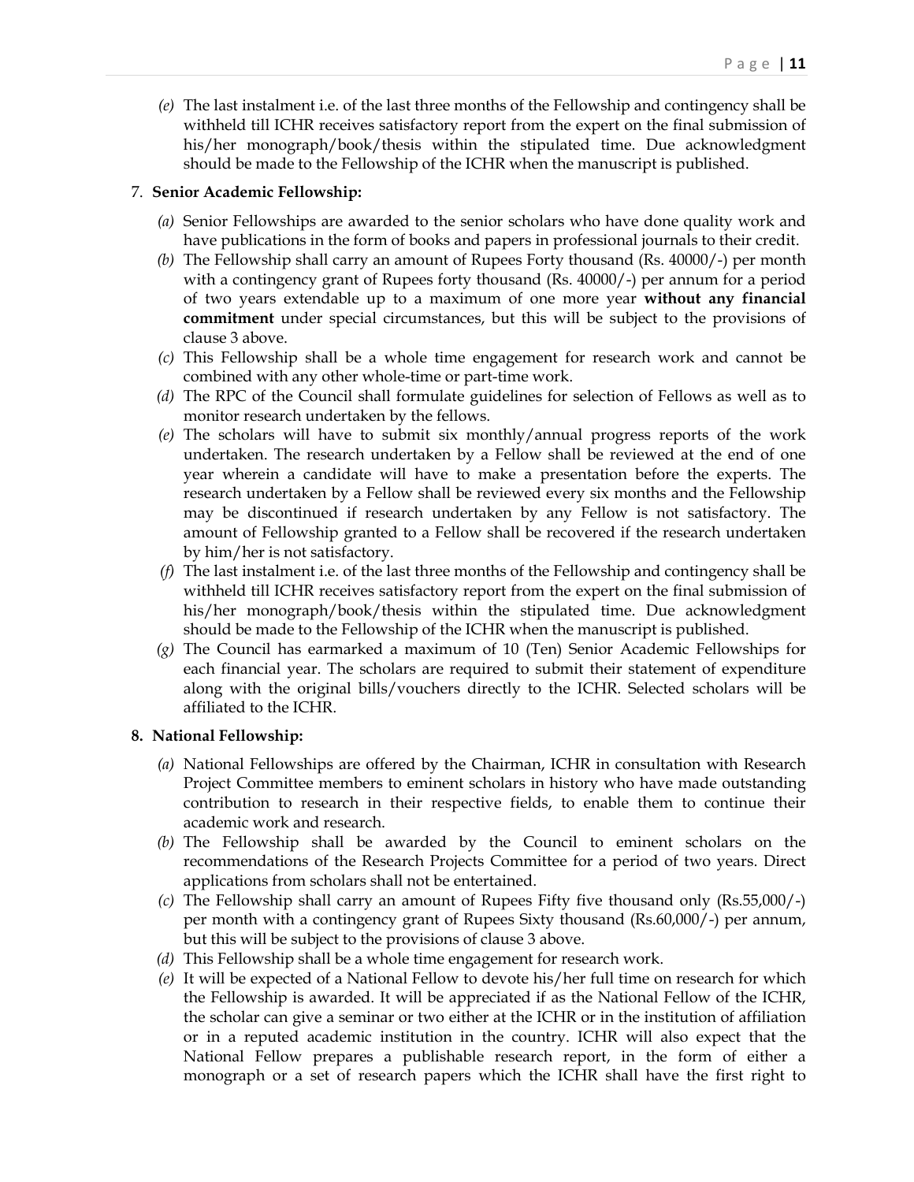*(e)* The last instalment i.e. of the last three months of the Fellowship and contingency shall be withheld till ICHR receives satisfactory report from the expert on the final submission of his/her monograph/book/thesis within the stipulated time. Due acknowledgment should be made to the Fellowship of the ICHR when the manuscript is published.

7. **Senior Academic Fellowship:**

*(a)* Senior Fellowships are awarded to the senior scholars who have done quality work and have publications in the form of books and papers in professional journals to their credit.

*(b)* The Fellowship shall carry an amount of Rupees Forty thousand (Rs. 40000/-) per month with a contingency grant of Rupees forty thousand (Rs. 40000/-) per annum for a period of two years extendable up to a maximum of one more year **without any financial commitment** under special circumstances, but this will be subject to the provisions of clause 3 above.

*(c)* This Fellowship shall be a whole time engagement for research work and cannot be combined with any other whole-time or part-time work.

*(d)* The RPC of the Council shall formulate guidelines for selection of Fellows as well as to monitor research undertaken by the fellows.

*(e)* The scholars will have to submit six monthly/annual progress reports of the work undertaken. The research undertaken by a Fellow shall be reviewed at the end of one year wherein a candidate will have to make a presentation before the experts. The research undertaken by a Fellow shall be reviewed every six months and the Fellowship may be discontinued if research undertaken by any Fellow is not satisfactory. The amount of Fellowship granted to a Fellow shall be recovered if the research undertaken by him/her is not satisfactory.

*(f)* The last instalment i.e. of the last three months of the Fellowship and contingency shall be withheld till ICHR receives satisfactory report from the expert on the final submission of his/her monograph/book/thesis within the stipulated time. Due acknowledgment should be made to the Fellowship of the ICHR when the manuscript is published.

*(g)* The Council has earmarked a maximum of 10 (Ten) Senior Academic Fellowships for each financial year. The scholars are required to submit their statement of expenditure along with the original bills/vouchers directly to the ICHR. Selected scholars will be affiliated to the ICHR.

8. **National Fellowship:**

*(a)* National Fellowships are offered by the Chairman, ICHR in consultation with Research Project Committee members to eminent scholars in history who have made outstanding contribution to research in their respective fields, to enable them to continue their academic work and research.

*(b)* The Fellowship shall be awarded by the Council to eminent scholars on the recommendations of the Research Projects Committee for a period of two years. Direct applications from scholars shall not be entertained.

*(c)* The Fellowship shall carry an amount of Rupees Fifty five thousand only (Rs.55,000/-) per month with a contingency grant of Rupees Sixty thousand (Rs.60,000/-) per annum, but this will be subject to the provisions of clause 3 above.

*(d)* This Fellowship shall be a whole time engagement for research work.

*(e)* It will be expected of a National Fellow to devote his/her full time on research for which the Fellowship is awarded. It will be appreciated if as the National Fellow of the ICHR, the scholar can give a seminar or two either at the ICHR or in the institution of affiliation or in a reputed academic institution in the country. ICHR will also expect that the National Fellow prepares a publishable research report, in the form of either a monograph or a set of research papers which the ICHR shall have the first right to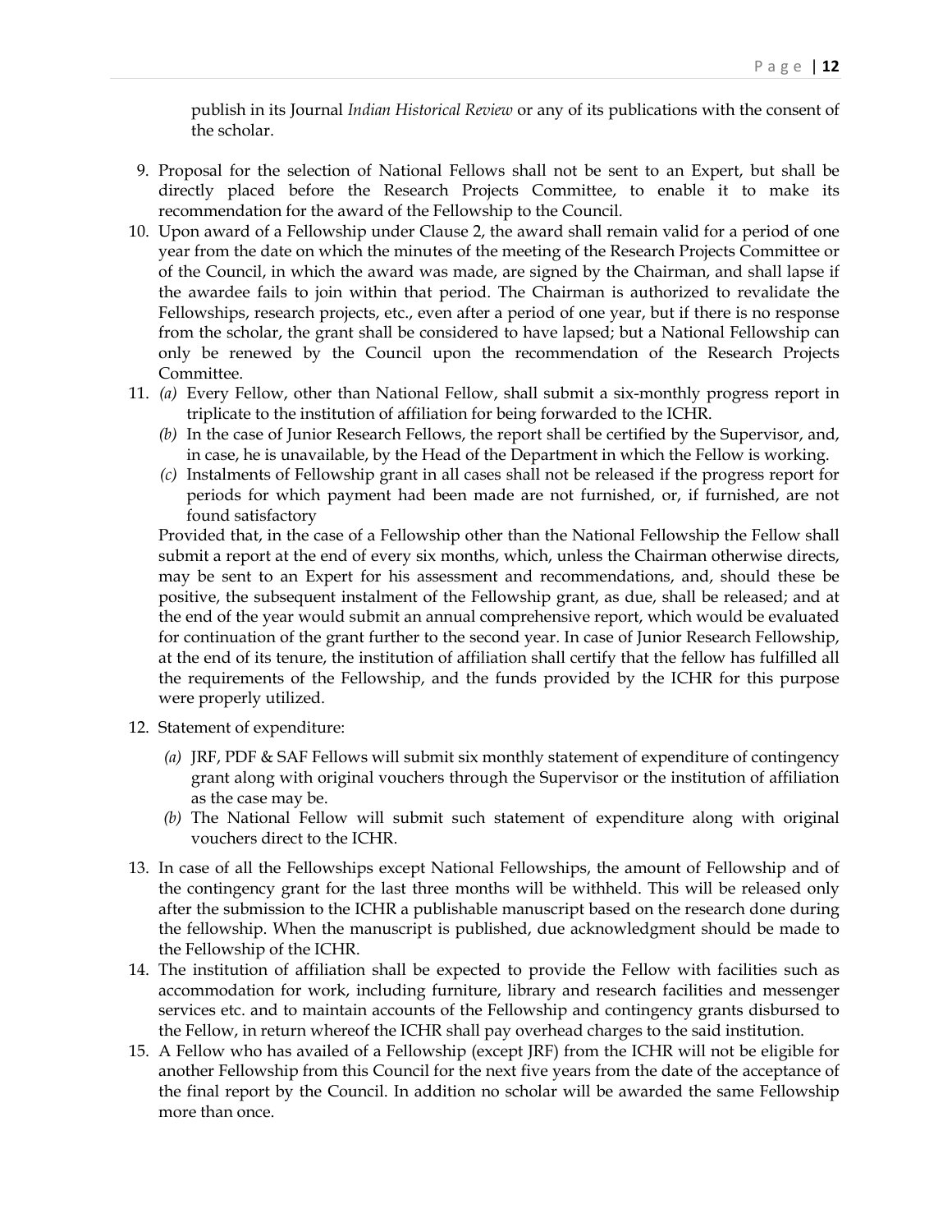publish in its Journal *Indian Historical Review* or any of its publications with the consent of the scholar.

9. Proposal for the selection of National Fellows shall not be sent to an Expert, but shall be directly placed before the Research Projects Committee, to enable it to make its recommendation for the award of the Fellowship to the Council.
10. Upon award of a Fellowship under Clause 2, the award shall remain valid for a period of one year from the date on which the minutes of the meeting of the Research Projects Committee or of the Council, in which the award was made, are signed by the Chairman, and shall lapse if the awardee fails to join within that period. The Chairman is authorized to revalidate the Fellowships, research projects, etc., even after a period of one year, but if there is no response from the scholar, the grant shall be considered to have lapsed; but a National Fellowship can only be renewed by the Council upon the recommendation of the Research Projects Committee.
11. *(a)* Every Fellow, other than National Fellow, shall submit a six-monthly progress report in triplicate to the institution of affiliation for being forwarded to the ICHR.

    *(b)* In the case of Junior Research Fellows, the report shall be certified by the Supervisor, and, in case, he is unavailable, by the Head of the Department in which the Fellow is working.

    *(c)* Instalments of Fellowship grant in all cases shall not be released if the progress report for periods for which payment had been made are not furnished, or, if furnished, are not found satisfactory

    Provided that, in the case of a Fellowship other than the National Fellowship the Fellow shall submit a report at the end of every six months, which, unless the Chairman otherwise directs, may be sent to an Expert for his assessment and recommendations, and, should these be positive, the subsequent instalment of the Fellowship grant, as due, shall be released; and at the end of the year would submit an annual comprehensive report, which would be evaluated for continuation of the grant further to the second year. In case of Junior Research Fellowship, at the end of its tenure, the institution of affiliation shall certify that the fellow has fulfilled all the requirements of the Fellowship, and the funds provided by the ICHR for this purpose were properly utilized.
12. Statement of expenditure:

    *(a)* JRF, PDF & SAF Fellows will submit six monthly statement of expenditure of contingency grant along with original vouchers through the Supervisor or the institution of affiliation as the case may be.

    *(b)* The National Fellow will submit such statement of expenditure along with original vouchers direct to the ICHR.
13. In case of all the Fellowships except National Fellowships, the amount of Fellowship and of the contingency grant for the last three months will be withheld. This will be released only after the submission to the ICHR a publishable manuscript based on the research done during the fellowship. When the manuscript is published, due acknowledgment should be made to the Fellowship of the ICHR.
14. The institution of affiliation shall be expected to provide the Fellow with facilities such as accommodation for work, including furniture, library and research facilities and messenger services etc. and to maintain accounts of the Fellowship and contingency grants disbursed to the Fellow, in return whereof the ICHR shall pay overhead charges to the said institution.
15. A Fellow who has availed of a Fellowship (except JRF) from the ICHR will not be eligible for another Fellowship from this Council for the next five years from the date of the acceptance of the final report by the Council. In addition no scholar will be awarded the same Fellowship more than once.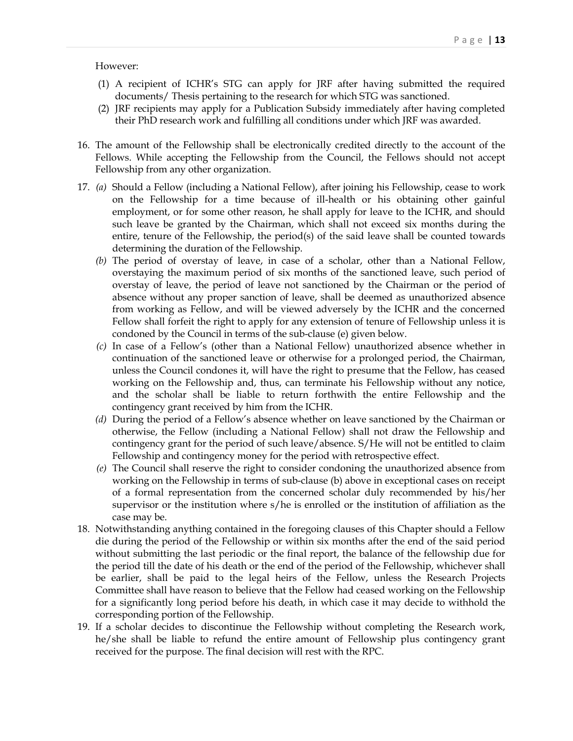However:

(1) A recipient of ICHR's STG can apply for JRF after having submitted the required documents/ Thesis pertaining to the research for which STG was sanctioned.

(2) JRF recipients may apply for a Publication Subsidy immediately after having completed their PhD research work and fulfilling all conditions under which JRF was awarded.

16. The amount of the Fellowship shall be electronically credited directly to the account of the Fellows. While accepting the Fellowship from the Council, the Fellows should not accept Fellowship from any other organization.

17. *(a)* Should a Fellow (including a National Fellow), after joining his Fellowship, cease to work on the Fellowship for a time because of ill-health or his obtaining other gainful employment, or for some other reason, he shall apply for leave to the ICHR, and should such leave be granted by the Chairman, which shall not exceed six months during the entire, tenure of the Fellowship, the period(s) of the said leave shall be counted towards determining the duration of the Fellowship.

    *(b)* The period of overstay of leave, in case of a scholar, other than a National Fellow, overstaying the maximum period of six months of the sanctioned leave, such period of overstay of leave, the period of leave not sanctioned by the Chairman or the period of absence without any proper sanction of leave, shall be deemed as unauthorized absence from working as Fellow, and will be viewed adversely by the ICHR and the concerned Fellow shall forfeit the right to apply for any extension of tenure of Fellowship unless it is condoned by the Council in terms of the sub-clause (e) given below.

    *(c)* In case of a Fellow's (other than a National Fellow) unauthorized absence whether in continuation of the sanctioned leave or otherwise for a prolonged period, the Chairman, unless the Council condones it, will have the right to presume that the Fellow, has ceased working on the Fellowship and, thus, can terminate his Fellowship without any notice, and the scholar shall be liable to return forthwith the entire Fellowship and the contingency grant received by him from the ICHR.

    *(d)* During the period of a Fellow's absence whether on leave sanctioned by the Chairman or otherwise, the Fellow (including a National Fellow) shall not draw the Fellowship and contingency grant for the period of such leave/absence. S/He will not be entitled to claim Fellowship and contingency money for the period with retrospective effect.

    *(e)* The Council shall reserve the right to consider condoning the unauthorized absence from working on the Fellowship in terms of sub-clause (b) above in exceptional cases on receipt of a formal representation from the concerned scholar duly recommended by his/her supervisor or the institution where s/he is enrolled or the institution of affiliation as the case may be.

18. Notwithstanding anything contained in the foregoing clauses of this Chapter should a Fellow die during the period of the Fellowship or within six months after the end of the said period without submitting the last periodic or the final report, the balance of the fellowship due for the period till the date of his death or the end of the period of the Fellowship, whichever shall be earlier, shall be paid to the legal heirs of the Fellow, unless the Research Projects Committee shall have reason to believe that the Fellow had ceased working on the Fellowship for a significantly long period before his death, in which case it may decide to withhold the corresponding portion of the Fellowship.

19. If a scholar decides to discontinue the Fellowship without completing the Research work, he/she shall be liable to refund the entire amount of Fellowship plus contingency grant received for the purpose. The final decision will rest with the RPC.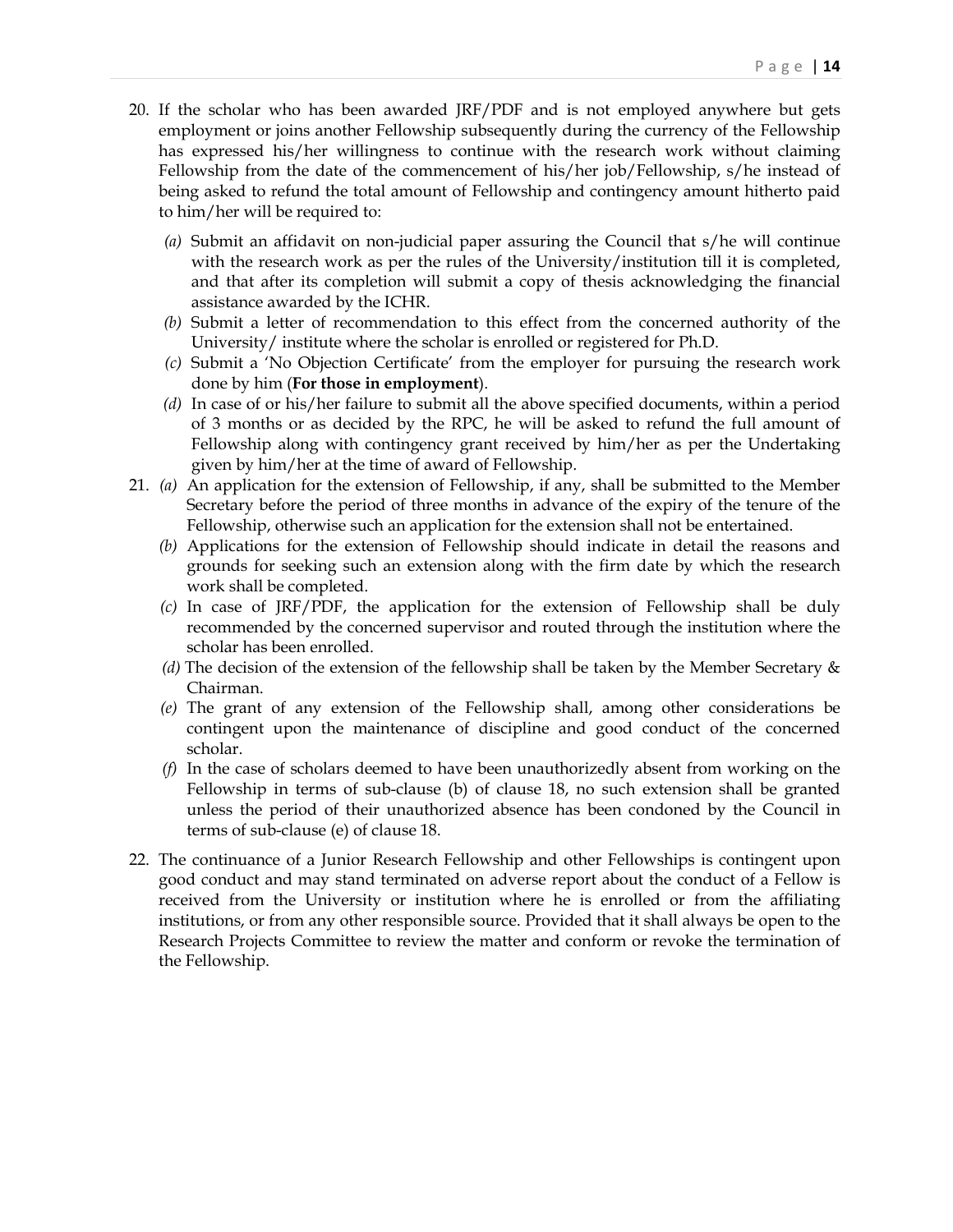20. If the scholar who has been awarded JRF/PDF and is not employed anywhere but gets employment or joins another Fellowship subsequently during the currency of the Fellowship has expressed his/her willingness to continue with the research work without claiming Fellowship from the date of the commencement of his/her job/Fellowship, s/he instead of being asked to refund the total amount of Fellowship and contingency amount hitherto paid to him/her will be required to:

    *(a)* Submit an affidavit on non-judicial paper assuring the Council that s/he will continue with the research work as per the rules of the University/institution till it is completed, and that after its completion will submit a copy of thesis acknowledging the financial assistance awarded by the ICHR.

    *(b)* Submit a letter of recommendation to this effect from the concerned authority of the University/ institute where the scholar is enrolled or registered for Ph.D.

    *(c)* Submit a 'No Objection Certificate' from the employer for pursuing the research work done by him (**For those in employment**).

    *(d)* In case of or his/her failure to submit all the above specified documents, within a period of 3 months or as decided by the RPC, he will be asked to refund the full amount of Fellowship along with contingency grant received by him/her as per the Undertaking given by him/her at the time of award of Fellowship.

21. *(a)* An application for the extension of Fellowship, if any, shall be submitted to the Member Secretary before the period of three months in advance of the expiry of the tenure of the Fellowship, otherwise such an application for the extension shall not be entertained.

    *(b)* Applications for the extension of Fellowship should indicate in detail the reasons and grounds for seeking such an extension along with the firm date by which the research work shall be completed.

    *(c)* In case of JRF/PDF, the application for the extension of Fellowship shall be duly recommended by the concerned supervisor and routed through the institution where the scholar has been enrolled.

    *(d)* The decision of the extension of the fellowship shall be taken by the Member Secretary & Chairman.

    *(e)* The grant of any extension of the Fellowship shall, among other considerations be contingent upon the maintenance of discipline and good conduct of the concerned scholar.

    *(f)* In the case of scholars deemed to have been unauthorizedly absent from working on the Fellowship in terms of sub-clause (b) of clause 18, no such extension shall be granted unless the period of their unauthorized absence has been condoned by the Council in terms of sub-clause (e) of clause 18.

22. The continuance of a Junior Research Fellowship and other Fellowships is contingent upon good conduct and may stand terminated on adverse report about the conduct of a Fellow is received from the University or institution where he is enrolled or from the affiliating institutions, or from any other responsible source. Provided that it shall always be open to the Research Projects Committee to review the matter and conform or revoke the termination of the Fellowship.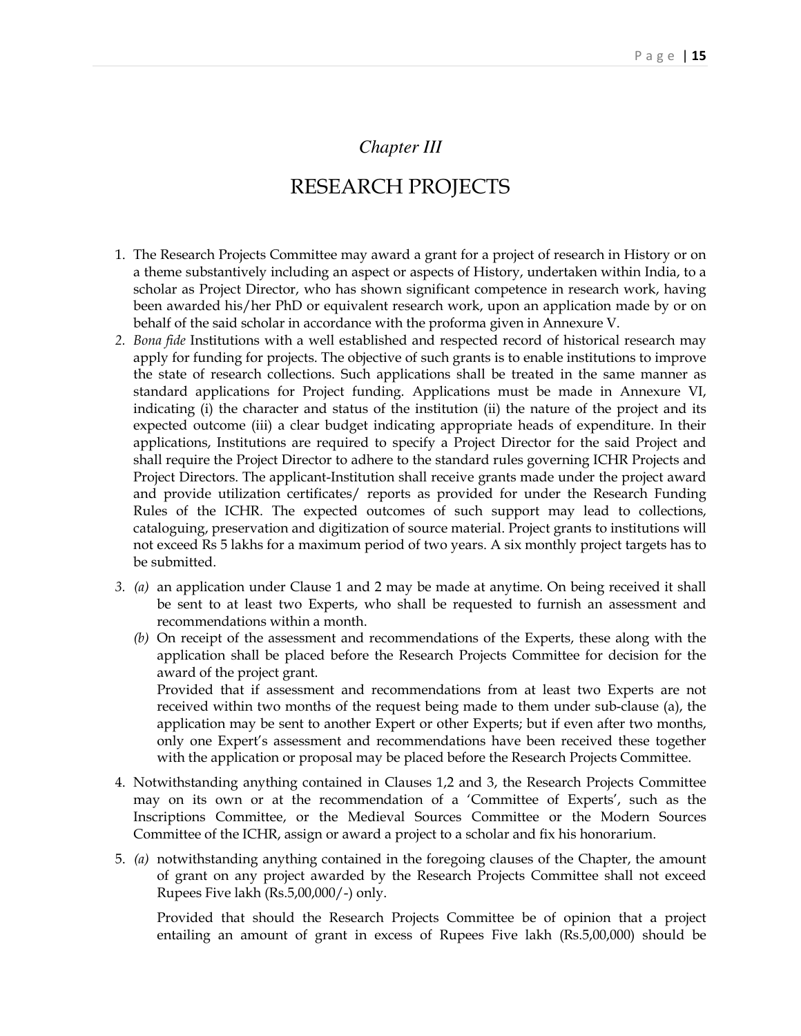*Chapter III*

# RESEARCH PROJECTS

1. The Research Projects Committee may award a grant for a project of research in History or on a theme substantively including an aspect or aspects of History, undertaken within India, to a scholar as Project Director, who has shown significant competence in research work, having been awarded his/her PhD or equivalent research work, upon an application made by or on behalf of the said scholar in accordance with the proforma given in Annexure V.
2. *Bona fide* Institutions with a well established and respected record of historical research may apply for funding for projects. The objective of such grants is to enable institutions to improve the state of research collections. Such applications shall be treated in the same manner as standard applications for Project funding. Applications must be made in Annexure VI, indicating (i) the character and status of the institution (ii) the nature of the project and its expected outcome (iii) a clear budget indicating appropriate heads of expenditure. In their applications, Institutions are required to specify a Project Director for the said Project and shall require the Project Director to adhere to the standard rules governing ICHR Projects and Project Directors. The applicant-Institution shall receive grants made under the project award and provide utilization certificates/ reports as provided for under the Research Funding Rules of the ICHR. The expected outcomes of such support may lead to collections, cataloguing, preservation and digitization of source material. Project grants to institutions will not exceed Rs 5 lakhs for a maximum period of two years. A six monthly project targets has to be submitted.
3. *(a)* an application under Clause 1 and 2 may be made at anytime. On being received it shall be sent to at least two Experts, who shall be requested to furnish an assessment and recommendations within a month.

   *(b)* On receipt of the assessment and recommendations of the Experts, these along with the application shall be placed before the Research Projects Committee for decision for the award of the project grant.

   Provided that if assessment and recommendations from at least two Experts are not received within two months of the request being made to them under sub-clause (a), the application may be sent to another Expert or other Experts; but if even after two months, only one Expert's assessment and recommendations have been received these together with the application or proposal may be placed before the Research Projects Committee.
4. Notwithstanding anything contained in Clauses 1,2 and 3, the Research Projects Committee may on its own or at the recommendation of a 'Committee of Experts', such as the Inscriptions Committee, or the Medieval Sources Committee or the Modern Sources Committee of the ICHR, assign or award a project to a scholar and fix his honorarium.
5. *(a)* notwithstanding anything contained in the foregoing clauses of the Chapter, the amount of grant on any project awarded by the Research Projects Committee shall not exceed Rupees Five lakh (Rs.5,00,000/-) only.

   Provided that should the Research Projects Committee be of opinion that a project entailing an amount of grant in excess of Rupees Five lakh (Rs.5,00,000) should be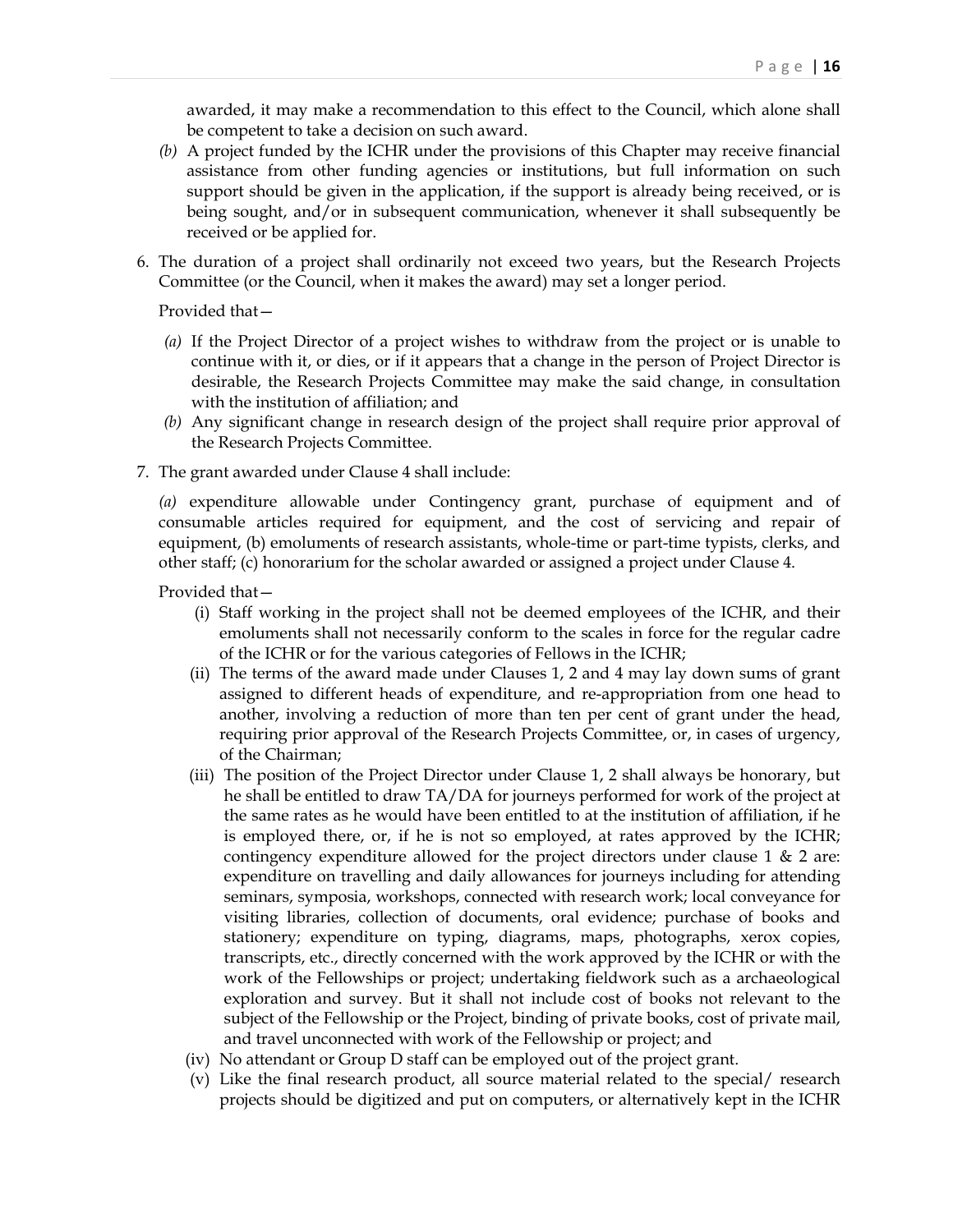awarded, it may make a recommendation to this effect to the Council, which alone shall be competent to take a decision on such award.

*(b)* A project funded by the ICHR under the provisions of this Chapter may receive financial assistance from other funding agencies or institutions, but full information on such support should be given in the application, if the support is already being received, or is being sought, and/or in subsequent communication, whenever it shall subsequently be received or be applied for.

6. The duration of a project shall ordinarily not exceed two years, but the Research Projects Committee (or the Council, when it makes the award) may set a longer period.

   Provided that—

   *(a)* If the Project Director of a project wishes to withdraw from the project or is unable to continue with it, or dies, or if it appears that a change in the person of Project Director is desirable, the Research Projects Committee may make the said change, in consultation with the institution of affiliation; and

   *(b)* Any significant change in research design of the project shall require prior approval of the Research Projects Committee.

7. The grant awarded under Clause 4 shall include:

   *(a)* expenditure allowable under Contingency grant, purchase of equipment and of consumable articles required for equipment, and the cost of servicing and repair of equipment, (b) emoluments of research assistants, whole-time or part-time typists, clerks, and other staff; (c) honorarium for the scholar awarded or assigned a project under Clause 4.

   Provided that—

   (i) Staff working in the project shall not be deemed employees of the ICHR, and their emoluments shall not necessarily conform to the scales in force for the regular cadre of the ICHR or for the various categories of Fellows in the ICHR;

   (ii) The terms of the award made under Clauses 1, 2 and 4 may lay down sums of grant assigned to different heads of expenditure, and re-appropriation from one head to another, involving a reduction of more than ten per cent of grant under the head, requiring prior approval of the Research Projects Committee, or, in cases of urgency, of the Chairman;

   (iii) The position of the Project Director under Clause 1, 2 shall always be honorary, but he shall be entitled to draw TA/DA for journeys performed for work of the project at the same rates as he would have been entitled to at the institution of affiliation, if he is employed there, or, if he is not so employed, at rates approved by the ICHR; contingency expenditure allowed for the project directors under clause 1 & 2 are: expenditure on travelling and daily allowances for journeys including for attending seminars, symposia, workshops, connected with research work; local conveyance for visiting libraries, collection of documents, oral evidence; purchase of books and stationery; expenditure on typing, diagrams, maps, photographs, xerox copies, transcripts, etc., directly concerned with the work approved by the ICHR or with the work of the Fellowships or project; undertaking fieldwork such as a archaeological exploration and survey. But it shall not include cost of books not relevant to the subject of the Fellowship or the Project, binding of private books, cost of private mail, and travel unconnected with work of the Fellowship or project; and

   (iv) No attendant or Group D staff can be employed out of the project grant.

   (v) Like the final research product, all source material related to the special/ research projects should be digitized and put on computers, or alternatively kept in the ICHR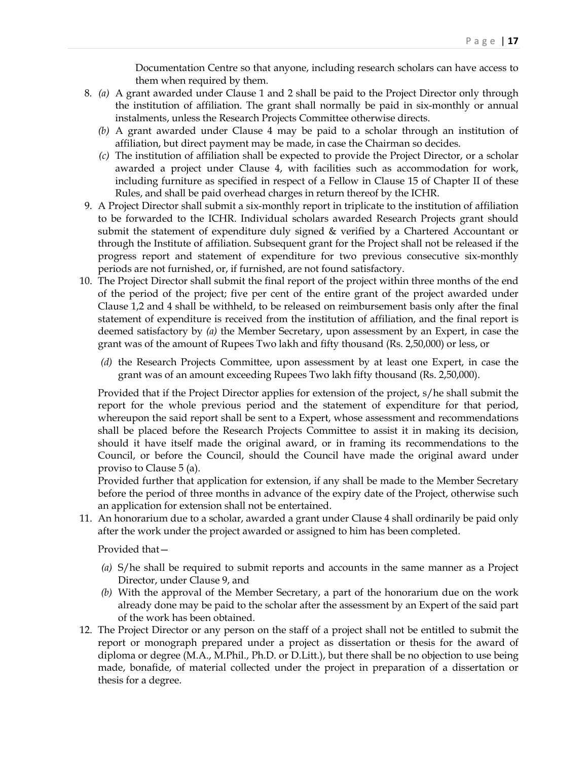Documentation Centre so that anyone, including research scholars can have access to them when required by them.

8. *(a)* A grant awarded under Clause 1 and 2 shall be paid to the Project Director only through the institution of affiliation. The grant shall normally be paid in six-monthly or annual instalments, unless the Research Projects Committee otherwise directs.

   *(b)* A grant awarded under Clause 4 may be paid to a scholar through an institution of affiliation, but direct payment may be made, in case the Chairman so decides.

   *(c)* The institution of affiliation shall be expected to provide the Project Director, or a scholar awarded a project under Clause 4, with facilities such as accommodation for work, including furniture as specified in respect of a Fellow in Clause 15 of Chapter II of these Rules, and shall be paid overhead charges in return thereof by the ICHR.

9. A Project Director shall submit a six-monthly report in triplicate to the institution of affiliation to be forwarded to the ICHR. Individual scholars awarded Research Projects grant should submit the statement of expenditure duly signed & verified by a Chartered Accountant or through the Institute of affiliation. Subsequent grant for the Project shall not be released if the progress report and statement of expenditure for two previous consecutive six-monthly periods are not furnished, or, if furnished, are not found satisfactory.

10. The Project Director shall submit the final report of the project within three months of the end of the period of the project; five per cent of the entire grant of the project awarded under Clause 1,2 and 4 shall be withheld, to be released on reimbursement basis only after the final statement of expenditure is received from the institution of affiliation, and the final report is deemed satisfactory by *(a)* the Member Secretary, upon assessment by an Expert, in case the grant was of the amount of Rupees Two lakh and fifty thousand (Rs. 2,50,000) or less, or

    *(d)* the Research Projects Committee, upon assessment by at least one Expert, in case the grant was of an amount exceeding Rupees Two lakh fifty thousand (Rs. 2,50,000).

    Provided that if the Project Director applies for extension of the project, s/he shall submit the report for the whole previous period and the statement of expenditure for that period, whereupon the said report shall be sent to a Expert, whose assessment and recommendations shall be placed before the Research Projects Committee to assist it in making its decision, should it have itself made the original award, or in framing its recommendations to the Council, or before the Council, should the Council have made the original award under proviso to Clause 5 (a).

    Provided further that application for extension, if any shall be made to the Member Secretary before the period of three months in advance of the expiry date of the Project, otherwise such an application for extension shall not be entertained.

11. An honorarium due to a scholar, awarded a grant under Clause 4 shall ordinarily be paid only after the work under the project awarded or assigned to him has been completed.

    Provided that—

    *(a)* S/he shall be required to submit reports and accounts in the same manner as a Project Director, under Clause 9, and

    *(b)* With the approval of the Member Secretary, a part of the honorarium due on the work already done may be paid to the scholar after the assessment by an Expert of the said part of the work has been obtained.

12. The Project Director or any person on the staff of a project shall not be entitled to submit the report or monograph prepared under a project as dissertation or thesis for the award of diploma or degree (M.A., M.Phil., Ph.D. or D.Litt.), but there shall be no objection to use being made, bonafide, of material collected under the project in preparation of a dissertation or thesis for a degree.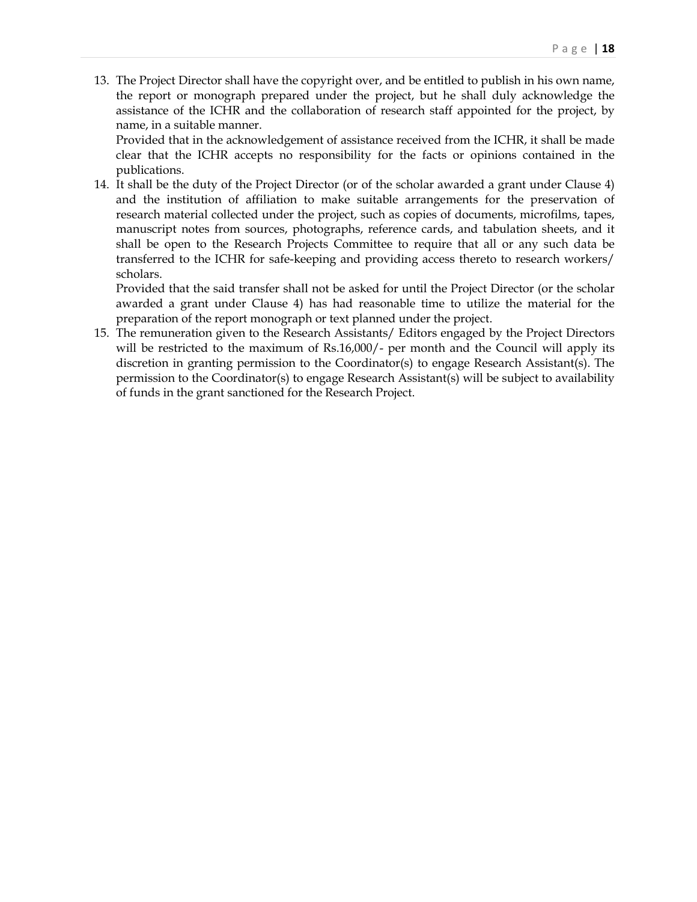13. The Project Director shall have the copyright over, and be entitled to publish in his own name, the report or monograph prepared under the project, but he shall duly acknowledge the assistance of the ICHR and the collaboration of research staff appointed for the project, by name, in a suitable manner.

    Provided that in the acknowledgement of assistance received from the ICHR, it shall be made clear that the ICHR accepts no responsibility for the facts or opinions contained in the publications.

14. It shall be the duty of the Project Director (or of the scholar awarded a grant under Clause 4) and the institution of affiliation to make suitable arrangements for the preservation of research material collected under the project, such as copies of documents, microfilms, tapes, manuscript notes from sources, photographs, reference cards, and tabulation sheets, and it shall be open to the Research Projects Committee to require that all or any such data be transferred to the ICHR for safe-keeping and providing access thereto to research workers/ scholars.

    Provided that the said transfer shall not be asked for until the Project Director (or the scholar awarded a grant under Clause 4) has had reasonable time to utilize the material for the preparation of the report monograph or text planned under the project.

15. The remuneration given to the Research Assistants/ Editors engaged by the Project Directors will be restricted to the maximum of Rs.16,000/- per month and the Council will apply its discretion in granting permission to the Coordinator(s) to engage Research Assistant(s). The permission to the Coordinator(s) to engage Research Assistant(s) will be subject to availability of funds in the grant sanctioned for the Research Project.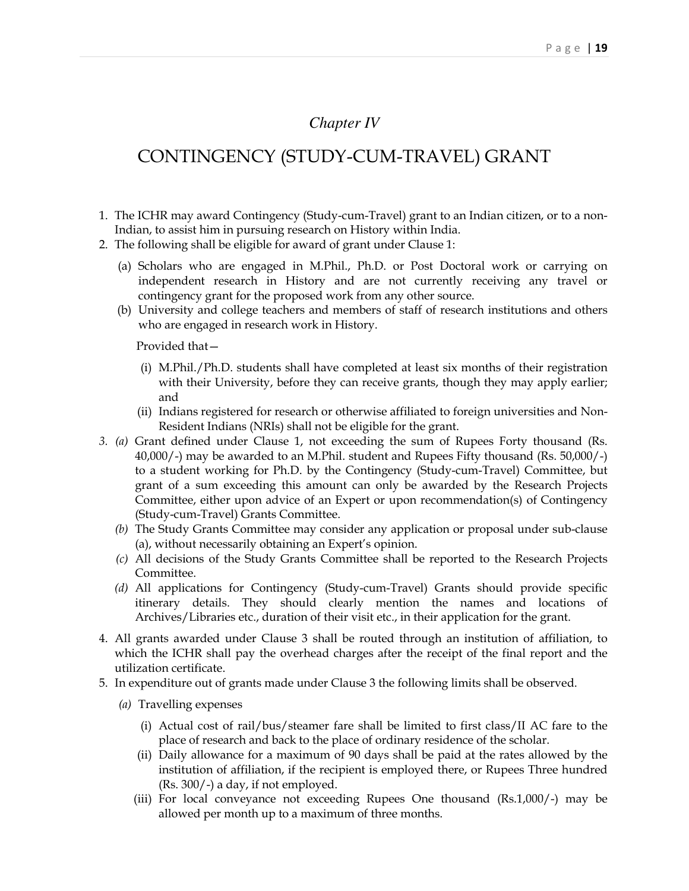*Chapter IV*

# CONTINGENCY (STUDY-CUM-TRAVEL) GRANT

1. The ICHR may award Contingency (Study-cum-Travel) grant to an Indian citizen, or to a non-Indian, to assist him in pursuing research on History within India.
2. The following shall be eligible for award of grant under Clause 1:

   (a) Scholars who are engaged in M.Phil., Ph.D. or Post Doctoral work or carrying on independent research in History and are not currently receiving any travel or contingency grant for the proposed work from any other source.

   (b) University and college teachers and members of staff of research institutions and others who are engaged in research work in History.

   Provided that—

   (i) M.Phil./Ph.D. students shall have completed at least six months of their registration with their University, before they can receive grants, though they may apply earlier; and

   (ii) Indians registered for research or otherwise affiliated to foreign universities and Non-Resident Indians (NRIs) shall not be eligible for the grant.

3. *(a)* Grant defined under Clause 1, not exceeding the sum of Rupees Forty thousand (Rs. 40,000/-) may be awarded to an M.Phil. student and Rupees Fifty thousand (Rs. 50,000/-) to a student working for Ph.D. by the Contingency (Study-cum-Travel) Committee, but grant of a sum exceeding this amount can only be awarded by the Research Projects Committee, either upon advice of an Expert or upon recommendation(s) of Contingency (Study-cum-Travel) Grants Committee.

   *(b)* The Study Grants Committee may consider any application or proposal under sub-clause (a), without necessarily obtaining an Expert's opinion.

   *(c)* All decisions of the Study Grants Committee shall be reported to the Research Projects Committee.

   *(d)* All applications for Contingency (Study-cum-Travel) Grants should provide specific itinerary details. They should clearly mention the names and locations of Archives/Libraries etc., duration of their visit etc., in their application for the grant.

4. All grants awarded under Clause 3 shall be routed through an institution of affiliation, to which the ICHR shall pay the overhead charges after the receipt of the final report and the utilization certificate.
5. In expenditure out of grants made under Clause 3 the following limits shall be observed.

   *(a)* Travelling expenses

   (i) Actual cost of rail/bus/steamer fare shall be limited to first class/II AC fare to the place of research and back to the place of ordinary residence of the scholar.

   (ii) Daily allowance for a maximum of 90 days shall be paid at the rates allowed by the institution of affiliation, if the recipient is employed there, or Rupees Three hundred (Rs. 300/-) a day, if not employed.

   (iii) For local conveyance not exceeding Rupees One thousand (Rs.1,000/-) may be allowed per month up to a maximum of three months.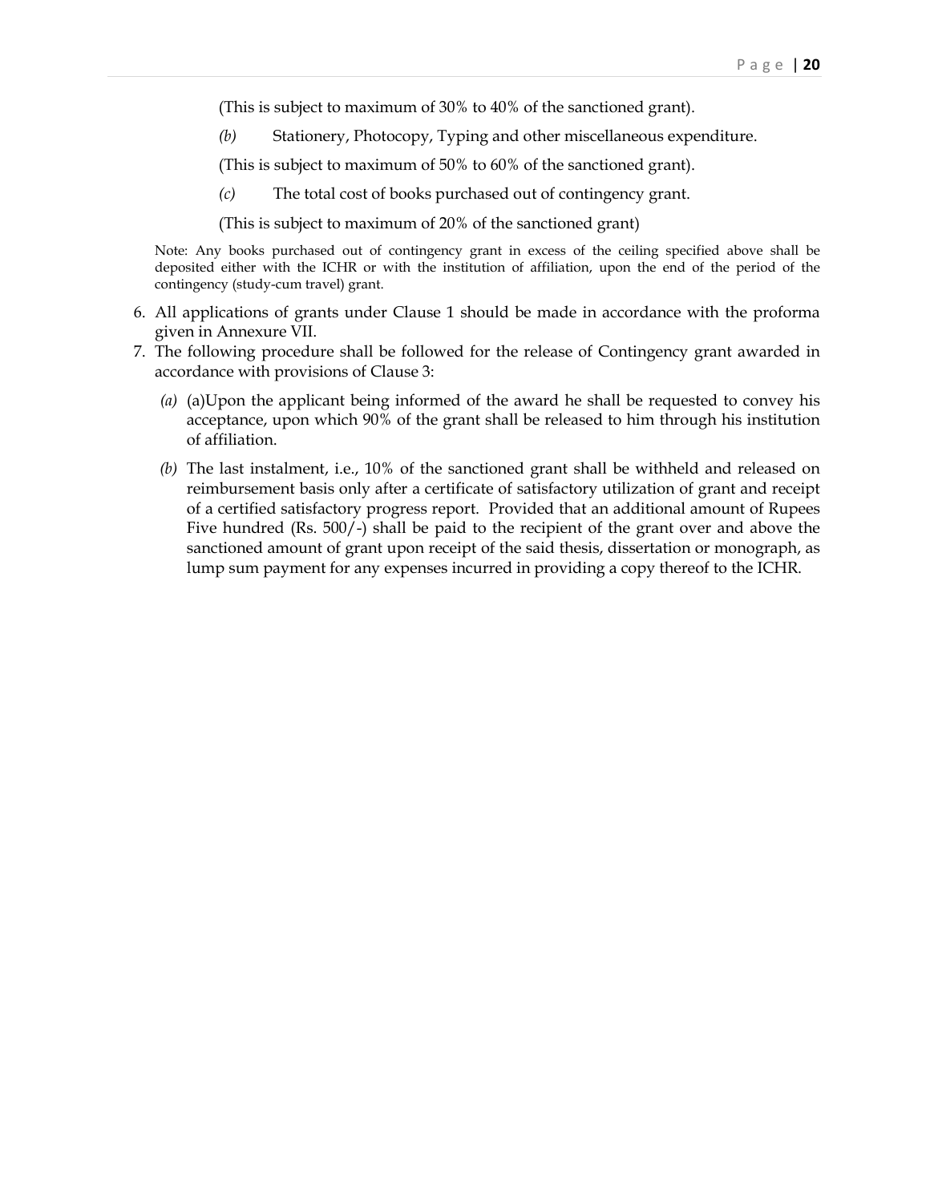(This is subject to maximum of 30% to 40% of the sanctioned grant).

*(b)* Stationery, Photocopy, Typing and other miscellaneous expenditure.

(This is subject to maximum of 50% to 60% of the sanctioned grant).

*(c)* The total cost of books purchased out of contingency grant.

(This is subject to maximum of 20% of the sanctioned grant)

Note: Any books purchased out of contingency grant in excess of the ceiling specified above shall be deposited either with the ICHR or with the institution of affiliation, upon the end of the period of the contingency (study-cum travel) grant.

6. All applications of grants under Clause 1 should be made in accordance with the proforma given in Annexure VII.
7. The following procedure shall be followed for the release of Contingency grant awarded in accordance with provisions of Clause 3:

   *(a)* (a)Upon the applicant being informed of the award he shall be requested to convey his acceptance, upon which 90% of the grant shall be released to him through his institution of affiliation.

   *(b)* The last instalment, i.e., 10% of the sanctioned grant shall be withheld and released on reimbursement basis only after a certificate of satisfactory utilization of grant and receipt of a certified satisfactory progress report. Provided that an additional amount of Rupees Five hundred (Rs. 500/-) shall be paid to the recipient of the grant over and above the sanctioned amount of grant upon receipt of the said thesis, dissertation or monograph, as lump sum payment for any expenses incurred in providing a copy thereof to the ICHR.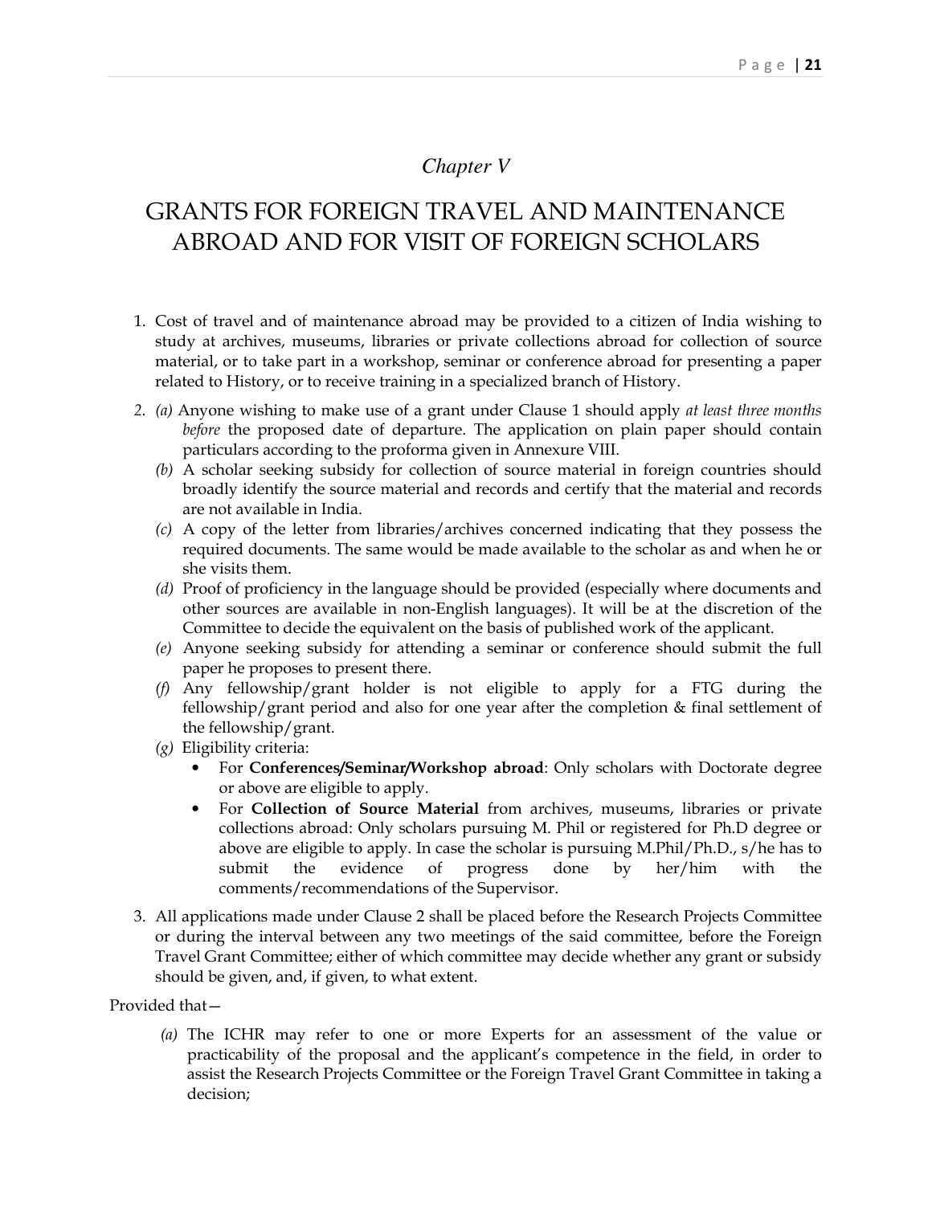*Chapter V*

# GRANTS FOR FOREIGN TRAVEL AND MAINTENANCE ABROAD AND FOR VISIT OF FOREIGN SCHOLARS

1. Cost of travel and of maintenance abroad may be provided to a citizen of India wishing to study at archives, museums, libraries or private collections abroad for collection of source material, or to take part in a workshop, seminar or conference abroad for presenting a paper related to History, or to receive training in a specialized branch of History.

2. *(a)* Anyone wishing to make use of a grant under Clause 1 should apply *at least three months before* the proposed date of departure. The application on plain paper should contain particulars according to the proforma given in Annexure VIII.

   *(b)* A scholar seeking subsidy for collection of source material in foreign countries should broadly identify the source material and records and certify that the material and records are not available in India.

   *(c)* A copy of the letter from libraries/archives concerned indicating that they possess the required documents. The same would be made available to the scholar as and when he or she visits them.

   *(d)* Proof of proficiency in the language should be provided (especially where documents and other sources are available in non-English languages). It will be at the discretion of the Committee to decide the equivalent on the basis of published work of the applicant.

   *(e)* Anyone seeking subsidy for attending a seminar or conference should submit the full paper he proposes to present there.

   *(f)* Any fellowship/grant holder is not eligible to apply for a FTG during the fellowship/grant period and also for one year after the completion & final settlement of the fellowship/grant.

   *(g)* Eligibility criteria:
   - For **Conferences/Seminar/Workshop abroad**: Only scholars with Doctorate degree or above are eligible to apply.
   - For **Collection of Source Material** from archives, museums, libraries or private collections abroad: Only scholars pursuing M. Phil or registered for Ph.D degree or above are eligible to apply. In case the scholar is pursuing M.Phil/Ph.D., s/he has to submit the evidence of progress done by her/him with the comments/recommendations of the Supervisor.

3. All applications made under Clause 2 shall be placed before the Research Projects Committee or during the interval between any two meetings of the said committee, before the Foreign Travel Grant Committee; either of which committee may decide whether any grant or subsidy should be given, and, if given, to what extent.

Provided that—

*(a)* The ICHR may refer to one or more Experts for an assessment of the value or practicability of the proposal and the applicant's competence in the field, in order to assist the Research Projects Committee or the Foreign Travel Grant Committee in taking a decision;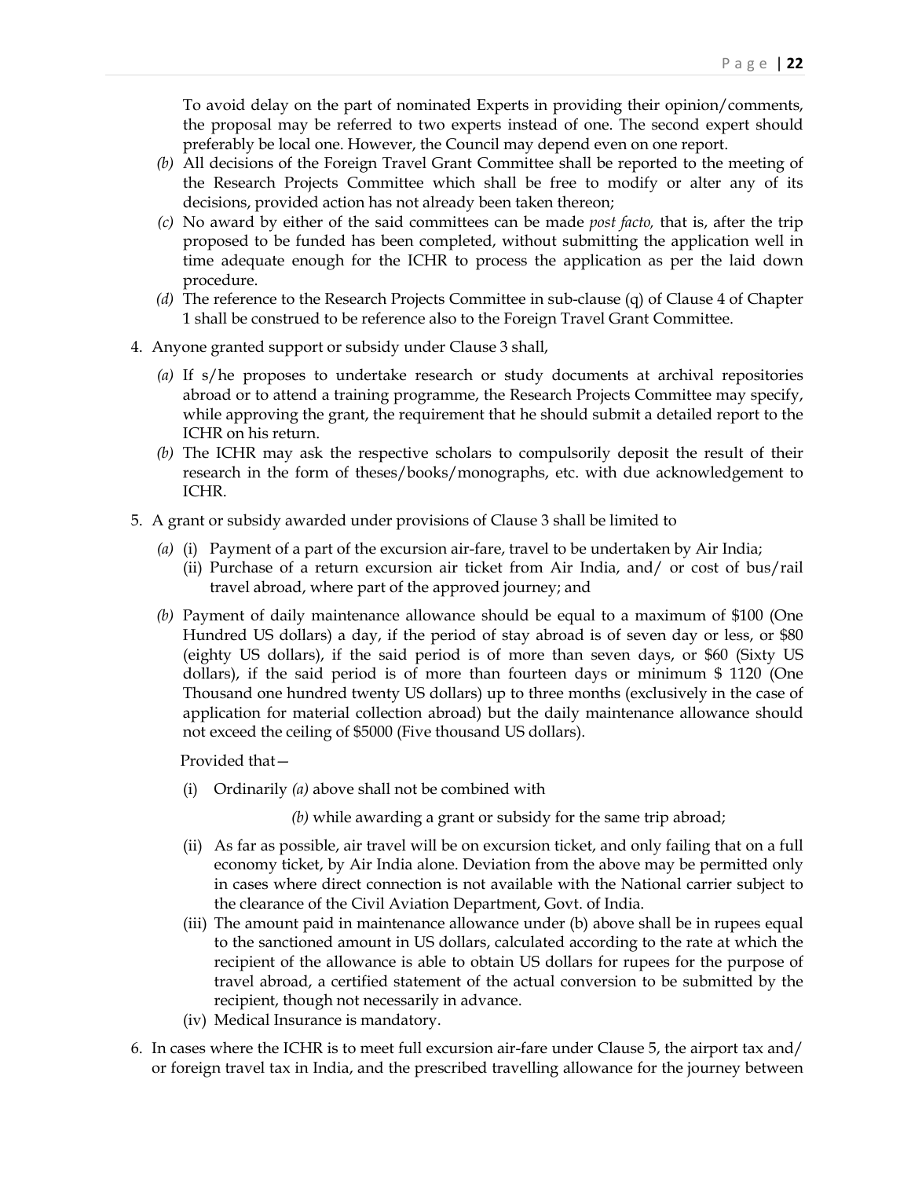To avoid delay on the part of nominated Experts in providing their opinion/comments, the proposal may be referred to two experts instead of one. The second expert should preferably be local one. However, the Council may depend even on one report.

*(b)* All decisions of the Foreign Travel Grant Committee shall be reported to the meeting of the Research Projects Committee which shall be free to modify or alter any of its decisions, provided action has not already been taken thereon;

*(c)* No award by either of the said committees can be made *post facto,* that is, after the trip proposed to be funded has been completed, without submitting the application well in time adequate enough for the ICHR to process the application as per the laid down procedure.

*(d)* The reference to the Research Projects Committee in sub-clause (q) of Clause 4 of Chapter 1 shall be construed to be reference also to the Foreign Travel Grant Committee.

4. Anyone granted support or subsidy under Clause 3 shall,

   *(a)* If s/he proposes to undertake research or study documents at archival repositories abroad or to attend a training programme, the Research Projects Committee may specify, while approving the grant, the requirement that he should submit a detailed report to the ICHR on his return.

   *(b)* The ICHR may ask the respective scholars to compulsorily deposit the result of their research in the form of theses/books/monographs, etc. with due acknowledgement to ICHR.

5. A grant or subsidy awarded under provisions of Clause 3 shall be limited to

   *(a)* (i) Payment of a part of the excursion air-fare, travel to be undertaken by Air India;
   (ii) Purchase of a return excursion air ticket from Air India, and/ or cost of bus/rail travel abroad, where part of the approved journey; and

   *(b)* Payment of daily maintenance allowance should be equal to a maximum of $100 (One Hundred US dollars) a day, if the period of stay abroad is of seven day or less, or $80 (eighty US dollars), if the said period is of more than seven days, or $60 (Sixty US dollars), if the said period is of more than fourteen days or minimum $ 1120 (One Thousand one hundred twenty US dollars) up to three months (exclusively in the case of application for material collection abroad) but the daily maintenance allowance should not exceed the ceiling of $5000 (Five thousand US dollars).

   Provided that—

   (i) Ordinarily *(a)* above shall not be combined with

   *(b)* while awarding a grant or subsidy for the same trip abroad;

   (ii) As far as possible, air travel will be on excursion ticket, and only failing that on a full economy ticket, by Air India alone. Deviation from the above may be permitted only in cases where direct connection is not available with the National carrier subject to the clearance of the Civil Aviation Department, Govt. of India.

   (iii) The amount paid in maintenance allowance under (b) above shall be in rupees equal to the sanctioned amount in US dollars, calculated according to the rate at which the recipient of the allowance is able to obtain US dollars for rupees for the purpose of travel abroad, a certified statement of the actual conversion to be submitted by the recipient, though not necessarily in advance.

   (iv) Medical Insurance is mandatory.

6. In cases where the ICHR is to meet full excursion air-fare under Clause 5, the airport tax and/ or foreign travel tax in India, and the prescribed travelling allowance for the journey between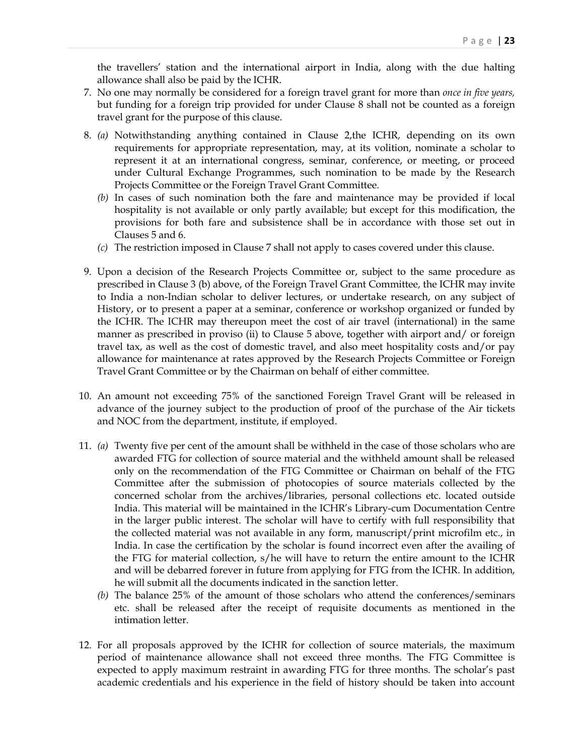the travellers' station and the international airport in India, along with the due halting allowance shall also be paid by the ICHR.

7. No one may normally be considered for a foreign travel grant for more than *once in five years,* but funding for a foreign trip provided for under Clause 8 shall not be counted as a foreign travel grant for the purpose of this clause.

8. *(a)* Notwithstanding anything contained in Clause 2,the ICHR, depending on its own requirements for appropriate representation, may, at its volition, nominate a scholar to represent it at an international congress, seminar, conference, or meeting, or proceed under Cultural Exchange Programmes, such nomination to be made by the Research Projects Committee or the Foreign Travel Grant Committee.
   *(b)* In cases of such nomination both the fare and maintenance may be provided if local hospitality is not available or only partly available; but except for this modification, the provisions for both fare and subsistence shall be in accordance with those set out in Clauses 5 and 6.
   *(c)* The restriction imposed in Clause 7 shall not apply to cases covered under this clause.

9. Upon a decision of the Research Projects Committee or, subject to the same procedure as prescribed in Clause 3 (b) above, of the Foreign Travel Grant Committee, the ICHR may invite to India a non-Indian scholar to deliver lectures, or undertake research, on any subject of History, or to present a paper at a seminar, conference or workshop organized or funded by the ICHR. The ICHR may thereupon meet the cost of air travel (international) in the same manner as prescribed in proviso (ii) to Clause 5 above, together with airport and/ or foreign travel tax, as well as the cost of domestic travel, and also meet hospitality costs and/or pay allowance for maintenance at rates approved by the Research Projects Committee or Foreign Travel Grant Committee or by the Chairman on behalf of either committee.

10. An amount not exceeding 75% of the sanctioned Foreign Travel Grant will be released in advance of the journey subject to the production of proof of the purchase of the Air tickets and NOC from the department, institute, if employed.

11. *(a)* Twenty five per cent of the amount shall be withheld in the case of those scholars who are awarded FTG for collection of source material and the withheld amount shall be released only on the recommendation of the FTG Committee or Chairman on behalf of the FTG Committee after the submission of photocopies of source materials collected by the concerned scholar from the archives/libraries, personal collections etc. located outside India. This material will be maintained in the ICHR's Library-cum Documentation Centre in the larger public interest. The scholar will have to certify with full responsibility that the collected material was not available in any form, manuscript/print microfilm etc., in India. In case the certification by the scholar is found incorrect even after the availing of the FTG for material collection, s/he will have to return the entire amount to the ICHR and will be debarred forever in future from applying for FTG from the ICHR. In addition, he will submit all the documents indicated in the sanction letter.
    *(b)* The balance 25% of the amount of those scholars who attend the conferences/seminars etc. shall be released after the receipt of requisite documents as mentioned in the intimation letter.

12. For all proposals approved by the ICHR for collection of source materials, the maximum period of maintenance allowance shall not exceed three months. The FTG Committee is expected to apply maximum restraint in awarding FTG for three months. The scholar's past academic credentials and his experience in the field of history should be taken into account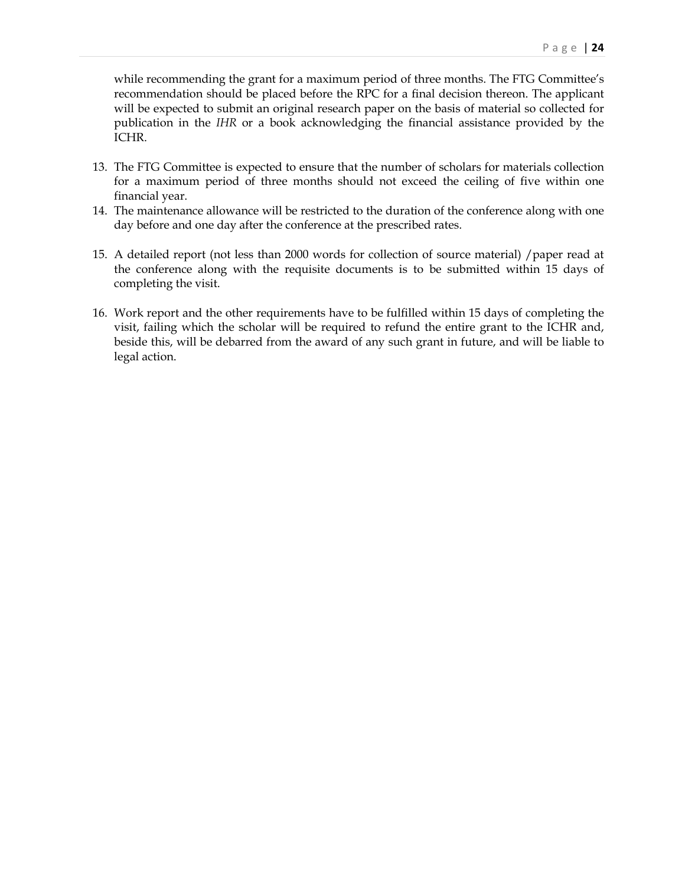while recommending the grant for a maximum period of three months. The FTG Committee's recommendation should be placed before the RPC for a final decision thereon. The applicant will be expected to submit an original research paper on the basis of material so collected for publication in the *IHR* or a book acknowledging the financial assistance provided by the ICHR.

13. The FTG Committee is expected to ensure that the number of scholars for materials collection for a maximum period of three months should not exceed the ceiling of five within one financial year.
14. The maintenance allowance will be restricted to the duration of the conference along with one day before and one day after the conference at the prescribed rates.
15. A detailed report (not less than 2000 words for collection of source material) /paper read at the conference along with the requisite documents is to be submitted within 15 days of completing the visit.
16. Work report and the other requirements have to be fulfilled within 15 days of completing the visit, failing which the scholar will be required to refund the entire grant to the ICHR and, beside this, will be debarred from the award of any such grant in future, and will be liable to legal action.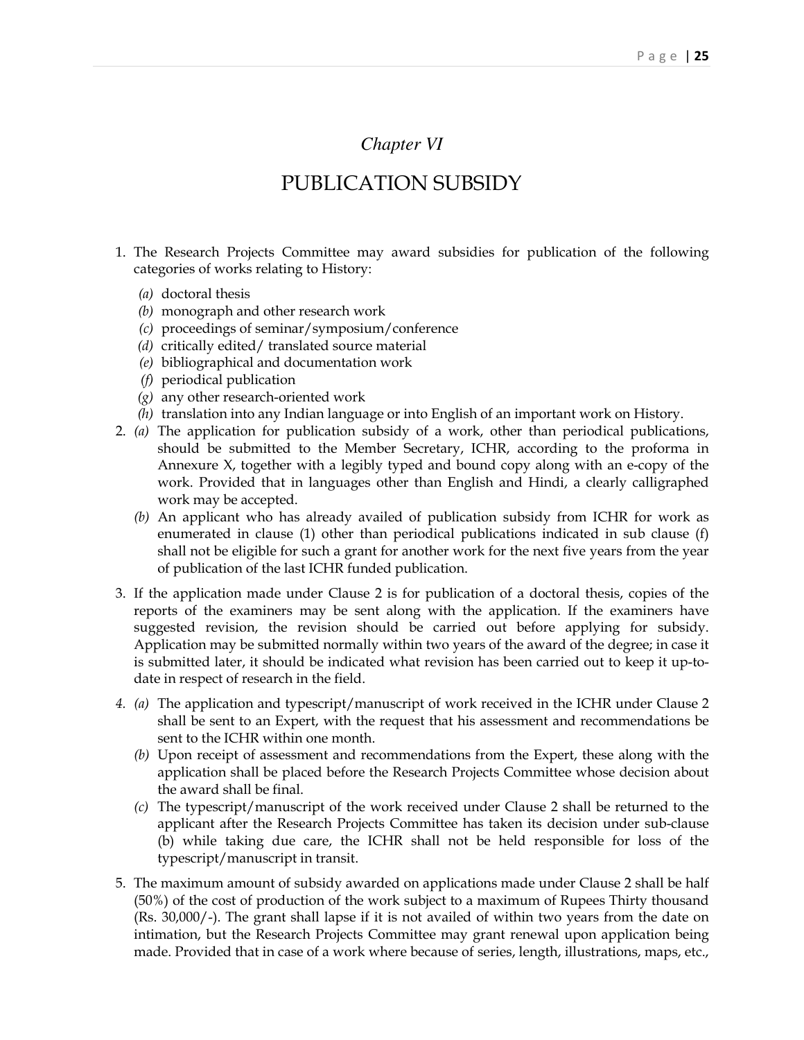*Chapter VI*

# PUBLICATION SUBSIDY

1. The Research Projects Committee may award subsidies for publication of the following categories of works relating to History:
   - *(a)* doctoral thesis
   - *(b)* monograph and other research work
   - *(c)* proceedings of seminar/symposium/conference
   - *(d)* critically edited/ translated source material
   - *(e)* bibliographical and documentation work
   - *(f)* periodical publication
   - *(g)* any other research-oriented work
   - *(h)* translation into any Indian language or into English of an important work on History.
2. *(a)* The application for publication subsidy of a work, other than periodical publications, should be submitted to the Member Secretary, ICHR, according to the proforma in Annexure X, together with a legibly typed and bound copy along with an e-copy of the work. Provided that in languages other than English and Hindi, a clearly calligraphed work may be accepted.

   *(b)* An applicant who has already availed of publication subsidy from ICHR for work as enumerated in clause (1) other than periodical publications indicated in sub clause (f) shall not be eligible for such a grant for another work for the next five years from the year of publication of the last ICHR funded publication.
3. If the application made under Clause 2 is for publication of a doctoral thesis, copies of the reports of the examiners may be sent along with the application. If the examiners have suggested revision, the revision should be carried out before applying for subsidy. Application may be submitted normally within two years of the award of the degree; in case it is submitted later, it should be indicated what revision has been carried out to keep it up-to-date in respect of research in the field.
4. *(a)* The application and typescript/manuscript of work received in the ICHR under Clause 2 shall be sent to an Expert, with the request that his assessment and recommendations be sent to the ICHR within one month.

   *(b)* Upon receipt of assessment and recommendations from the Expert, these along with the application shall be placed before the Research Projects Committee whose decision about the award shall be final.

   *(c)* The typescript/manuscript of the work received under Clause 2 shall be returned to the applicant after the Research Projects Committee has taken its decision under sub-clause (b) while taking due care, the ICHR shall not be held responsible for loss of the typescript/manuscript in transit.
5. The maximum amount of subsidy awarded on applications made under Clause 2 shall be half (50%) of the cost of production of the work subject to a maximum of Rupees Thirty thousand (Rs. 30,000/-). The grant shall lapse if it is not availed of within two years from the date on intimation, but the Research Projects Committee may grant renewal upon application being made. Provided that in case of a work where because of series, length, illustrations, maps, etc.,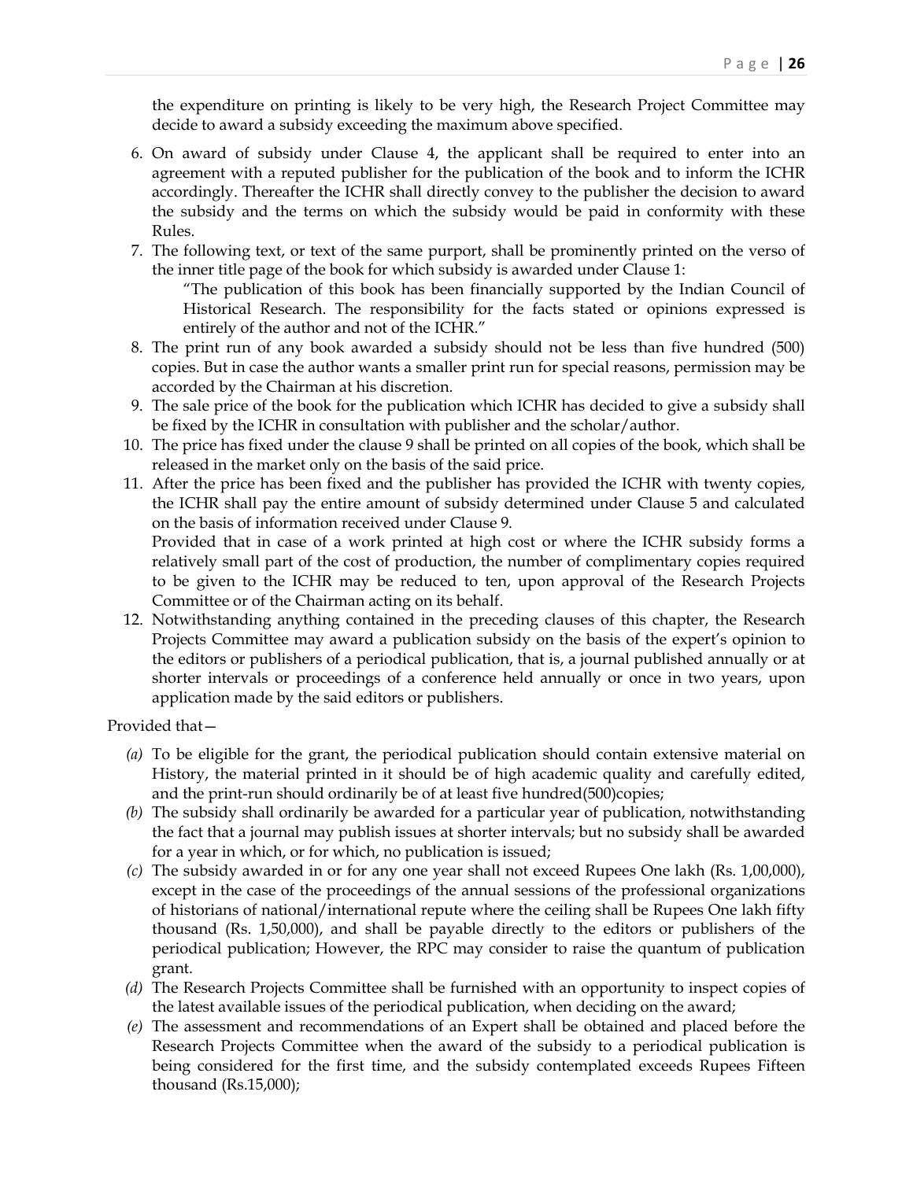the expenditure on printing is likely to be very high, the Research Project Committee may decide to award a subsidy exceeding the maximum above specified.

6. On award of subsidy under Clause 4, the applicant shall be required to enter into an agreement with a reputed publisher for the publication of the book and to inform the ICHR accordingly. Thereafter the ICHR shall directly convey to the publisher the decision to award the subsidy and the terms on which the subsidy would be paid in conformity with these Rules.
7. The following text, or text of the same purport, shall be prominently printed on the verso of the inner title page of the book for which subsidy is awarded under Clause 1:

   "The publication of this book has been financially supported by the Indian Council of Historical Research. The responsibility for the facts stated or opinions expressed is entirely of the author and not of the ICHR."
8. The print run of any book awarded a subsidy should not be less than five hundred (500) copies. But in case the author wants a smaller print run for special reasons, permission may be accorded by the Chairman at his discretion.
9. The sale price of the book for the publication which ICHR has decided to give a subsidy shall be fixed by the ICHR in consultation with publisher and the scholar/author.
10. The price has fixed under the clause 9 shall be printed on all copies of the book, which shall be released in the market only on the basis of the said price.
11. After the price has been fixed and the publisher has provided the ICHR with twenty copies, the ICHR shall pay the entire amount of subsidy determined under Clause 5 and calculated on the basis of information received under Clause 9.

    Provided that in case of a work printed at high cost or where the ICHR subsidy forms a relatively small part of the cost of production, the number of complimentary copies required to be given to the ICHR may be reduced to ten, upon approval of the Research Projects Committee or of the Chairman acting on its behalf.
12. Notwithstanding anything contained in the preceding clauses of this chapter, the Research Projects Committee may award a publication subsidy on the basis of the expert's opinion to the editors or publishers of a periodical publication, that is, a journal published annually or at shorter intervals or proceedings of a conference held annually or once in two years, upon application made by the said editors or publishers.

Provided that—

- *(a)* To be eligible for the grant, the periodical publication should contain extensive material on History, the material printed in it should be of high academic quality and carefully edited, and the print-run should ordinarily be of at least five hundred(500)copies;
- *(b)* The subsidy shall ordinarily be awarded for a particular year of publication, notwithstanding the fact that a journal may publish issues at shorter intervals; but no subsidy shall be awarded for a year in which, or for which, no publication is issued;
- *(c)* The subsidy awarded in or for any one year shall not exceed Rupees One lakh (Rs. 1,00,000), except in the case of the proceedings of the annual sessions of the professional organizations of historians of national/international repute where the ceiling shall be Rupees One lakh fifty thousand (Rs. 1,50,000), and shall be payable directly to the editors or publishers of the periodical publication; However, the RPC may consider to raise the quantum of publication grant.
- *(d)* The Research Projects Committee shall be furnished with an opportunity to inspect copies of the latest available issues of the periodical publication, when deciding on the award;
- *(e)* The assessment and recommendations of an Expert shall be obtained and placed before the Research Projects Committee when the award of the subsidy to a periodical publication is being considered for the first time, and the subsidy contemplated exceeds Rupees Fifteen thousand (Rs.15,000);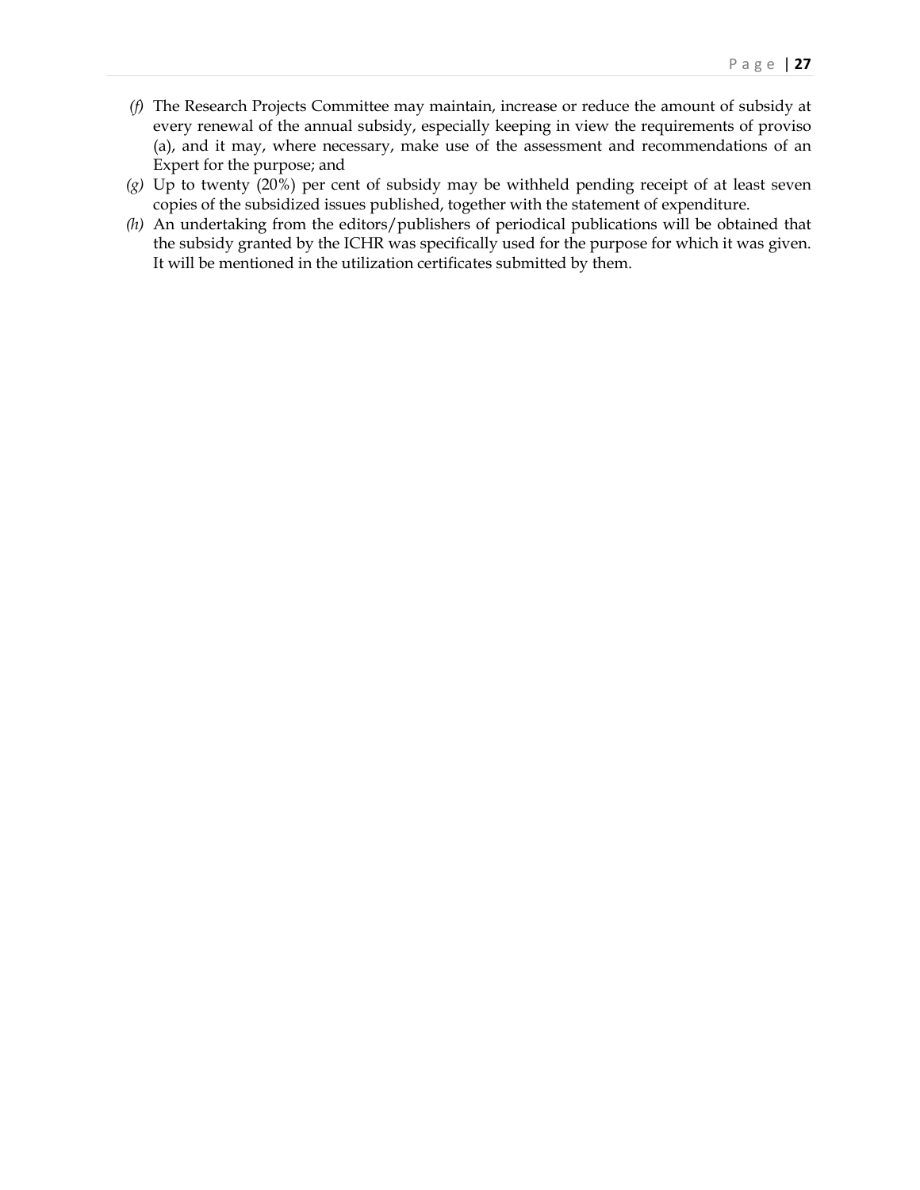*(f)* The Research Projects Committee may maintain, increase or reduce the amount of subsidy at every renewal of the annual subsidy, especially keeping in view the requirements of proviso (a), and it may, where necessary, make use of the assessment and recommendations of an Expert for the purpose; and

*(g)* Up to twenty (20%) per cent of subsidy may be withheld pending receipt of at least seven copies of the subsidized issues published, together with the statement of expenditure.

*(h)* An undertaking from the editors/publishers of periodical publications will be obtained that the subsidy granted by the ICHR was specifically used for the purpose for which it was given. It will be mentioned in the utilization certificates submitted by them.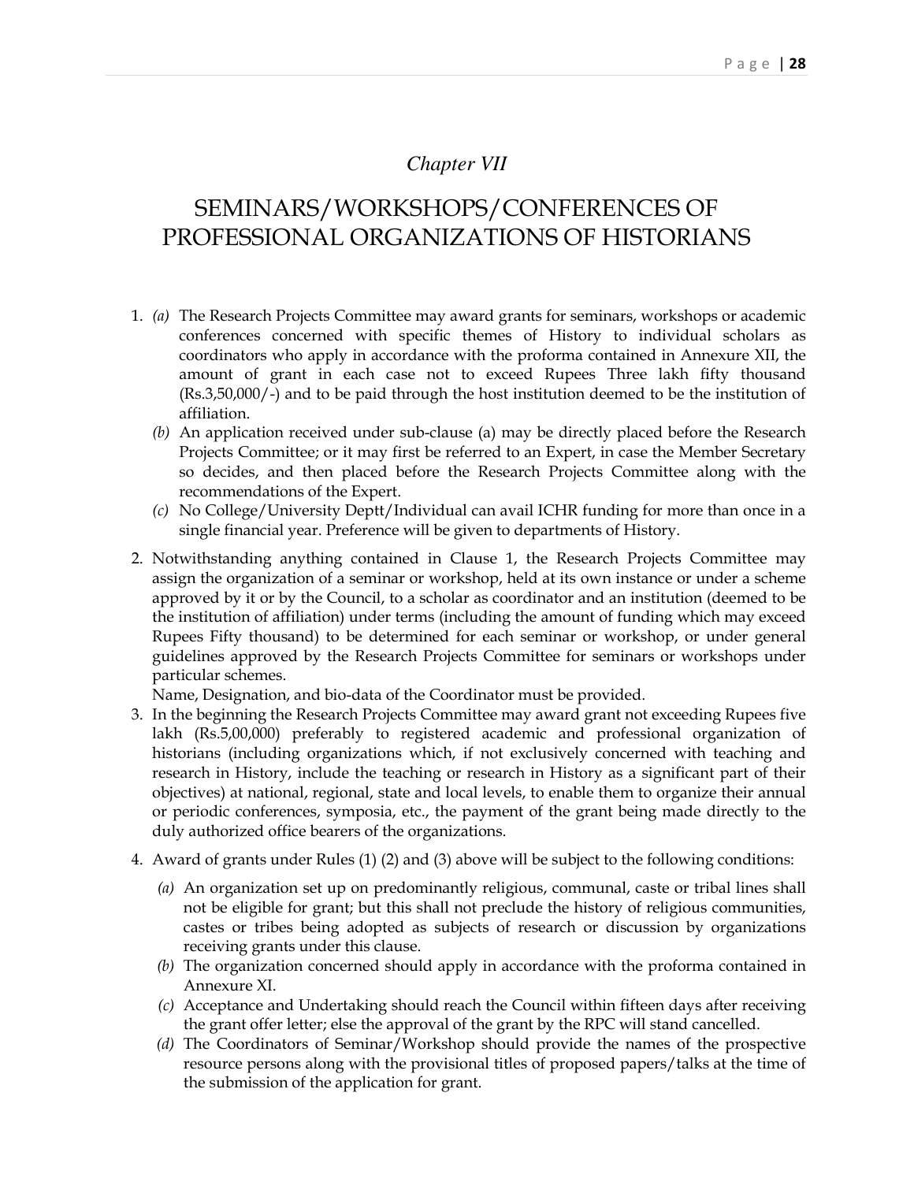*Chapter VII*

# SEMINARS/WORKSHOPS/CONFERENCES OF PROFESSIONAL ORGANIZATIONS OF HISTORIANS

1. *(a)* The Research Projects Committee may award grants for seminars, workshops or academic conferences concerned with specific themes of History to individual scholars as coordinators who apply in accordance with the proforma contained in Annexure XII, the amount of grant in each case not to exceed Rupees Three lakh fifty thousand (Rs.3,50,000/-) and to be paid through the host institution deemed to be the institution of affiliation.

   *(b)* An application received under sub-clause (a) may be directly placed before the Research Projects Committee; or it may first be referred to an Expert, in case the Member Secretary so decides, and then placed before the Research Projects Committee along with the recommendations of the Expert.

   *(c)* No College/University Deptt/Individual can avail ICHR funding for more than once in a single financial year. Preference will be given to departments of History.

2. Notwithstanding anything contained in Clause 1, the Research Projects Committee may assign the organization of a seminar or workshop, held at its own instance or under a scheme approved by it or by the Council, to a scholar as coordinator and an institution (deemed to be the institution of affiliation) under terms (including the amount of funding which may exceed Rupees Fifty thousand) to be determined for each seminar or workshop, or under general guidelines approved by the Research Projects Committee for seminars or workshops under particular schemes.

   Name, Designation, and bio-data of the Coordinator must be provided.

3. In the beginning the Research Projects Committee may award grant not exceeding Rupees five lakh (Rs.5,00,000) preferably to registered academic and professional organization of historians (including organizations which, if not exclusively concerned with teaching and research in History, include the teaching or research in History as a significant part of their objectives) at national, regional, state and local levels, to enable them to organize their annual or periodic conferences, symposia, etc., the payment of the grant being made directly to the duly authorized office bearers of the organizations.

4. Award of grants under Rules (1) (2) and (3) above will be subject to the following conditions:

   *(a)* An organization set up on predominantly religious, communal, caste or tribal lines shall not be eligible for grant; but this shall not preclude the history of religious communities, castes or tribes being adopted as subjects of research or discussion by organizations receiving grants under this clause.

   *(b)* The organization concerned should apply in accordance with the proforma contained in Annexure XI.

   *(c)* Acceptance and Undertaking should reach the Council within fifteen days after receiving the grant offer letter; else the approval of the grant by the RPC will stand cancelled.

   *(d)* The Coordinators of Seminar/Workshop should provide the names of the prospective resource persons along with the provisional titles of proposed papers/talks at the time of the submission of the application for grant.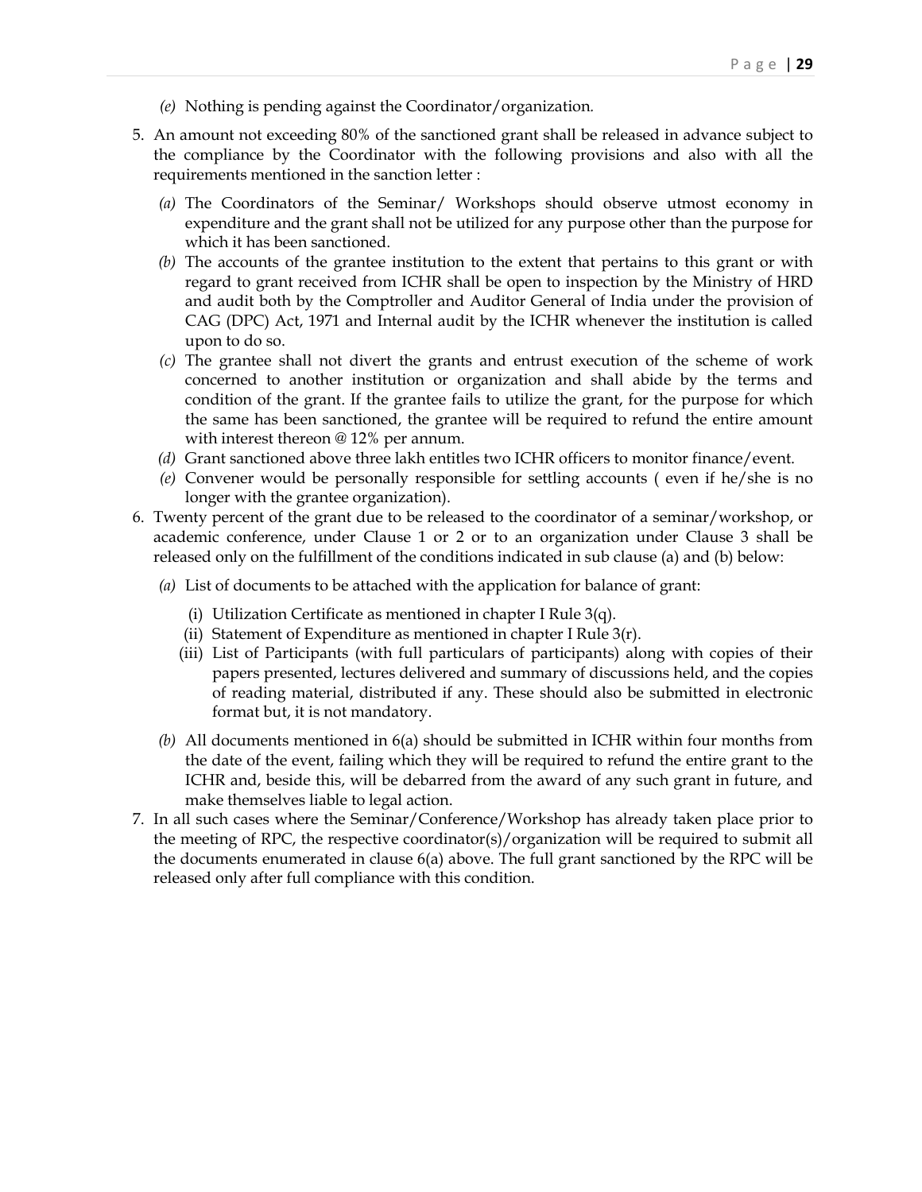*(e)* Nothing is pending against the Coordinator/organization.

5. An amount not exceeding 80% of the sanctioned grant shall be released in advance subject to the compliance by the Coordinator with the following provisions and also with all the requirements mentioned in the sanction letter :

   *(a)* The Coordinators of the Seminar/ Workshops should observe utmost economy in expenditure and the grant shall not be utilized for any purpose other than the purpose for which it has been sanctioned.

   *(b)* The accounts of the grantee institution to the extent that pertains to this grant or with regard to grant received from ICHR shall be open to inspection by the Ministry of HRD and audit both by the Comptroller and Auditor General of India under the provision of CAG (DPC) Act, 1971 and Internal audit by the ICHR whenever the institution is called upon to do so.

   *(c)* The grantee shall not divert the grants and entrust execution of the scheme of work concerned to another institution or organization and shall abide by the terms and condition of the grant. If the grantee fails to utilize the grant, for the purpose for which the same has been sanctioned, the grantee will be required to refund the entire amount with interest thereon @ 12% per annum.

   *(d)* Grant sanctioned above three lakh entitles two ICHR officers to monitor finance/event.

   *(e)* Convener would be personally responsible for settling accounts ( even if he/she is no longer with the grantee organization).

6. Twenty percent of the grant due to be released to the coordinator of a seminar/workshop, or academic conference, under Clause 1 or 2 or to an organization under Clause 3 shall be released only on the fulfillment of the conditions indicated in sub clause (a) and (b) below:

   *(a)* List of documents to be attached with the application for balance of grant:

      (i) Utilization Certificate as mentioned in chapter I Rule 3(q).

      (ii) Statement of Expenditure as mentioned in chapter I Rule 3(r).

      (iii) List of Participants (with full particulars of participants) along with copies of their papers presented, lectures delivered and summary of discussions held, and the copies of reading material, distributed if any. These should also be submitted in electronic format but, it is not mandatory.

   *(b)* All documents mentioned in 6(a) should be submitted in ICHR within four months from the date of the event, failing which they will be required to refund the entire grant to the ICHR and, beside this, will be debarred from the award of any such grant in future, and make themselves liable to legal action.

7. In all such cases where the Seminar/Conference/Workshop has already taken place prior to the meeting of RPC, the respective coordinator(s)/organization will be required to submit all the documents enumerated in clause 6(a) above. The full grant sanctioned by the RPC will be released only after full compliance with this condition.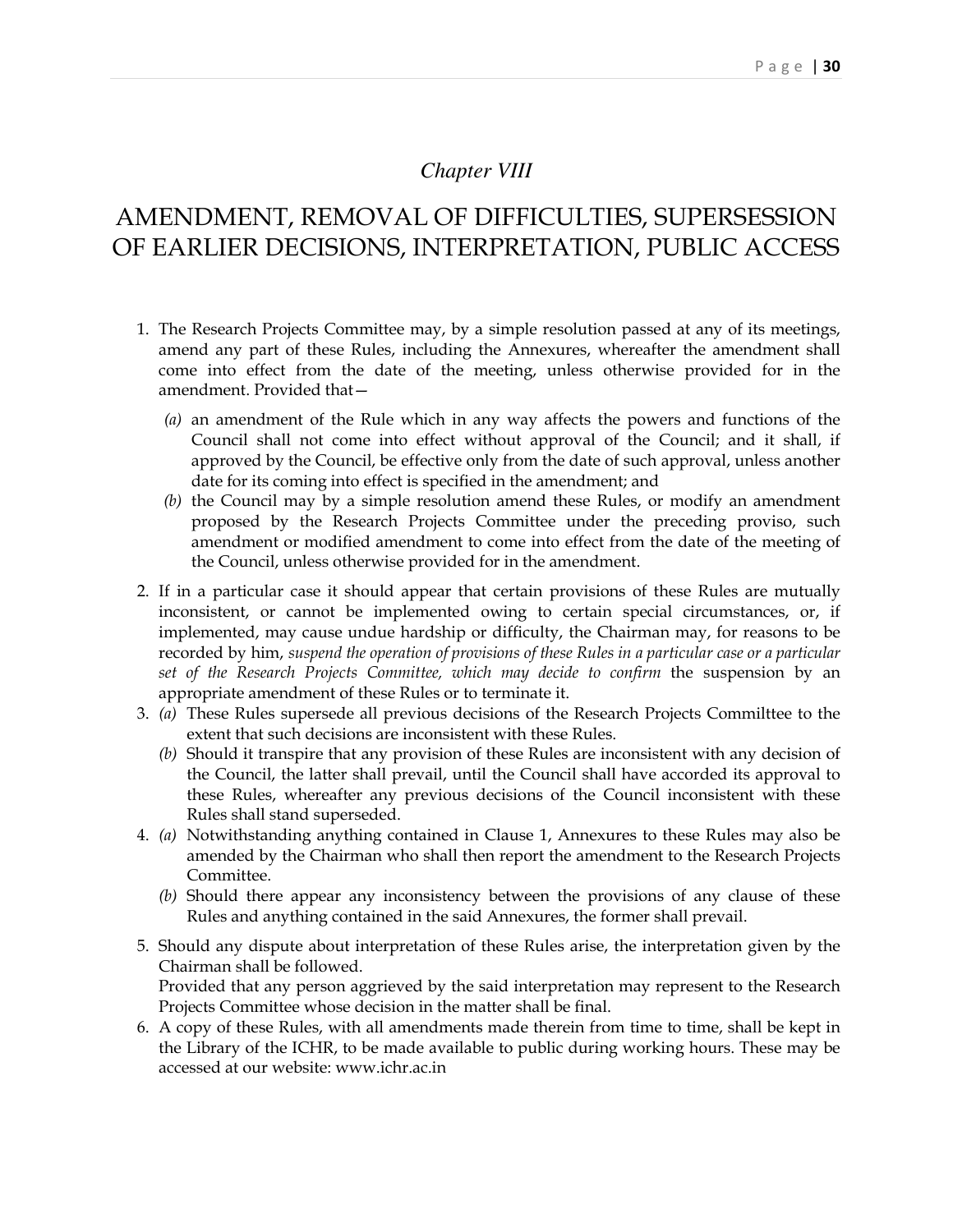*Chapter VIII*

# AMENDMENT, REMOVAL OF DIFFICULTIES, SUPERSESSION OF EARLIER DECISIONS, INTERPRETATION, PUBLIC ACCESS

1. The Research Projects Committee may, by a simple resolution passed at any of its meetings, amend any part of these Rules, including the Annexures, whereafter the amendment shall come into effect from the date of the meeting, unless otherwise provided for in the amendment. Provided that—
   - *(a)* an amendment of the Rule which in any way affects the powers and functions of the Council shall not come into effect without approval of the Council; and it shall, if approved by the Council, be effective only from the date of such approval, unless another date for its coming into effect is specified in the amendment; and
   - *(b)* the Council may by a simple resolution amend these Rules, or modify an amendment proposed by the Research Projects Committee under the preceding proviso, such amendment or modified amendment to come into effect from the date of the meeting of the Council, unless otherwise provided for in the amendment.
2. If in a particular case it should appear that certain provisions of these Rules are mutually inconsistent, or cannot be implemented owing to certain special circumstances, or, if implemented, may cause undue hardship or difficulty, the Chairman may, for reasons to be recorded by him, *suspend the operation of provisions of these Rules in a particular case or a particular set of the Research Projects Committee, which may decide to confirm* the suspension by an appropriate amendment of these Rules or to terminate it.
3. *(a)* These Rules supersede all previous decisions of the Research Projects Commilttee to the extent that such decisions are inconsistent with these Rules.
   *(b)* Should it transpire that any provision of these Rules are inconsistent with any decision of the Council, the latter shall prevail, until the Council shall have accorded its approval to these Rules, whereafter any previous decisions of the Council inconsistent with these Rules shall stand superseded.
4. *(a)* Notwithstanding anything contained in Clause 1, Annexures to these Rules may also be amended by the Chairman who shall then report the amendment to the Research Projects Committee.
   *(b)* Should there appear any inconsistency between the provisions of any clause of these Rules and anything contained in the said Annexures, the former shall prevail.
5. Should any dispute about interpretation of these Rules arise, the interpretation given by the Chairman shall be followed.
   Provided that any person aggrieved by the said interpretation may represent to the Research Projects Committee whose decision in the matter shall be final.
6. A copy of these Rules, with all amendments made therein from time to time, shall be kept in the Library of the ICHR, to be made available to public during working hours. These may be accessed at our website: www.ichr.ac.in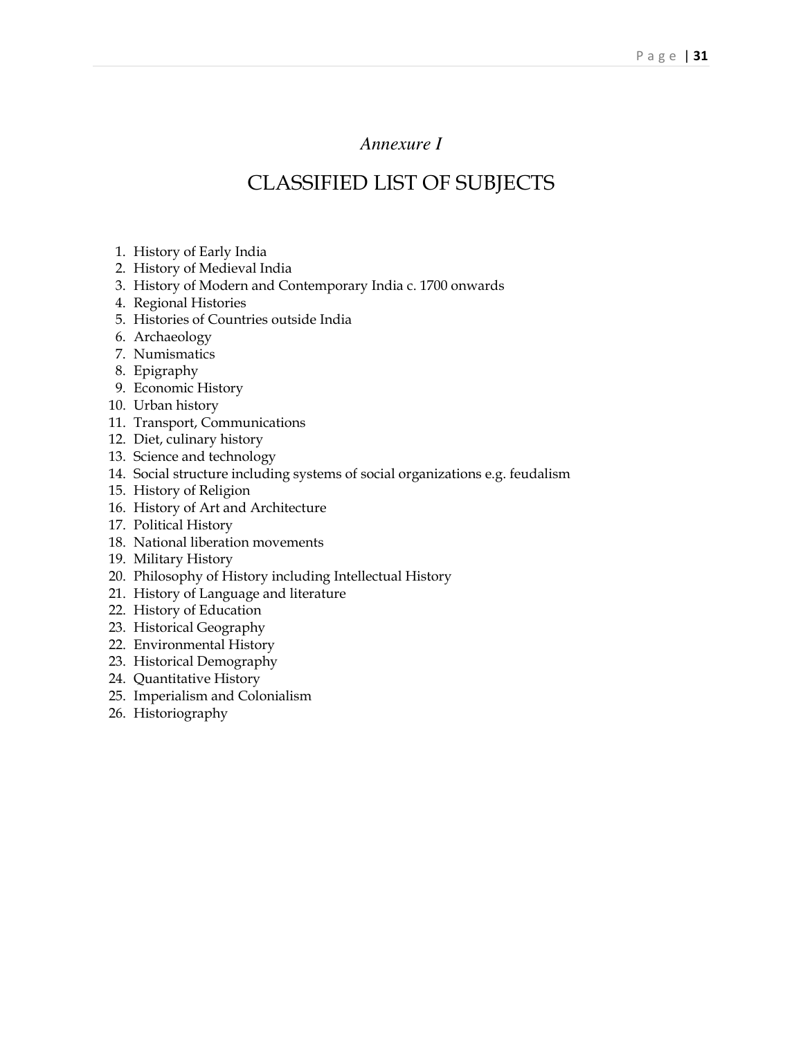*Annexure I*

# CLASSIFIED LIST OF SUBJECTS

1. History of Early India
2. History of Medieval India
3. History of Modern and Contemporary India c. 1700 onwards
4. Regional Histories
5. Histories of Countries outside India
6. Archaeology
7. Numismatics
8. Epigraphy
9. Economic History
10. Urban history
11. Transport, Communications
12. Diet, culinary history
13. Science and technology
14. Social structure including systems of social organizations e.g. feudalism
15. History of Religion
16. History of Art and Architecture
17. Political History
18. National liberation movements
19. Military History
20. Philosophy of History including Intellectual History
21. History of Language and literature
22. History of Education
23. Historical Geography
22. Environmental History
23. Historical Demography
24. Quantitative History
25. Imperialism and Colonialism
26. Historiography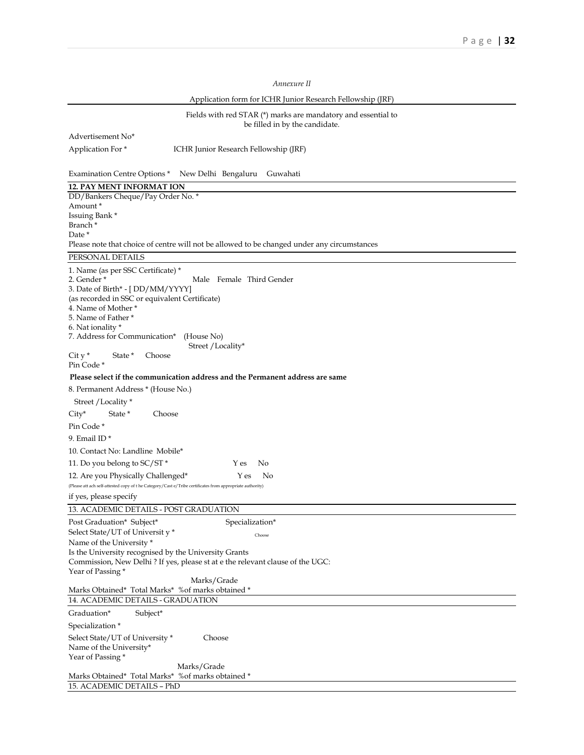*Annexure II*

Application form for ICHR Junior Research Fellowship (JRF)

Fields with red STAR (*) marks are mandatory and essential to be filled in by the candidate.

Advertisement No*

Application For * ICHR Junior Research Fellowship (JRF)

Examination Centre Options * New Delhi Bengaluru Guwahati

**12. PAY MENT INFORMAT ION**

DD/Bankers Cheque/Pay Order No. *
Amount *
Issuing Bank *
Branch *
Date *
Please note that choice of centre will not be allowed to be changed under any circumstances

PERSONAL DETAILS

1. Name (as per SSC Certificate) *
2. Gender * Male Female Third Gender
3. Date of Birth* - [ DD/MM/YYYY]
(as recorded in SSC or equivalent Certificate)
4. Name of Mother *
5. Name of Father *
6. Nat ionality *
7. Address for Communication* (House No)
Street /Locality*
Cit y * State * Choose
Pin Code *

**Please select if the communication address and the Permanent address are same**

8. Permanent Address * (House No.)
Street /Locality *
City* State * Choose
Pin Code *
9. Email ID *
10. Contact No: Landline Mobile*
11. Do you belong to SC/ST * Y es No
12. Are you Physically Challenged* Y es No

(Please att ach self-attested copy of t he Category/Cast e/Tribe certificates from appropriate authority)

if yes, please specify

13. ACADEMIC DETAILS - POST GRADUATION

Post Graduation* Subject* Specialization*
Select State/UT of Universit y * Choose
Name of the University *
Is the University recognised by the University Grants Commission, New Delhi ? If yes, please st at e the relevant clause of the UGC:
Year of Passing *
Marks/Grade
Marks Obtained* Total Marks* %of marks obtained *

14. ACADEMIC DETAILS - GRADUATION

Graduation* Subject*
Specialization *
Select State/UT of University * Choose
Name of the University*
Year of Passing *
Marks/Grade
Marks Obtained* Total Marks* %of marks obtained *

15. ACADEMIC DETAILS – PhD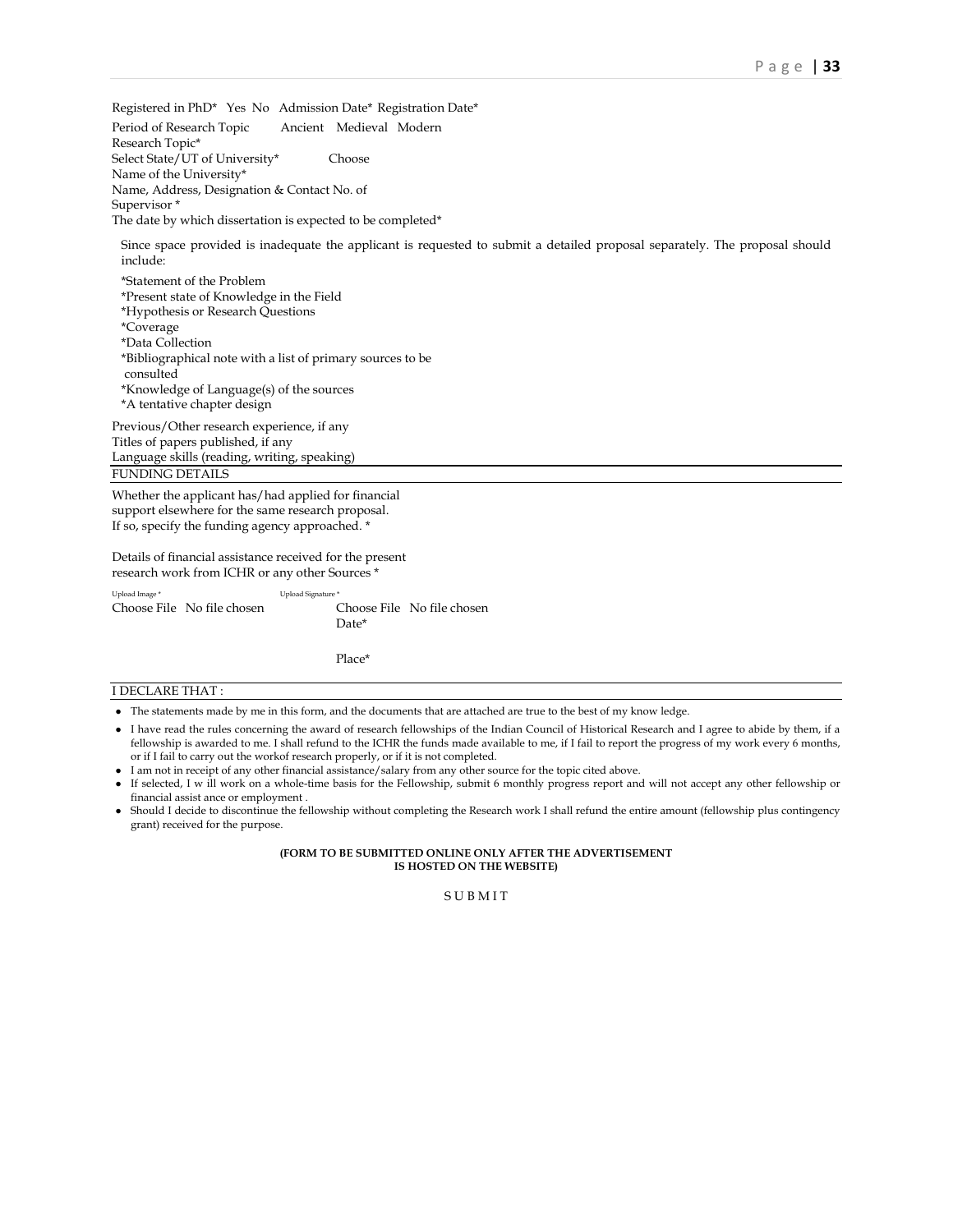Registered in PhD* Yes No Admission Date* Registration Date*

Period of Research Topic Ancient Medieval Modern

Research Topic*

Select State/UT of University* Choose

Name of the University*

Name, Address, Designation & Contact No. of Supervisor *

The date by which dissertation is expected to be completed*

Since space provided is inadequate the applicant is requested to submit a detailed proposal separately. The proposal should include:

*Statement of the Problem
*Present state of Knowledge in the Field
*Hypothesis or Research Questions
*Coverage
*Data Collection
*Bibliographical note with a list of primary sources to be consulted
*Knowledge of Language(s) of the sources
*A tentative chapter design

Previous/Other research experience, if any

Titles of papers published, if any

Language skills (reading, writing, speaking)

FUNDING DETAILS

Whether the applicant has/had applied for financial support elsewhere for the same research proposal. If so, specify the funding agency approached. *

Details of financial assistance received for the present research work from ICHR or any other Sources *

Upload Image *
Choose File No file chosen

Upload Signature *
Choose File No file chosen

Date*

Place*

I DECLARE THAT :

- The statements made by me in this form, and the documents that are attached are true to the best of my know ledge.
- I have read the rules concerning the award of research fellowships of the Indian Council of Historical Research and I agree to abide by them, if a fellowship is awarded to me. I shall refund to the ICHR the funds made available to me, if I fail to report the progress of my work every 6 months, or if I fail to carry out the workof research properly, or if it is not completed.
- I am not in receipt of any other financial assistance/salary from any other source for the topic cited above.
- If selected, I w ill work on a whole-time basis for the Fellowship, submit 6 monthly progress report and will not accept any other fellowship or financial assist ance or employment .
- Should I decide to discontinue the fellowship without completing the Research work I shall refund the entire amount (fellowship plus contingency grant) received for the purpose.

**(FORM TO BE SUBMITTED ONLINE ONLY AFTER THE ADVERTISEMENT IS HOSTED ON THE WEBSITE)**

SUBMIT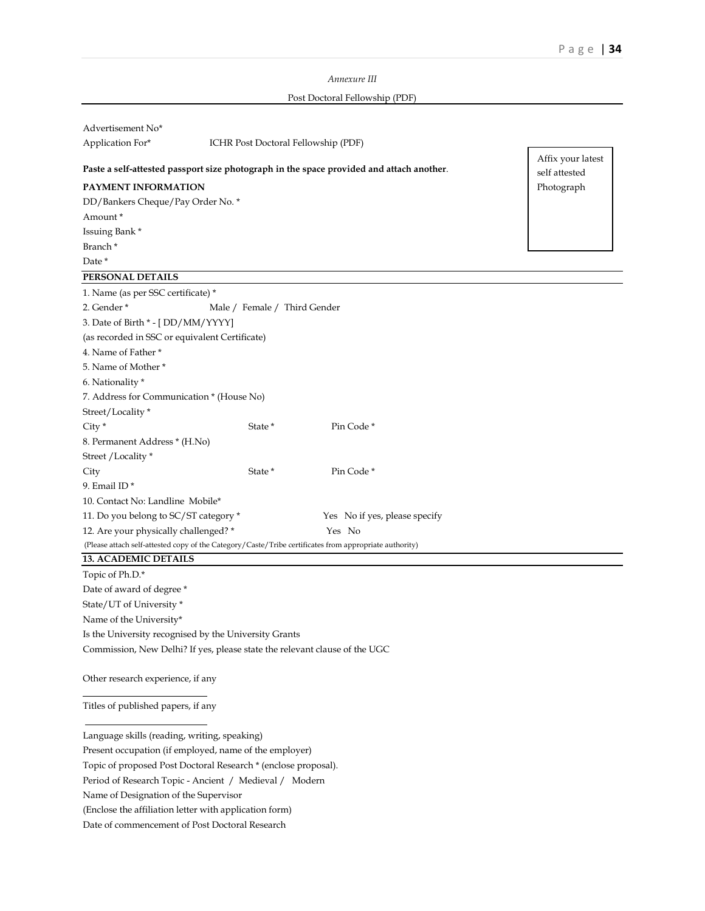*Annexure III*

Post Doctoral Fellowship (PDF)

Advertisement No*

Application For* ICHR Post Doctoral Fellowship (PDF)

**Paste a self-attested passport size photograph in the space provided and attach another**.

Affix your latest self attested Photograph

**PAYMENT INFORMATION**

DD/Bankers Cheque/Pay Order No. *

Amount *

Issuing Bank *

Branch *

Date *

**PERSONAL DETAILS**

1. Name (as per SSC certificate) *
2. Gender * Male / Female / Third Gender
3. Date of Birth * - [ DD/MM/YYYY]
(as recorded in SSC or equivalent Certificate)
4. Name of Father *
5. Name of Mother *
6. Nationality *
7. Address for Communication * (House No)
Street/Locality *
City * State * Pin Code *
8. Permanent Address * (H.No)
Street /Locality *
City State * Pin Code *
9. Email ID *
10. Contact No: Landline Mobile*
11. Do you belong to SC/ST category * Yes No if yes, please specify
12. Are your physically challenged? * Yes No

(Please attach self-attested copy of the Category/Caste/Tribe certificates from appropriate authority)

**13. ACADEMIC DETAILS**

Topic of Ph.D.*

Date of award of degree *

State/UT of University *

Name of the University*

Is the University recognised by the University Grants Commission, New Delhi? If yes, please state the relevant clause of the UGC

Other research experience, if any

\_\_\_\_\_\_\_\_\_\_\_\_\_\_\_\_\_\_\_\_\_\_\_\_\_\_

Titles of published papers, if any

\_\_\_\_\_\_\_\_\_\_\_\_\_\_\_\_\_\_\_\_\_\_\_\_\_\_

Language skills (reading, writing, speaking)

Present occupation (if employed, name of the employer)

Topic of proposed Post Doctoral Research * (enclose proposal).

Period of Research Topic - Ancient / Medieval / Modern

Name of Designation of the Supervisor

(Enclose the affiliation letter with application form)

Date of commencement of Post Doctoral Research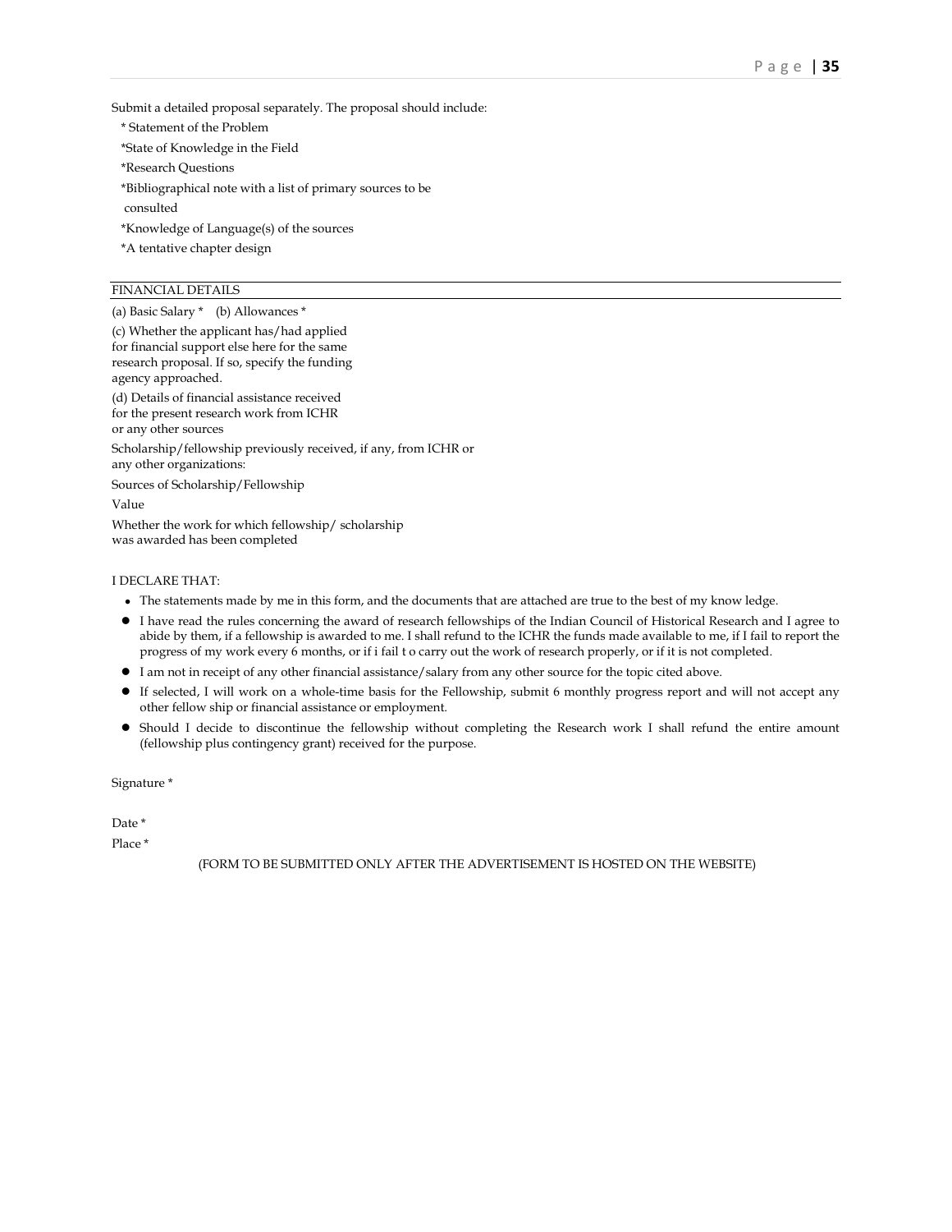Submit a detailed proposal separately. The proposal should include:

* Statement of the Problem
* State of Knowledge in the Field
* Research Questions
* Bibliographical note with a list of primary sources to be consulted
* Knowledge of Language(s) of the sources
* A tentative chapter design

FINANCIAL DETAILS

(a) Basic Salary * (b) Allowances *

(c) Whether the applicant has/had applied for financial support else here for the same research proposal. If so, specify the funding agency approached.

(d) Details of financial assistance received for the present research work from ICHR or any other sources

Scholarship/fellowship previously received, if any, from ICHR or any other organizations:

Sources of Scholarship/Fellowship

Value

Whether the work for which fellowship/ scholarship was awarded has been completed

I DECLARE THAT:

- The statements made by me in this form, and the documents that are attached are true to the best of my know ledge.
- I have read the rules concerning the award of research fellowships of the Indian Council of Historical Research and I agree to abide by them, if a fellowship is awarded to me. I shall refund to the ICHR the funds made available to me, if I fail to report the progress of my work every 6 months, or if i fail t o carry out the work of research properly, or if it is not completed.
- I am not in receipt of any other financial assistance/salary from any other source for the topic cited above.
- If selected, I will work on a whole-time basis for the Fellowship, submit 6 monthly progress report and will not accept any other fellow ship or financial assistance or employment.
- Should I decide to discontinue the fellowship without completing the Research work I shall refund the entire amount (fellowship plus contingency grant) received for the purpose.

Signature *

Date *

Place *

(FORM TO BE SUBMITTED ONLY AFTER THE ADVERTISEMENT IS HOSTED ON THE WEBSITE)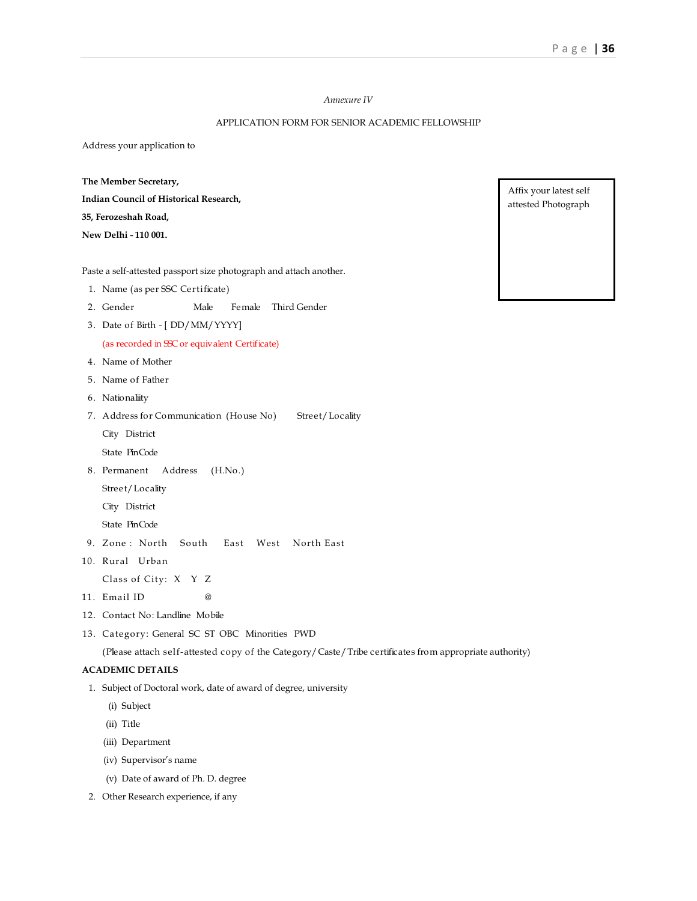*Annexure IV*

APPLICATION FORM FOR SENIOR ACADEMIC FELLOWSHIP

Address your application to

**The Member Secretary,**
**Indian Council of Historical Research,**
**35, Ferozeshah Road,**
**New Delhi - 110 001.**

Affix your latest self attested Photograph

Paste a self-attested passport size photograph and attach another.

1. Name (as per SSC Certificate)
2. Gender Male Female Third Gender
3. Date of Birth - [ DD/MM/YYYY]
   (as recorded in SSC or equivalent Certificate)
4. Name of Mother
5. Name of Father
6. Nationaliity
7. Address for Communication (House No) Street/Locality
   City District
   State PinCode
8. Permanent Address (H.No.)
   Street/Locality
   City District
   State PinCode
9. Zone : North South East West North East
10. Rural Urban
    Class of City: X Y Z
11. Email ID @
12. Contact No: Landline Mobile
13. Category: General SC ST OBC Minorities PWD
    (Please attach self-attested copy of the Category/Caste/Tribe certificates from appropriate authority)

**ACADEMIC DETAILS**

1. Subject of Doctoral work, date of award of degree, university
   (i) Subject
   (ii) Title
   (iii) Department
   (iv) Supervisor's name
   (v) Date of award of Ph. D. degree
2. Other Research experience, if any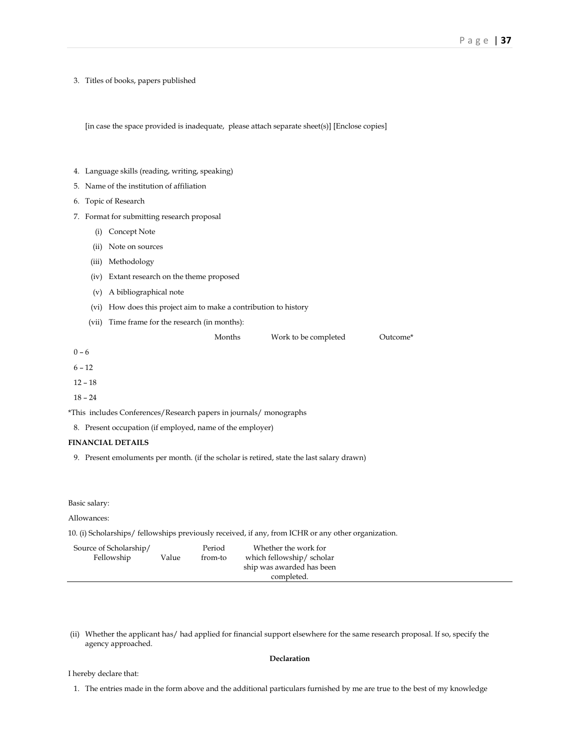3. Titles of books, papers published

   [in case the space provided is inadequate, please attach separate sheet(s)] [Enclose copies]

4. Language skills (reading, writing, speaking)
5. Name of the institution of affiliation
6. Topic of Research
7. Format for submitting research proposal
   - (i) Concept Note
   - (ii) Note on sources
   - (iii) Methodology
   - (iv) Extant research on the theme proposed
   - (v) A bibliographical note
   - (vi) How does this project aim to make a contribution to history
   - (vii) Time frame for the research (in months):

| Months | Work to be completed | Outcome* |
|---|---|---|
| 0 – 6 | | |
| 6 – 12 | | |
| 12 – 18 | | |
| 18 – 24 | | |

*This includes Conferences/Research papers in journals/ monographs

8. Present occupation (if employed, name of the employer)

**FINANCIAL DETAILS**

9. Present emoluments per month. (if the scholar is retired, state the last salary drawn)

Basic salary:

Allowances:

10. (i) Scholarships/ fellowships previously received, if any, from ICHR or any other organization.

| Source of Scholarship/ Fellowship | Value | Period from-to | Whether the work for which fellowship/ scholar ship was awarded has been completed. |
|---|---|---|---|
| | | | |

(ii) Whether the applicant has/ had applied for financial support elsewhere for the same research proposal. If so, specify the agency approached.

**Declaration**

I hereby declare that:

1. The entries made in the form above and the additional particulars furnished by me are true to the best of my knowledge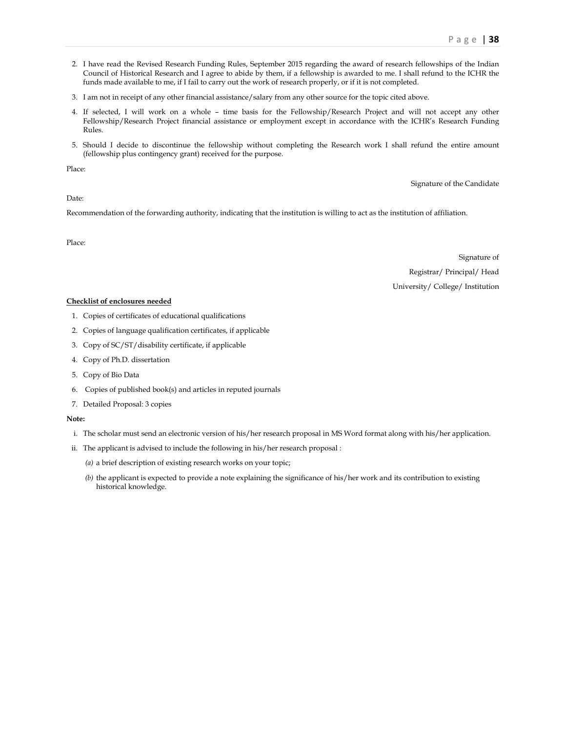2. I have read the Revised Research Funding Rules, September 2015 regarding the award of research fellowships of the Indian Council of Historical Research and I agree to abide by them, if a fellowship is awarded to me. I shall refund to the ICHR the funds made available to me, if I fail to carry out the work of research properly, or if it is not completed.
3. I am not in receipt of any other financial assistance/salary from any other source for the topic cited above.
4. If selected, I will work on a whole – time basis for the Fellowship/Research Project and will not accept any other Fellowship/Research Project financial assistance or employment except in accordance with the ICHR's Research Funding Rules.
5. Should I decide to discontinue the fellowship without completing the Research work I shall refund the entire amount (fellowship plus contingency grant) received for the purpose.

Place:

Signature of the Candidate

Date:

Recommendation of the forwarding authority, indicating that the institution is willing to act as the institution of affiliation.

Place:

Signature of

Registrar/ Principal/ Head

University/ College/ Institution

**Checklist of enclosures needed**

1. Copies of certificates of educational qualifications
2. Copies of language qualification certificates, if applicable
3. Copy of SC/ST/disability certificate, if applicable
4. Copy of Ph.D. dissertation
5. Copy of Bio Data
6. Copies of published book(s) and articles in reputed journals
7. Detailed Proposal: 3 copies

**Note:**

i. The scholar must send an electronic version of his/her research proposal in MS Word format along with his/her application.
ii. The applicant is advised to include the following in his/her research proposal :
   *(a)* a brief description of existing research works on your topic;
   *(b)* the applicant is expected to provide a note explaining the significance of his/her work and its contribution to existing historical knowledge.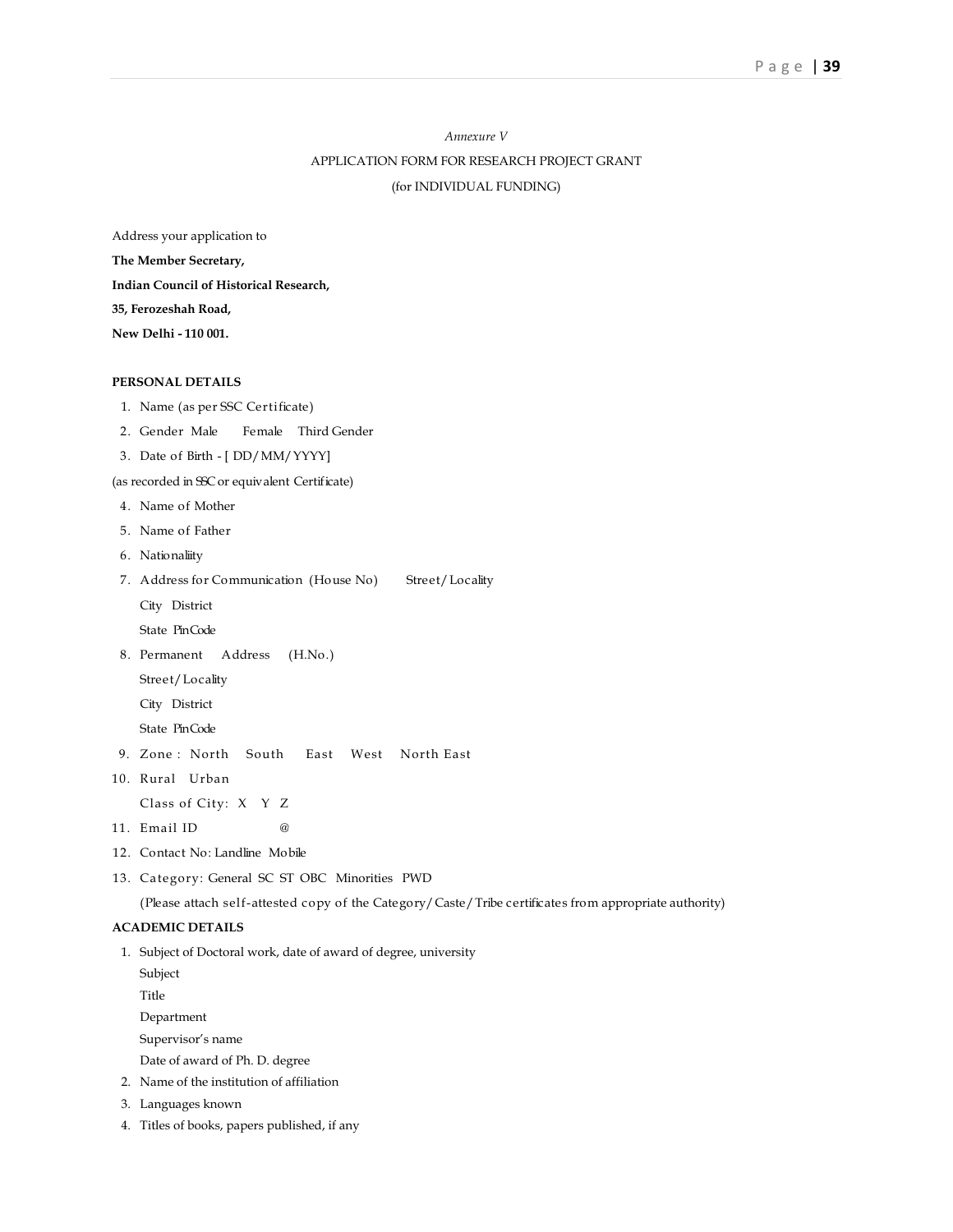*Annexure V*

APPLICATION FORM FOR RESEARCH PROJECT GRANT

(for INDIVIDUAL FUNDING)

Address your application to

**The Member Secretary,**

**Indian Council of Historical Research,**

**35, Ferozeshah Road,**

**New Delhi - 110 001.**

**PERSONAL DETAILS**

1. Name (as per SSC Certificate)
2. Gender Male Female Third Gender
3. Date of Birth - [ DD/MM/YYYY]

(as recorded in SSC or equivalent Certificate)

4. Name of Mother
5. Name of Father
6. Nationaliity
7. Address for Communication (House No) Street/Locality
   City District
   State PinCode
8. Permanent Address (H.No.)
   Street/Locality
   City District
   State PinCode
9. Zone : North South East West North East
10. Rural Urban
    Class of City: X Y Z
11. Email ID @
12. Contact No: Landline Mobile
13. Category: General SC ST OBC Minorities PWD
    (Please attach self-attested copy of the Category/Caste/Tribe certificates from appropriate authority)

**ACADEMIC DETAILS**

1. Subject of Doctoral work, date of award of degree, university
   Subject
   Title
   Department
   Supervisor's name
   Date of award of Ph. D. degree
2. Name of the institution of affiliation
3. Languages known
4. Titles of books, papers published, if any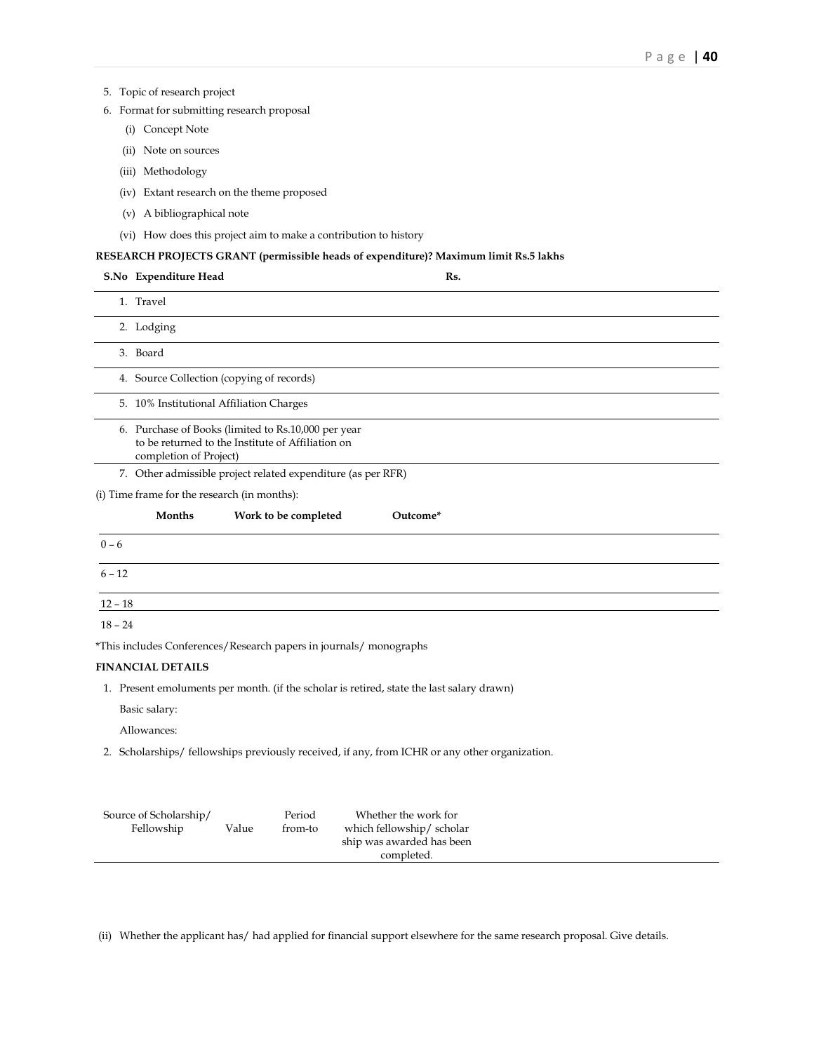5. Topic of research project
6. Format for submitting research proposal
   (i) Concept Note
   (ii) Note on sources
   (iii) Methodology
   (iv) Extant research on the theme proposed
   (v) A bibliographical note
   (vi) How does this project aim to make a contribution to history

**RESEARCH PROJECTS GRANT (permissible heads of expenditure)? Maximum limit Rs.5 lakhs**

| S.No | Expenditure Head | Rs. |
|---|---|---|
| 1. | Travel | |
| 2. | Lodging | |
| 3. | Board | |
| 4. | Source Collection (copying of records) | |
| 5. | 10% Institutional Affiliation Charges | |
| 6. | Purchase of Books (limited to Rs.10,000 per year to be returned to the Institute of Affiliation on completion of Project) | |
| 7. | Other admissible project related expenditure (as per RFR) | |

(i) Time frame for the research (in months):

| Months | Work to be completed | Outcome* |
|---|---|---|
| 0 – 6 | | |
| 6 – 12 | | |
| 12 – 18 | | |
| 18 – 24 | | |

*This includes Conferences/Research papers in journals/ monographs

**FINANCIAL DETAILS**

1. Present emoluments per month. (if the scholar is retired, state the last salary drawn)

   Basic salary:

   Allowances:

2. Scholarships/ fellowships previously received, if any, from ICHR or any other organization.

| Source of Scholarship/ Fellowship | Value | Period from-to | Whether the work for which fellowship/ scholar ship was awarded has been completed. |
|---|---|---|---|
| | | | |

(ii) Whether the applicant has/ had applied for financial support elsewhere for the same research proposal. Give details.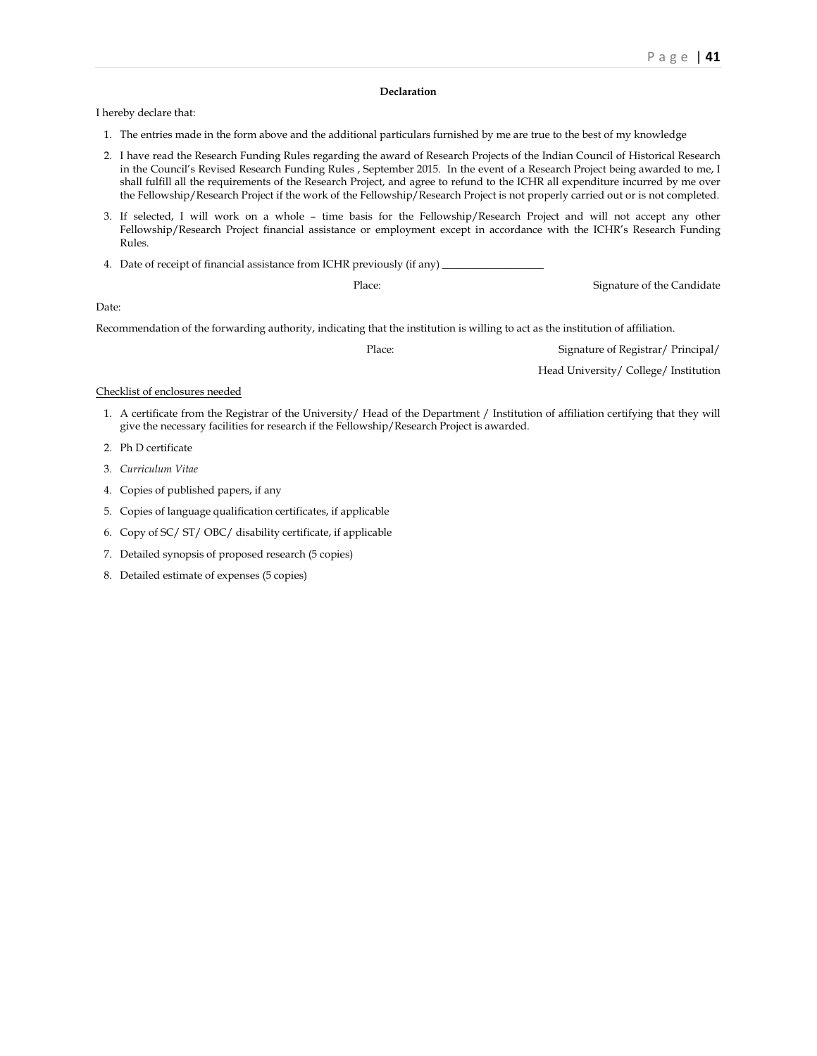**Declaration**

I hereby declare that:

1. The entries made in the form above and the additional particulars furnished by me are true to the best of my knowledge
2. I have read the Research Funding Rules regarding the award of Research Projects of the Indian Council of Historical Research in the Council's Revised Research Funding Rules , September 2015. In the event of a Research Project being awarded to me, I shall fulfill all the requirements of the Research Project, and agree to refund to the ICHR all expenditure incurred by me over the Fellowship/Research Project if the work of the Fellowship/Research Project is not properly carried out or is not completed.
3. If selected, I will work on a whole – time basis for the Fellowship/Research Project and will not accept any other Fellowship/Research Project financial assistance or employment except in accordance with the ICHR's Research Funding Rules.
4. Date of receipt of financial assistance from ICHR previously (if any) ___________________

Place: Signature of the Candidate

Date:

Recommendation of the forwarding authority, indicating that the institution is willing to act as the institution of affiliation.

Place: Signature of Registrar/ Principal/

Head University/ College/ Institution

Checklist of enclosures needed

1. A certificate from the Registrar of the University/ Head of the Department / Institution of affiliation certifying that they will give the necessary facilities for research if the Fellowship/Research Project is awarded.
2. Ph D certificate
3. *Curriculum Vitae*
4. Copies of published papers, if any
5. Copies of language qualification certificates, if applicable
6. Copy of SC/ ST/ OBC/ disability certificate, if applicable
7. Detailed synopsis of proposed research (5 copies)
8. Detailed estimate of expenses (5 copies)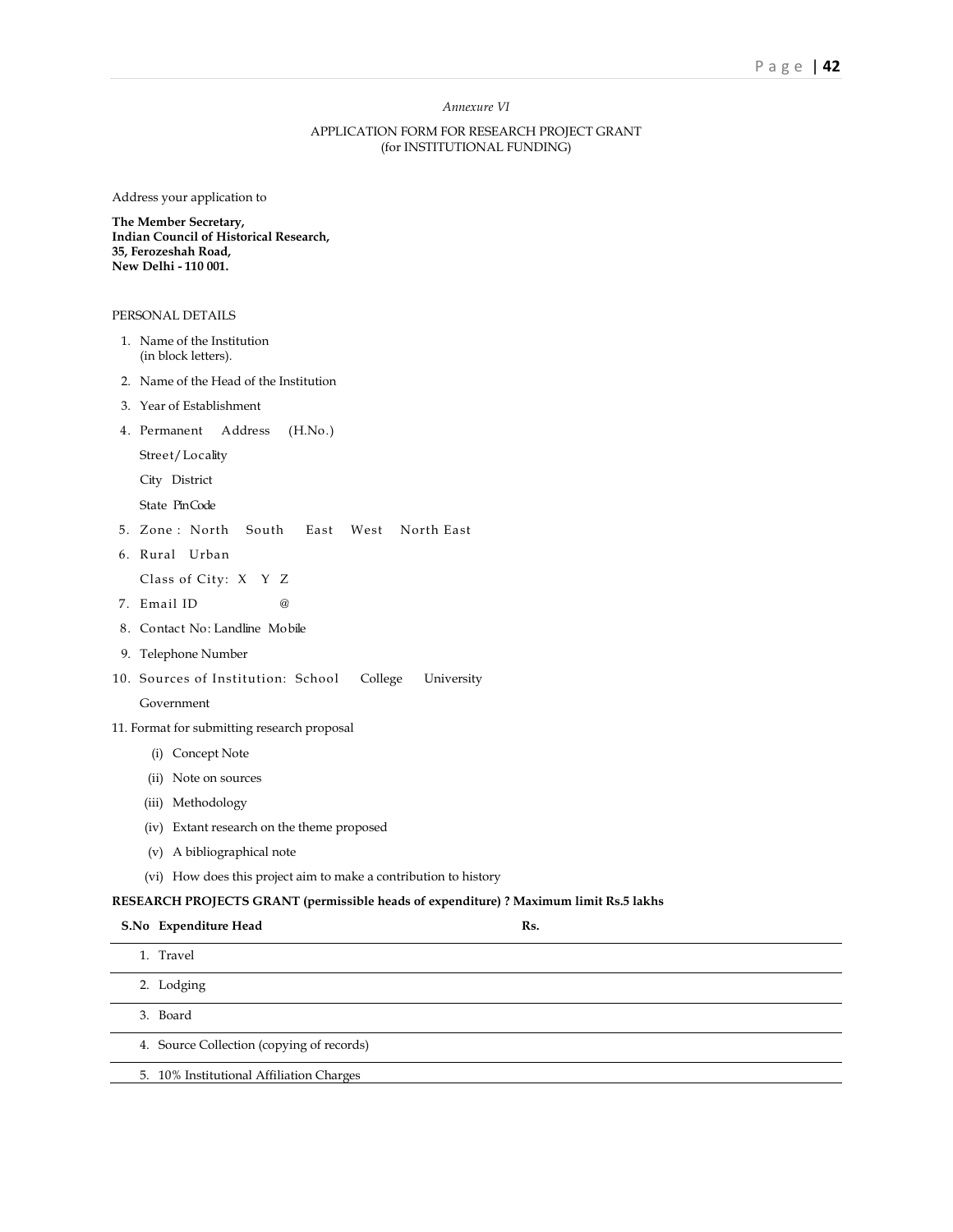*Annexure VI*

APPLICATION FORM FOR RESEARCH PROJECT GRANT
(for INSTITUTIONAL FUNDING)

Address your application to

**The Member Secretary,**
**Indian Council of Historical Research,**
**35, Ferozeshah Road,**
**New Delhi - 110 001.**

PERSONAL DETAILS

1. Name of the Institution
   (in block letters).
2. Name of the Head of the Institution
3. Year of Establishment
4. Permanent Address (H.No.)

   Street/Locality

   City District

   State PinCode
5. Zone : North South East West North East
6. Rural Urban

   Class of City: X Y Z
7. Email ID @
8. Contact No: Landline Mobile
9. Telephone Number
10. Sources of Institution: School College University

    Government

11. Format for submitting research proposal
    - (i) Concept Note
    - (ii) Note on sources
    - (iii) Methodology
    - (iv) Extant research on the theme proposed
    - (v) A bibliographical note
    - (vi) How does this project aim to make a contribution to history

**RESEARCH PROJECTS GRANT (permissible heads of expenditure) ? Maximum limit Rs.5 lakhs**

| S.No | Expenditure Head | Rs. |
|---|---|---|
| 1. | Travel | |
| 2. | Lodging | |
| 3. | Board | |
| 4. | Source Collection (copying of records) | |
| 5. | 10% Institutional Affiliation Charges | |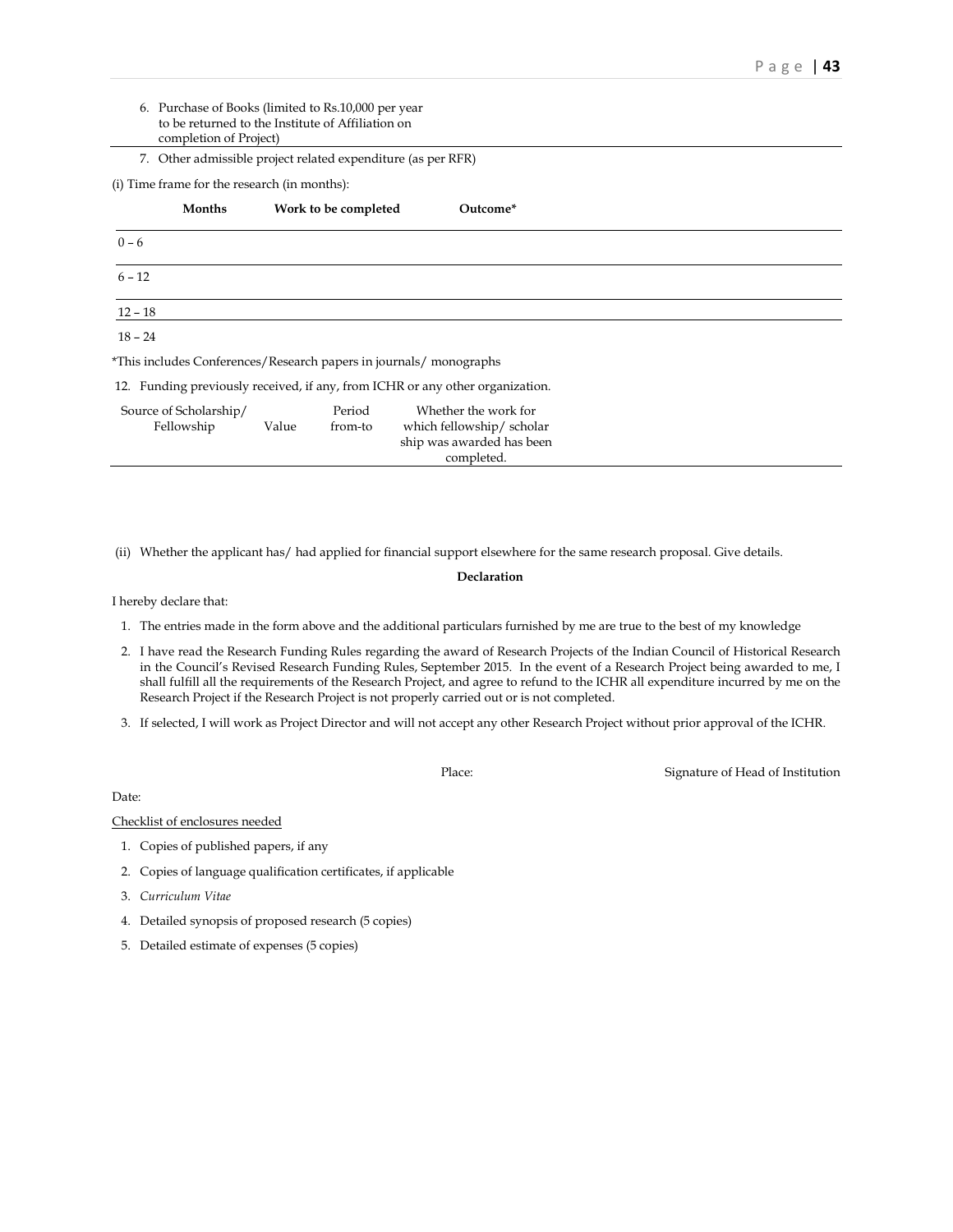6. Purchase of Books (limited to Rs.10,000 per year to be returned to the Institute of Affiliation on completion of Project)
7. Other admissible project related expenditure (as per RFR)

(i) Time frame for the research (in months):

| Months | Work to be completed | Outcome* |
|---|---|---|
| 0 – 6 | | |
| 6 – 12 | | |
| 12 – 18 | | |
| 18 – 24 | | |

*This includes Conferences/Research papers in journals/ monographs

12. Funding previously received, if any, from ICHR or any other organization.

| Source of Scholarship/ Fellowship | Value | Period from-to | Whether the work for which fellowship/ scholar ship was awarded has been completed. |
|---|---|---|---|

(ii) Whether the applicant has/ had applied for financial support elsewhere for the same research proposal. Give details.

**Declaration**

I hereby declare that:

1. The entries made in the form above and the additional particulars furnished by me are true to the best of my knowledge
2. I have read the Research Funding Rules regarding the award of Research Projects of the Indian Council of Historical Research in the Council's Revised Research Funding Rules, September 2015. In the event of a Research Project being awarded to me, I shall fulfill all the requirements of the Research Project, and agree to refund to the ICHR all expenditure incurred by me on the Research Project if the Research Project is not properly carried out or is not completed.
3. If selected, I will work as Project Director and will not accept any other Research Project without prior approval of the ICHR.

Place: Signature of Head of Institution

Date:

Checklist of enclosures needed

1. Copies of published papers, if any
2. Copies of language qualification certificates, if applicable
3. *Curriculum Vitae*
4. Detailed synopsis of proposed research (5 copies)
5. Detailed estimate of expenses (5 copies)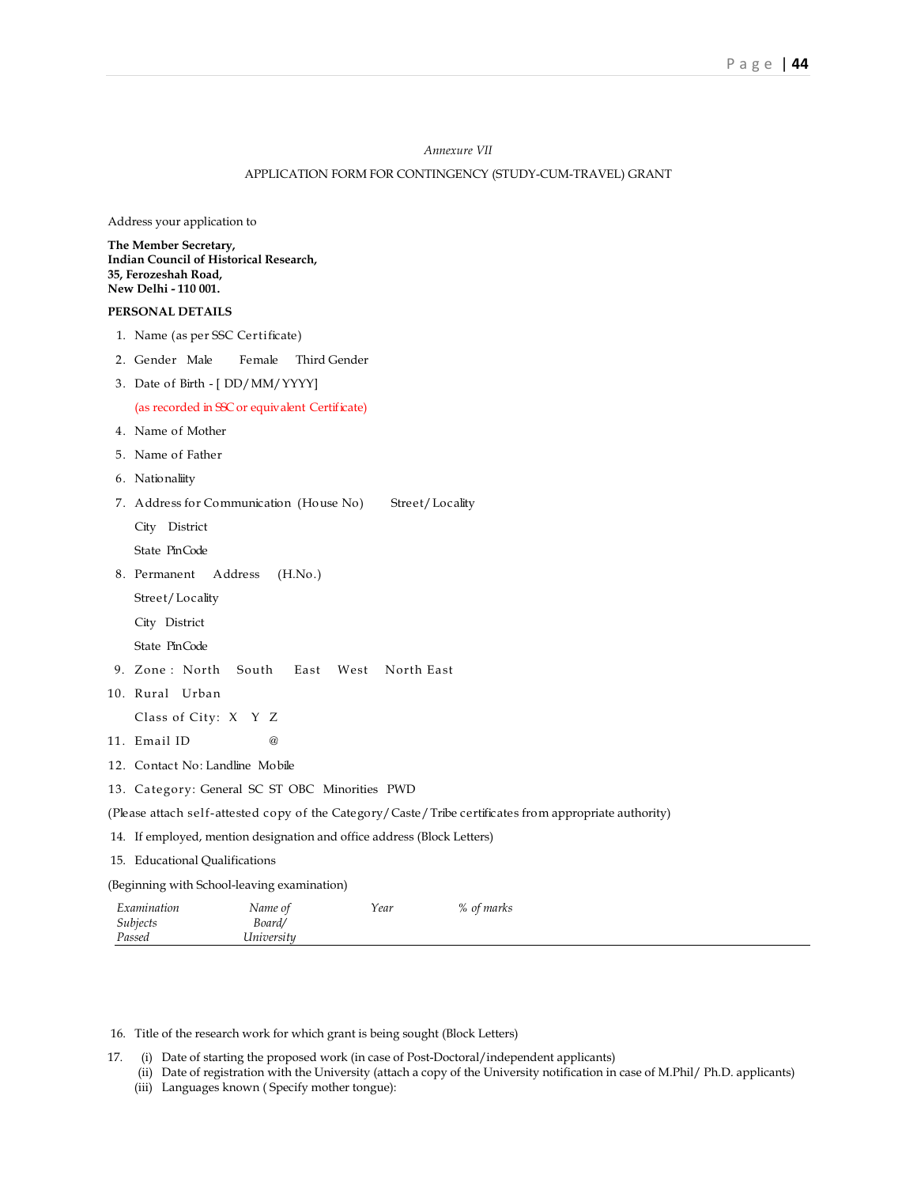*Annexure VII*

APPLICATION FORM FOR CONTINGENCY (STUDY-CUM-TRAVEL) GRANT

Address your application to

**The Member Secretary,**
**Indian Council of Historical Research,**
**35, Ferozeshah Road,**
**New Delhi - 110 001.**

**PERSONAL DETAILS**

1. Name (as per SSC Certificate)
2. Gender Male Female Third Gender
3. Date of Birth - [ DD/MM/YYYY]

   (as recorded in SSC or equivalent Certificate)
4. Name of Mother
5. Name of Father
6. Nationaliity
7. Address for Communication (House No) Street/Locality

   City District

   State PinCode
8. Permanent Address (H.No.)

   Street/Locality

   City District

   State PinCode
9. Zone : North South East West North East
10. Rural Urban

    Class of City: X Y Z
11. Email ID @
12. Contact No: Landline Mobile
13. Category: General SC ST OBC Minorities PWD

(Please attach self-attested copy of the Category/Caste/Tribe certificates from appropriate authority)

14. If employed, mention designation and office address (Block Letters)
15. Educational Qualifications

(Beginning with School-leaving examination)

| *Examination Subjects Passed* | *Name of Board/ University* | *Year* | *% of marks* |
|---|---|---|---|
| | | | |

16. Title of the research work for which grant is being sought (Block Letters)
17. (i) Date of starting the proposed work (in case of Post-Doctoral/independent applicants)
    (ii) Date of registration with the University (attach a copy of the University notification in case of M.Phil/ Ph.D. applicants)
    (iii) Languages known ( Specify mother tongue):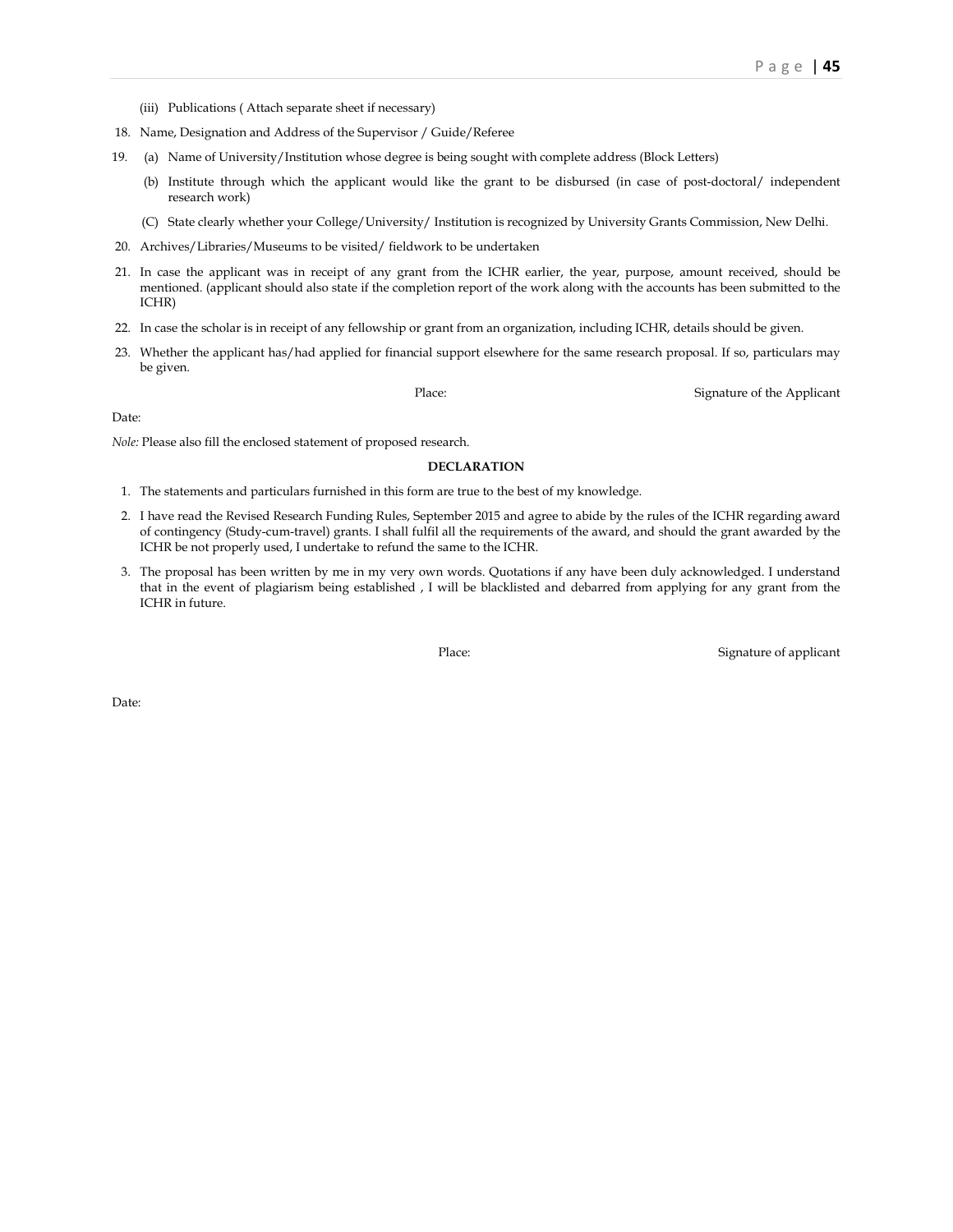(iii) Publications ( Attach separate sheet if necessary)

18. Name, Designation and Address of the Supervisor / Guide/Referee

19. (a) Name of University/Institution whose degree is being sought with complete address (Block Letters)

    (b) Institute through which the applicant would like the grant to be disbursed (in case of post-doctoral/ independent research work)

    (C) State clearly whether your College/University/ Institution is recognized by University Grants Commission, New Delhi.

20. Archives/Libraries/Museums to be visited/ fieldwork to be undertaken

21. In case the applicant was in receipt of any grant from the ICHR earlier, the year, purpose, amount received, should be mentioned. (applicant should also state if the completion report of the work along with the accounts has been submitted to the ICHR)

22. In case the scholar is in receipt of any fellowship or grant from an organization, including ICHR, details should be given.

23. Whether the applicant has/had applied for financial support elsewhere for the same research proposal. If so, particulars may be given.

Place: Signature of the Applicant

Date:

*Nole:* Please also fill the enclosed statement of proposed research.

**DECLARATION**

1. The statements and particulars furnished in this form are true to the best of my knowledge.
2. I have read the Revised Research Funding Rules, September 2015 and agree to abide by the rules of the ICHR regarding award of contingency (Study-cum-travel) grants. I shall fulfil all the requirements of the award, and should the grant awarded by the ICHR be not properly used, I undertake to refund the same to the ICHR.
3. The proposal has been written by me in my very own words. Quotations if any have been duly acknowledged. I understand that in the event of plagiarism being established , I will be blacklisted and debarred from applying for any grant from the ICHR in future.

Place: Signature of applicant

Date: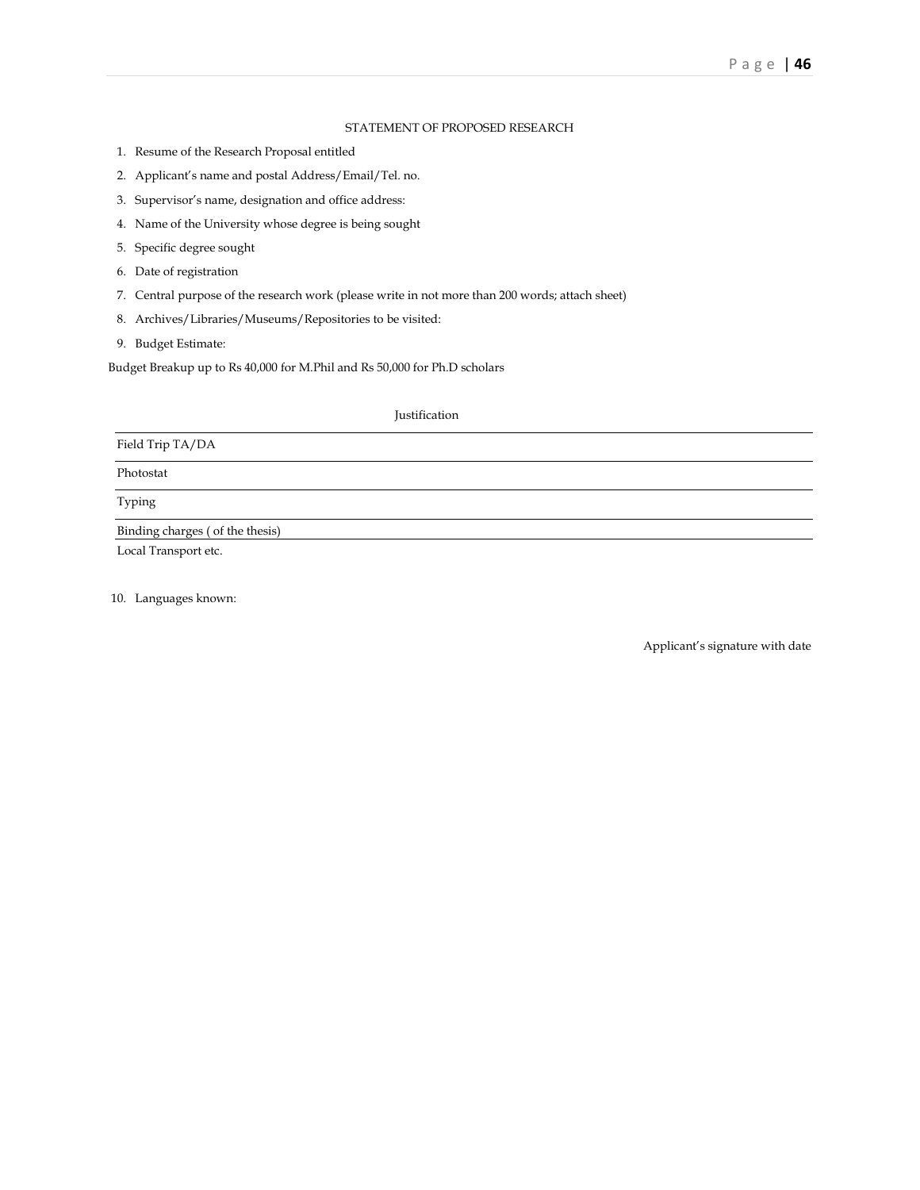## STATEMENT OF PROPOSED RESEARCH

1. Resume of the Research Proposal entitled
2. Applicant's name and postal Address/Email/Tel. no.
3. Supervisor's name, designation and office address:
4. Name of the University whose degree is being sought
5. Specific degree sought
6. Date of registration
7. Central purpose of the research work (please write in not more than 200 words; attach sheet)
8. Archives/Libraries/Museums/Repositories to be visited:
9. Budget Estimate:

Budget Breakup up to Rs 40,000 for M.Phil and Rs 50,000 for Ph.D scholars

| | Justification |
|---|---|
| Field Trip TA/DA | |
| Photostat | |
| Typing | |
| Binding charges ( of the thesis) | |
| Local Transport etc. | |

10. Languages known:

Applicant's signature with date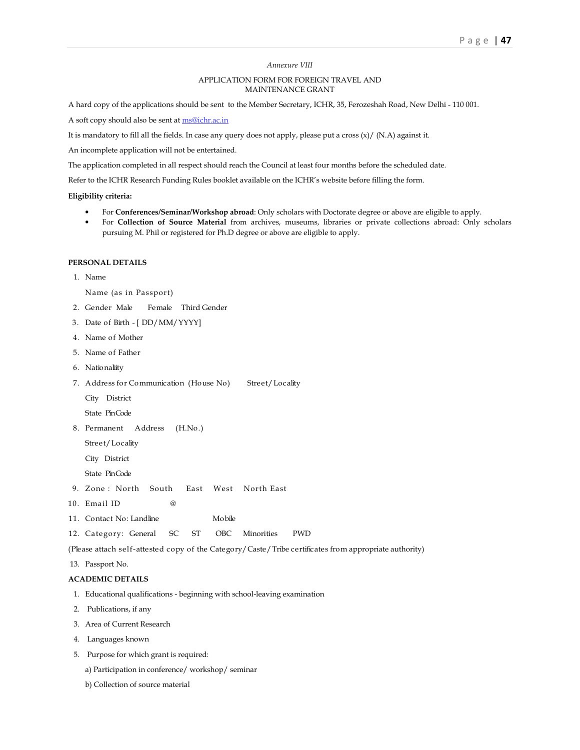*Annexure VIII*

APPLICATION FORM FOR FOREIGN TRAVEL AND MAINTENANCE GRANT

A hard copy of the applications should be sent to the Member Secretary, ICHR, 35, Ferozeshah Road, New Delhi - 110 001.

A soft copy should also be sent at ms@ichr.ac.in

It is mandatory to fill all the fields. In case any query does not apply, please put a cross (x)/ (N.A) against it.

An incomplete application will not be entertained.

The application completed in all respect should reach the Council at least four months before the scheduled date.

Refer to the ICHR Research Funding Rules booklet available on the ICHR's website before filling the form.

**Eligibility criteria:**

- For **Conferences/Seminar/Workshop abroad**: Only scholars with Doctorate degree or above are eligible to apply.
- For **Collection of Source Material** from archives, museums, libraries or private collections abroad: Only scholars pursuing M. Phil or registered for Ph.D degree or above are eligible to apply.

**PERSONAL DETAILS**

1. Name

   Name (as in Passport)
2. Gender Male Female Third Gender
3. Date of Birth - [ DD/MM/YYYY]
4. Name of Mother
5. Name of Father
6. Nationaliity
7. Address for Communication (House No) Street/Locality

   City District

   State PinCode
8. Permanent Address (H.No.)

   Street/Locality

   City District

   State PinCode
9. Zone : North South East West North East
10. Email ID @
11. Contact No: Landline Mobile
12. Category: General SC ST OBC Minorities PWD

(Please attach self-attested copy of the Category/Caste/Tribe certificates from appropriate authority)

13. Passport No.

**ACADEMIC DETAILS**

1. Educational qualifications - beginning with school-leaving examination
2. Publications, if any
3. Area of Current Research
4. Languages known
5. Purpose for which grant is required:

   a) Participation in conference/ workshop/ seminar

   b) Collection of source material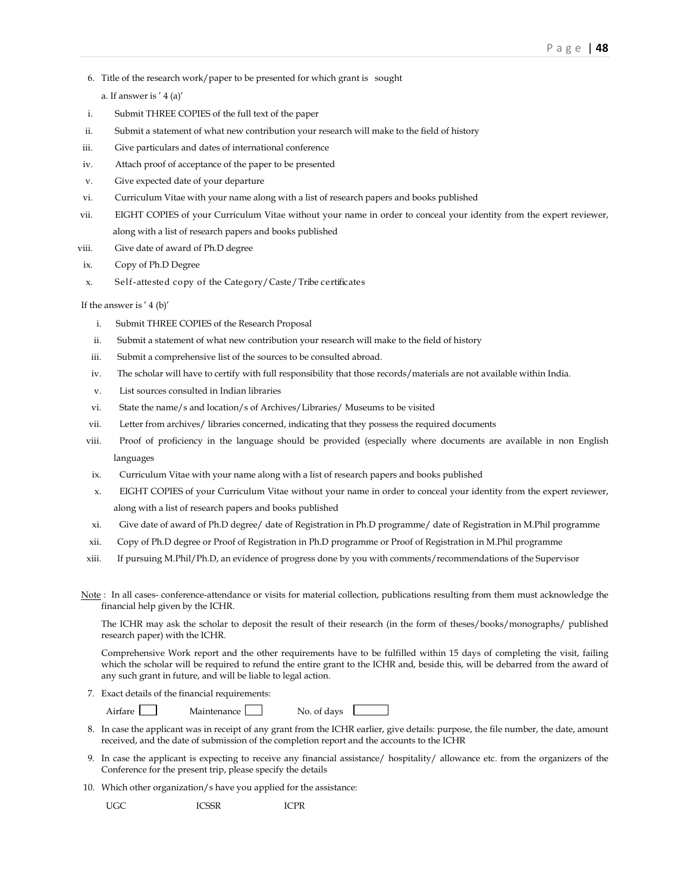6. Title of the research work/paper to be presented for which grant is sought

   a. If answer is ' 4 (a)'

   i. Submit THREE COPIES of the full text of the paper
   ii. Submit a statement of what new contribution your research will make to the field of history
   iii. Give particulars and dates of international conference
   iv. Attach proof of acceptance of the paper to be presented
   v. Give expected date of your departure
   vi. Curriculum Vitae with your name along with a list of research papers and books published
   vii. EIGHT COPIES of your Curriculum Vitae without your name in order to conceal your identity from the expert reviewer, along with a list of research papers and books published
   viii. Give date of award of Ph.D degree
   ix. Copy of Ph.D Degree
   x. Self-attested copy of the Category/Caste/Tribe certificates

If the answer is ' 4 (b)'

i. Submit THREE COPIES of the Research Proposal
ii. Submit a statement of what new contribution your research will make to the field of history
iii. Submit a comprehensive list of the sources to be consulted abroad.
iv. The scholar will have to certify with full responsibility that those records/materials are not available within India.
v. List sources consulted in Indian libraries
vi. State the name/s and location/s of Archives/Libraries/ Museums to be visited
vii. Letter from archives/ libraries concerned, indicating that they possess the required documents
viii. Proof of proficiency in the language should be provided (especially where documents are available in non English languages
ix. Curriculum Vitae with your name along with a list of research papers and books published
x. EIGHT COPIES of your Curriculum Vitae without your name in order to conceal your identity from the expert reviewer, along with a list of research papers and books published
xi. Give date of award of Ph.D degree/ date of Registration in Ph.D programme/ date of Registration in M.Phil programme
xii. Copy of Ph.D degree or Proof of Registration in Ph.D programme or Proof of Registration in M.Phil programme
xiii. If pursuing M.Phil/Ph.D, an evidence of progress done by you with comments/recommendations of the Supervisor

Note : In all cases- conference-attendance or visits for material collection, publications resulting from them must acknowledge the financial help given by the ICHR.

The ICHR may ask the scholar to deposit the result of their research (in the form of theses/books/monographs/ published research paper) with the ICHR.

Comprehensive Work report and the other requirements have to be fulfilled within 15 days of completing the visit, failing which the scholar will be required to refund the entire grant to the ICHR and, beside this, will be debarred from the award of any such grant in future, and will be liable to legal action.

7. Exact details of the financial requirements:

   Airfare ☐ Maintenance ☐ No. of days ☐

8. In case the applicant was in receipt of any grant from the ICHR earlier, give details: purpose, the file number, the date, amount received, and the date of submission of the completion report and the accounts to the ICHR

9. In case the applicant is expecting to receive any financial assistance/ hospitality/ allowance etc. from the organizers of the Conference for the present trip, please specify the details

10. Which other organization/s have you applied for the assistance:

    UGC ICSSR ICPR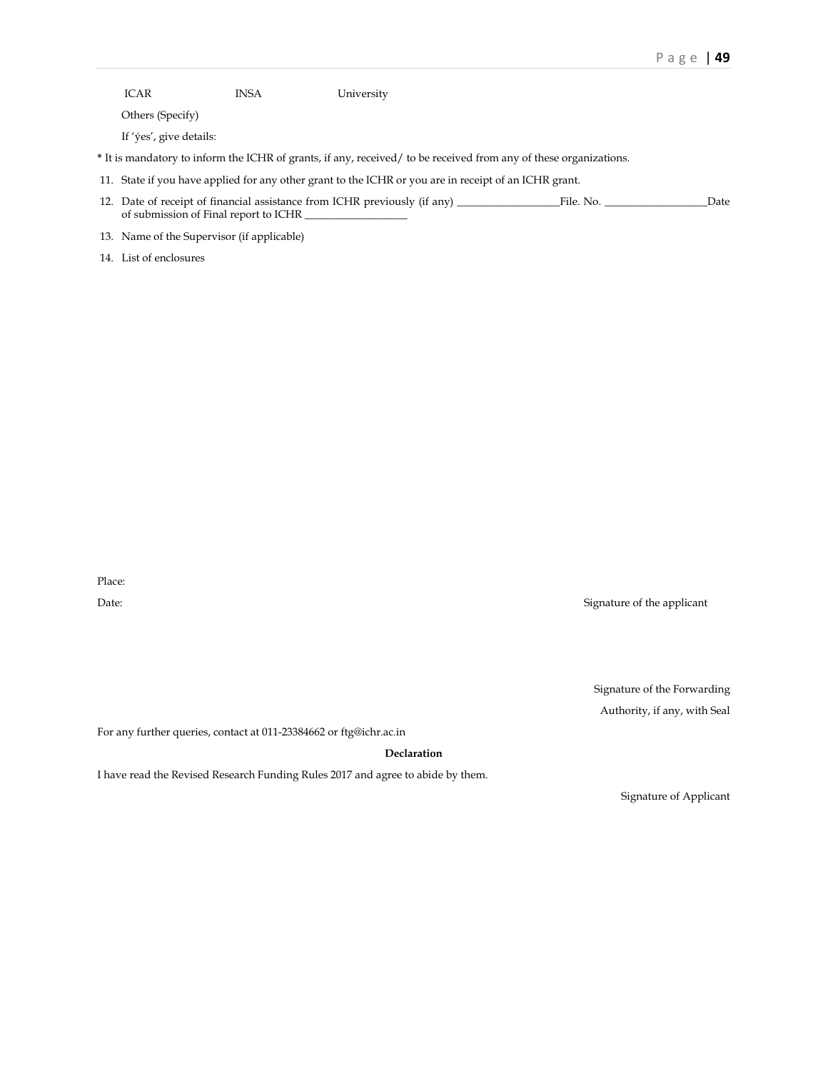ICAR INSA University

Others (Specify)

If 'ýes', give details:

* It is mandatory to inform the ICHR of grants, if any, received/ to be received from any of these organizations.

11. State if you have applied for any other grant to the ICHR or you are in receipt of an ICHR grant.
12. Date of receipt of financial assistance from ICHR previously (if any) ___________________File. No. ___________________Date of submission of Final report to ICHR ___________________
13. Name of the Supervisor (if applicable)
14. List of enclosures

Place:

Date: Signature of the applicant

Signature of the Forwarding Authority, if any, with Seal

For any further queries, contact at 011-23384662 or ftg@ichr.ac.in

**Declaration**

I have read the Revised Research Funding Rules 2017 and agree to abide by them.

Signature of Applicant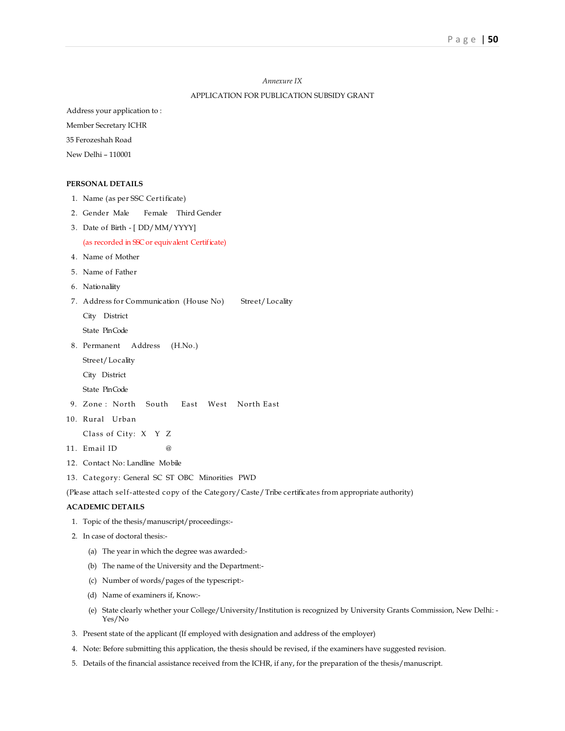*Annexure IX*

APPLICATION FOR PUBLICATION SUBSIDY GRANT

Address your application to :

Member Secretary ICHR

35 Ferozeshah Road

New Delhi – 110001

**PERSONAL DETAILS**

1. Name (as per SSC Certificate)
2. Gender Male Female Third Gender
3. Date of Birth - [ DD/MM/YYYY]

   (as recorded in SSC or equivalent Certificate)
4. Name of Mother
5. Name of Father
6. Nationaliity
7. Address for Communication (House No) Street/Locality

   City District

   State PinCode
8. Permanent Address (H.No.)

   Street/Locality

   City District

   State PinCode
9. Zone : North South East West North East
10. Rural Urban

    Class of City: X Y Z
11. Email ID @
12. Contact No: Landline Mobile
13. Category: General SC ST OBC Minorities PWD

(Please attach self-attested copy of the Category/Caste/Tribe certificates from appropriate authority)

**ACADEMIC DETAILS**

1. Topic of the thesis/manuscript/proceedings:-
2. In case of doctoral thesis:-
   (a) The year in which the degree was awarded:-
   (b) The name of the University and the Department:-
   (c) Number of words/pages of the typescript:-
   (d) Name of examiners if, Know:-
   (e) State clearly whether your College/University/Institution is recognized by University Grants Commission, New Delhi: -Yes/No
3. Present state of the applicant (If employed with designation and address of the employer)
4. Note: Before submitting this application, the thesis should be revised, if the examiners have suggested revision.
5. Details of the financial assistance received from the ICHR, if any, for the preparation of the thesis/manuscript.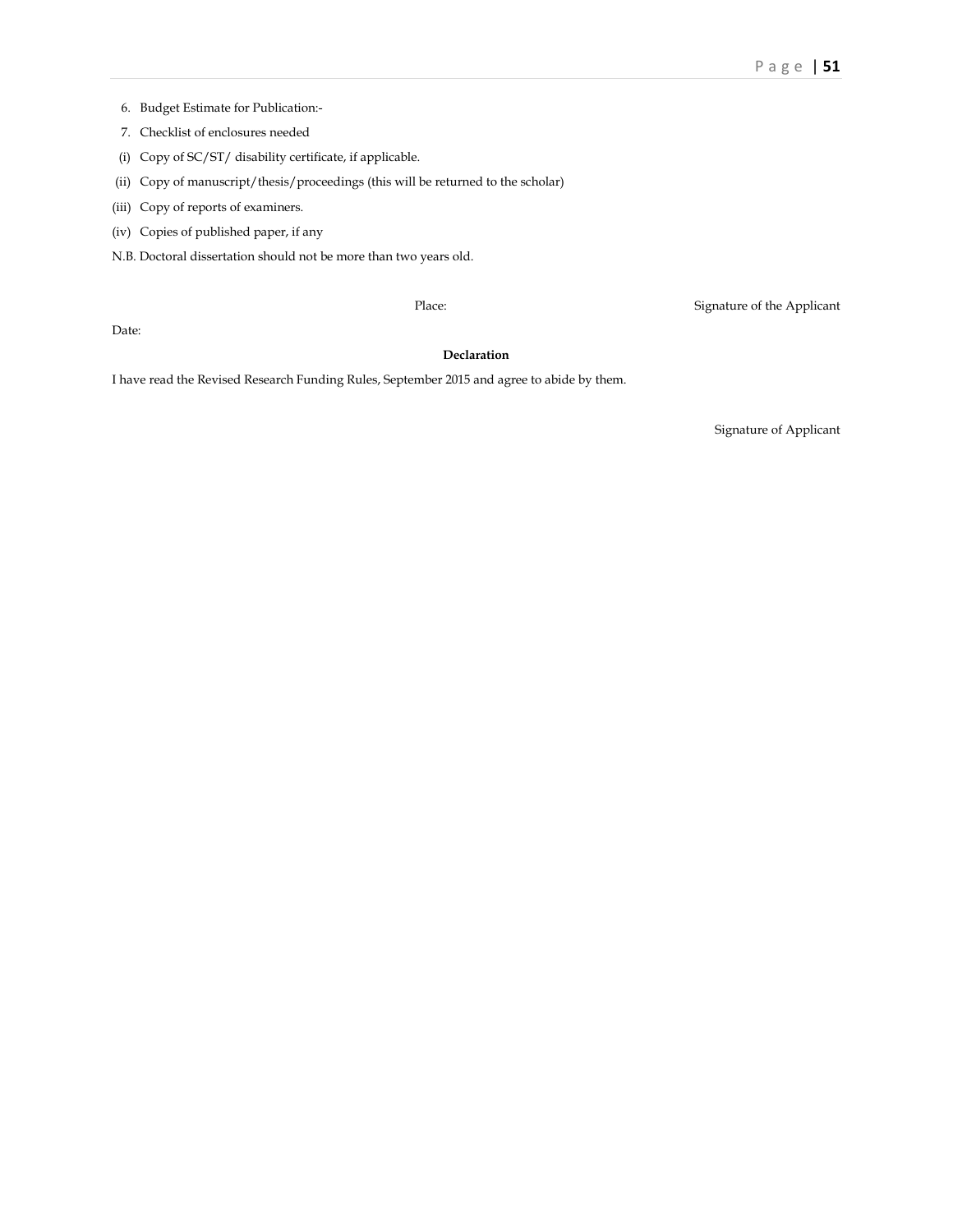6. Budget Estimate for Publication:-
7. Checklist of enclosures needed

(i) Copy of SC/ST/ disability certificate, if applicable.

(ii) Copy of manuscript/thesis/proceedings (this will be returned to the scholar)

(iii) Copy of reports of examiners.

(iv) Copies of published paper, if any

N.B. Doctoral dissertation should not be more than two years old.

Place: Signature of the Applicant

Date:

**Declaration**

I have read the Revised Research Funding Rules, September 2015 and agree to abide by them.

Signature of Applicant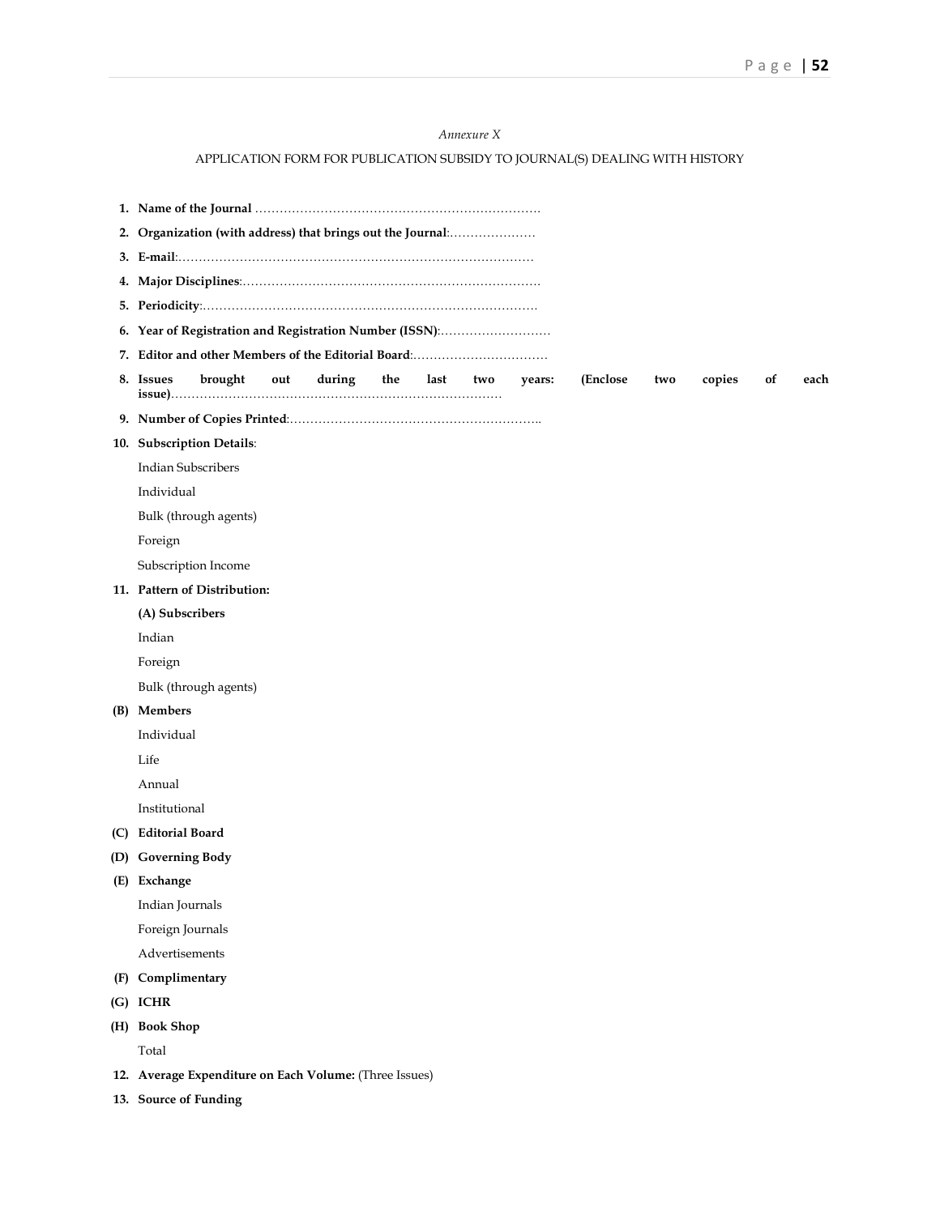*Annexure X*

APPLICATION FORM FOR PUBLICATION SUBSIDY TO JOURNAL(S) DEALING WITH HISTORY

1. **Name of the Journal** …………………………………………………………….
2. **Organization (with address) that brings out the Journal**:…………………
3. **E-mail**:…………………………………………………………………………
4. **Major Disciplines**:……………………………………………………………….
5. **Periodicity**:……………………………………………………………………….
6. **Year of Registration and Registration Number (ISSN)**:………………………
7. **Editor and other Members of the Editorial Board**:……………………………
8. **Issues brought out during the last two years: (Enclose two copies of each issue)**………………………………………………………………………
9. **Number of Copies Printed**:……………………………………………………..
10. **Subscription Details**:

    Indian Subscribers

    Individual

    Bulk (through agents)

    Foreign

    Subscription Income
11. **Pattern of Distribution:**

    **(A) Subscribers**

    Indian

    Foreign

    Bulk (through agents)

    **(B) Members**

    Individual

    Life

    Annual

    Institutional

    **(C) Editorial Board**

    **(D) Governing Body**

    **(E) Exchange**

    Indian Journals

    Foreign Journals

    Advertisements

    **(F) Complimentary**

    **(G) ICHR**

    **(H) Book Shop**

    Total
12. **Average Expenditure on Each Volume:** (Three Issues)
13. **Source of Funding**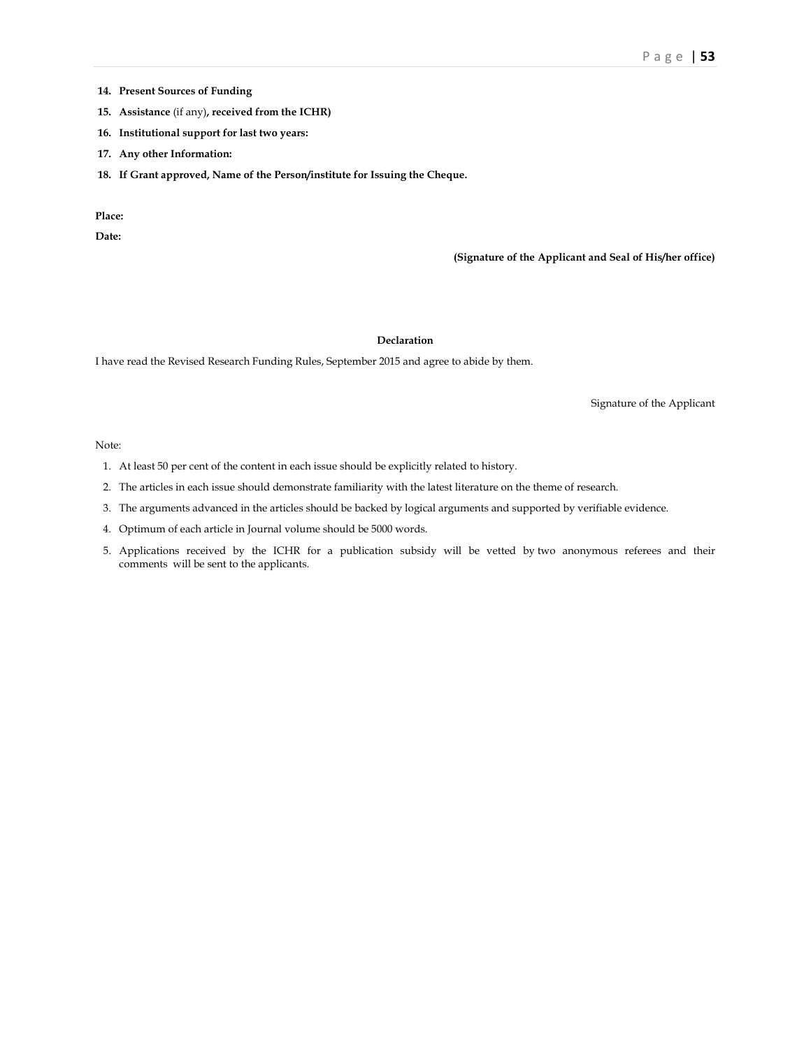14. **Present Sources of Funding**
15. **Assistance** (if any)**, received from the ICHR)**
16. **Institutional support for last two years:**
17. **Any other Information:**
18. **If Grant approved, Name of the Person/institute for Issuing the Cheque.**

**Place:**

**Date:**

**(Signature of the Applicant and Seal of His/her office)**

**Declaration**

I have read the Revised Research Funding Rules, September 2015 and agree to abide by them.

Signature of the Applicant

Note:

1. At least 50 per cent of the content in each issue should be explicitly related to history.
2. The articles in each issue should demonstrate familiarity with the latest literature on the theme of research.
3. The arguments advanced in the articles should be backed by logical arguments and supported by verifiable evidence.
4. Optimum of each article in Journal volume should be 5000 words.
5. Applications received by the ICHR for a publication subsidy will be vetted by two anonymous referees and their comments will be sent to the applicants.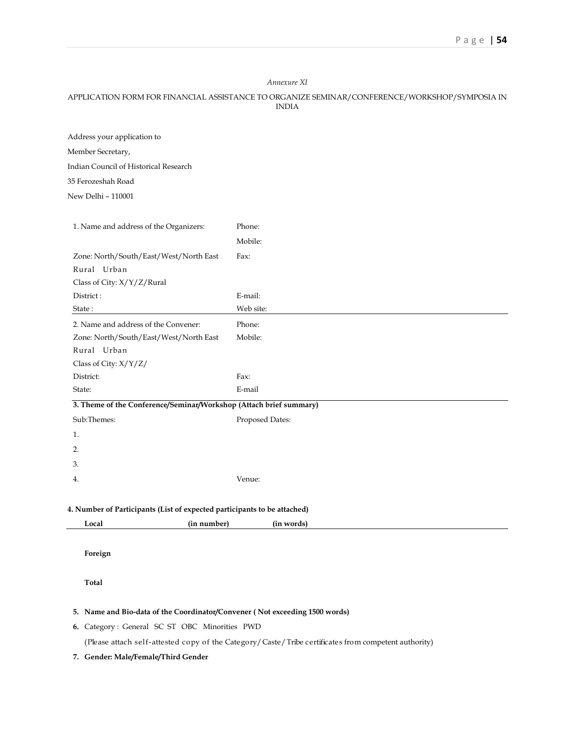*Annexure XI*

APPLICATION FORM FOR FINANCIAL ASSISTANCE TO ORGANIZE SEMINAR/CONFERENCE/WORKSHOP/SYMPOSIA IN INDIA

Address your application to

Member Secretary,

Indian Council of Historical Research

35 Ferozeshah Road

New Delhi – 110001

| | |
|---|---|
| 1. Name and address of the Organizers: | Phone: |
| | Mobile: |
| Zone: North/South/East/West/North East | Fax: |
| Rural Urban | |
| Class of City: X/Y/Z/Rural | |
| District : | E-mail: |
| State : | Web site: |

| | |
|---|---|
| 2. Name and address of the Convener: | Phone: |
| Zone: North/South/East/West/North East | Mobile: |
| Rural Urban | |
| Class of City: X/Y/Z/ | |
| District: | Fax: |
| State: | E-mail |

**3. Theme of the Conference/Seminar/Workshop (Attach brief summary)**

| | |
|---|---|
| Sub:Themes: | Proposed Dates: |
| 1. | |
| 2. | |
| 3. | |
| 4. | Venue: |

**4. Number of Participants (List of expected participants to be attached)**

| | (in number) | (in words) |
|---|---|---|
| **Local** | | |
| **Foreign** | | |
| **Total** | | |

5. **Name and Bio-data of the Coordinator/Convener ( Not exceeding 1500 words)**
6. Category : General SC ST OBC Minorities PWD

   (Please attach self-attested copy of the Category/ Caste/ Tribe certificates from competent authority)
7. **Gender: Male/Female/Third Gender**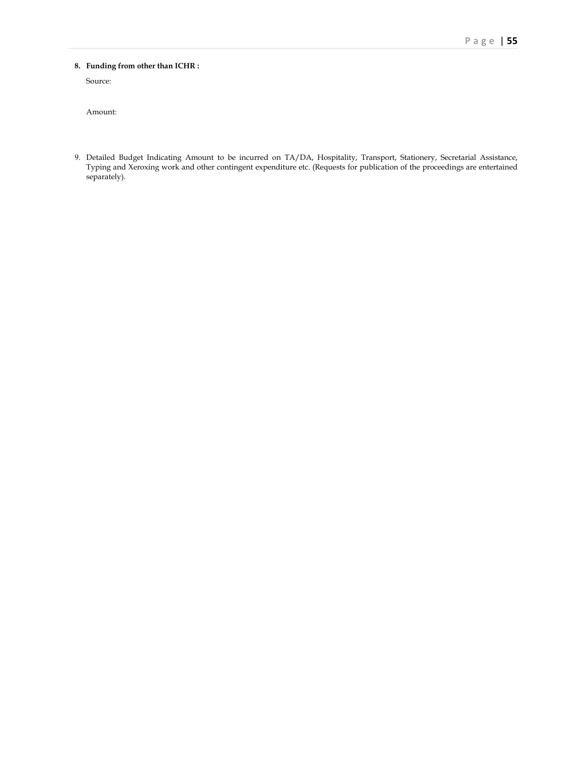8. **Funding from other than ICHR :**

   Source:

   Amount:

9. Detailed Budget Indicating Amount to be incurred on TA/DA, Hospitality, Transport, Stationery, Secretarial Assistance, Typing and Xeroxing work and other contingent expenditure etc. (Requests for publication of the proceedings are entertained separately).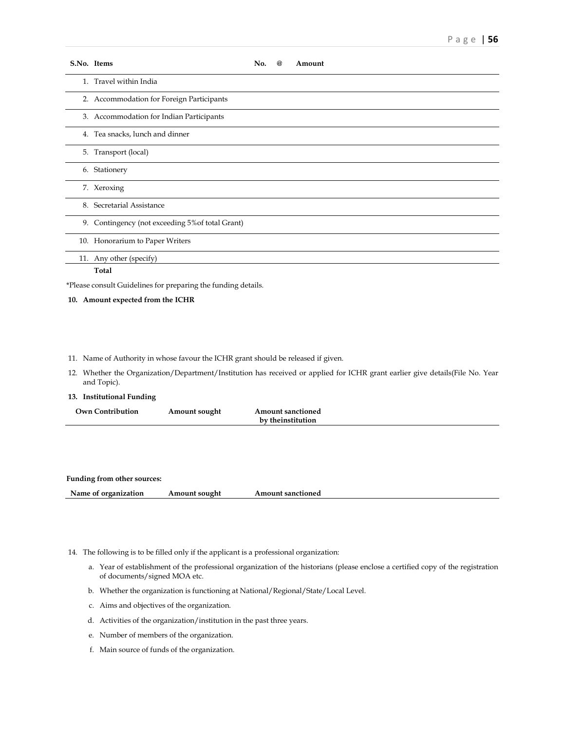| S.No. | Items | No. | @ | Amount |
|---|---|---|---|---|
| 1. | Travel within India | | | |
| 2. | Accommodation for Foreign Participants | | | |
| 3. | Accommodation for Indian Participants | | | |
| 4. | Tea snacks, lunch and dinner | | | |
| 5. | Transport (local) | | | |
| 6. | Stationery | | | |
| 7. | Xeroxing | | | |
| 8. | Secretarial Assistance | | | |
| 9. | Contingency (not exceeding 5%of total Grant) | | | |
| 10. | Honorarium to Paper Writers | | | |
| 11. | Any other (specify) | | | |
| | **Total** | | | |

*Please consult Guidelines for preparing the funding details.

**10. Amount expected from the ICHR**

11. Name of Authority in whose favour the ICHR grant should be released if given.

12. Whether the Organization/Department/Institution has received or applied for ICHR grant earlier give details(File No. Year and Topic).

**13. Institutional Funding**

| Own Contribution | Amount sought | Amount sanctioned by theinstitution |
|---|---|---|
| | | |

**Funding from other sources:**

| Name of organization | Amount sought | Amount sanctioned |
|---|---|---|
| | | |

14. The following is to be filled only if the applicant is a professional organization:

   a. Year of establishment of the professional organization of the historians (please enclose a certified copy of the registration of documents/signed MOA etc.

   b. Whether the organization is functioning at National/Regional/State/Local Level.

   c. Aims and objectives of the organization.

   d. Activities of the organization/institution in the past three years.

   e. Number of members of the organization.

   f. Main source of funds of the organization.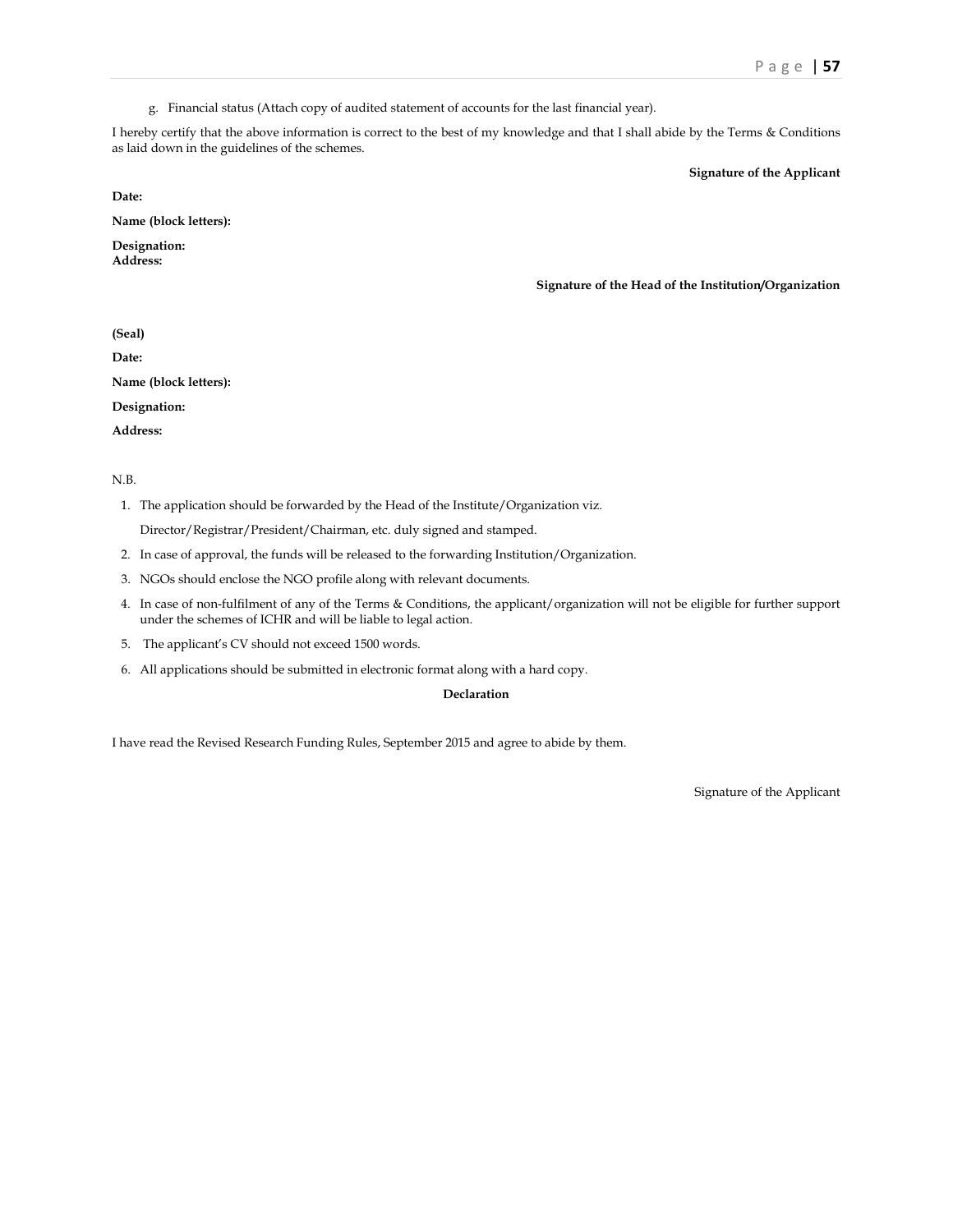g. Financial status (Attach copy of audited statement of accounts for the last financial year).

I hereby certify that the above information is correct to the best of my knowledge and that I shall abide by the Terms & Conditions as laid down in the guidelines of the schemes.

**Signature of the Applicant**

**Date:**

**Name (block letters):**

**Designation:**
**Address:**

**Signature of the Head of the Institution/Organization**

**(Seal)**

**Date:**

**Name (block letters):**

**Designation:**

**Address:**

N.B.

1. The application should be forwarded by the Head of the Institute/Organization viz.

   Director/Registrar/President/Chairman, etc. duly signed and stamped.

2. In case of approval, the funds will be released to the forwarding Institution/Organization.
3. NGOs should enclose the NGO profile along with relevant documents.
4. In case of non-fulfilment of any of the Terms & Conditions, the applicant/organization will not be eligible for further support under the schemes of ICHR and will be liable to legal action.
5. The applicant's CV should not exceed 1500 words.
6. All applications should be submitted in electronic format along with a hard copy.

**Declaration**

I have read the Revised Research Funding Rules, September 2015 and agree to abide by them.

Signature of the Applicant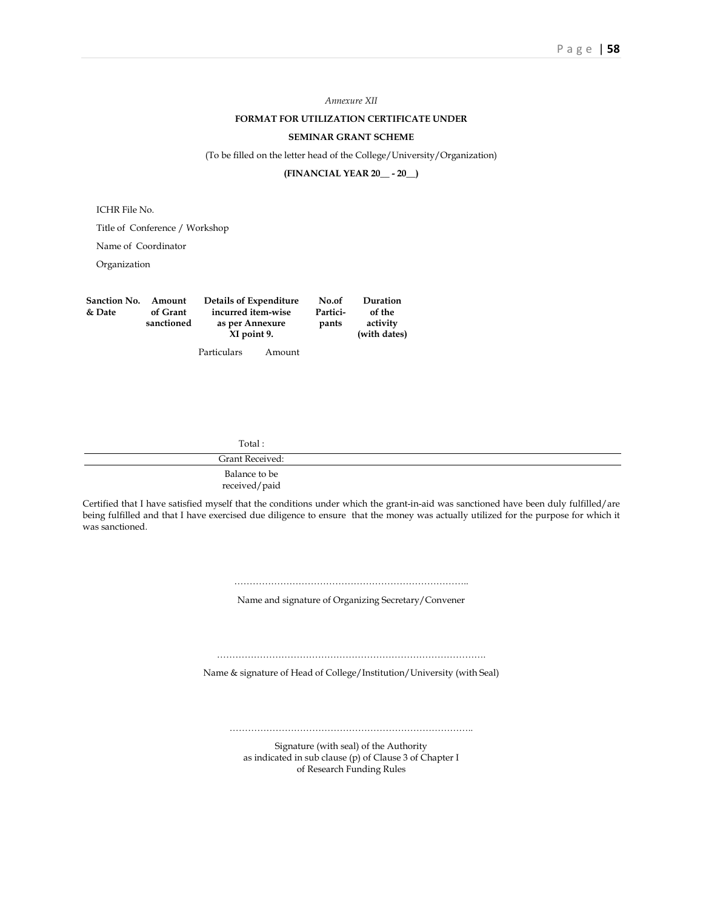*Annexure XII*

**FORMAT FOR UTILIZATION CERTIFICATE UNDER**

**SEMINAR GRANT SCHEME**

(To be filled on the letter head of the College/University/Organization)

**(FINANCIAL YEAR 20__ - 20__)**

ICHR File No.

Title of Conference / Workshop

Name of Coordinator

Organization

| Sanction No. & Date | Amount of Grant sanctioned | Details of Expenditure incurred item-wise as per Annexure XI point 9. | | No.of Partici-pants | Duration of the activity (with dates) |
|---|---|---|---|---|---|
| | | Particulars | Amount | | |
| | | | | | |
| | | Total : | | | |
| | | Grant Received: | | | |
| | | Balance to be received/paid | | | |

Certified that I have satisfied myself that the conditions under which the grant-in-aid was sanctioned have been duly fulfilled/are being fulfilled and that I have exercised due diligence to ensure that the money was actually utilized for the purpose for which it was sanctioned.

…………………………………………………………………..

Name and signature of Organizing Secretary/Convener

……………………………………………………………………………

Name & signature of Head of College/Institution/University (with Seal)

……………………………………………………………………..

Signature (with seal) of the Authority
as indicated in sub clause (p) of Clause 3 of Chapter I
of Research Funding Rules